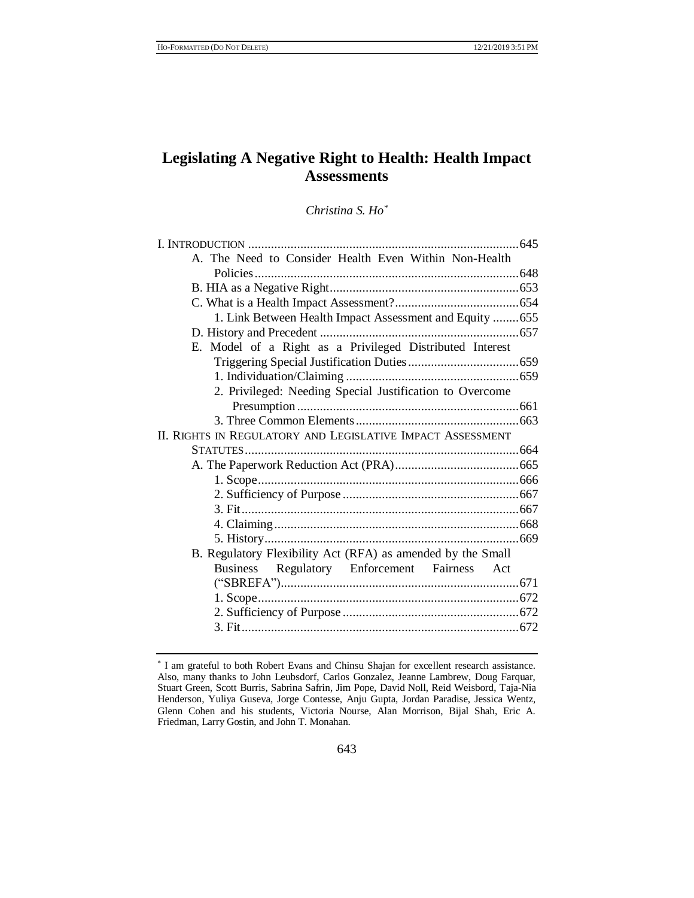# Legislating A Negative Right to Health: Health Impact Assessments

*Christina S. Ho*[*]

I. INTRODUCTION ........................................................................................645

A. The Need to Consider Health Even Within Non-Health Policies ........................................................................................648

B. HIA as a Negative Right ..............................................................653

C. What is a Health Impact Assessment? ........................................654

1. Link Between Health Impact Assessment and Equity ........655

D. History and Precedent ................................................................657

E. Model of a Right as a Privileged Distributed Interest Triggering Special Justification Duties ..................................659

1. Individuation/Claiming ........................................................659

2. Privileged: Needing Special Justification to Overcome Presumption ........................................................................661

3. Three Common Elements ....................................................663

II. RIGHTS IN REGULATORY AND LEGISLATIVE IMPACT ASSESSMENT STATUTES ........................................................................................664

A. The Paperwork Reduction Act (PRA) ........................................665

1. Scope ....................................................................................666

2. Sufficiency of Purpose ........................................................667

3. Fit ........................................................................................667

4. Claiming ..............................................................................668

5. History ................................................................................669

B. Regulatory Flexibility Act (RFA) as amended by the Small Business Regulatory Enforcement Fairness Act ("SBREFA") ........................................................................671

1. Scope ....................................................................................672

2. Sufficiency of Purpose ........................................................672

3. Fit ........................................................................................672

---

[*] I am grateful to both Robert Evans and Chinsu Shajan for excellent research assistance. Also, many thanks to John Leubsdorf, Carlos Gonzalez, Jeanne Lambrew, Doug Farquar, Stuart Green, Scott Burris, Sabrina Safrin, Jim Pope, David Noll, Reid Weisbord, Taja-Nia Henderson, Yuliya Guseva, Jorge Contesse, Anju Gupta, Jordan Paradise, Jessica Wentz, Glenn Cohen and his students, Victoria Nourse, Alan Morrison, Bijal Shah, Eric A. Friedman, Larry Gostin, and John T. Monahan.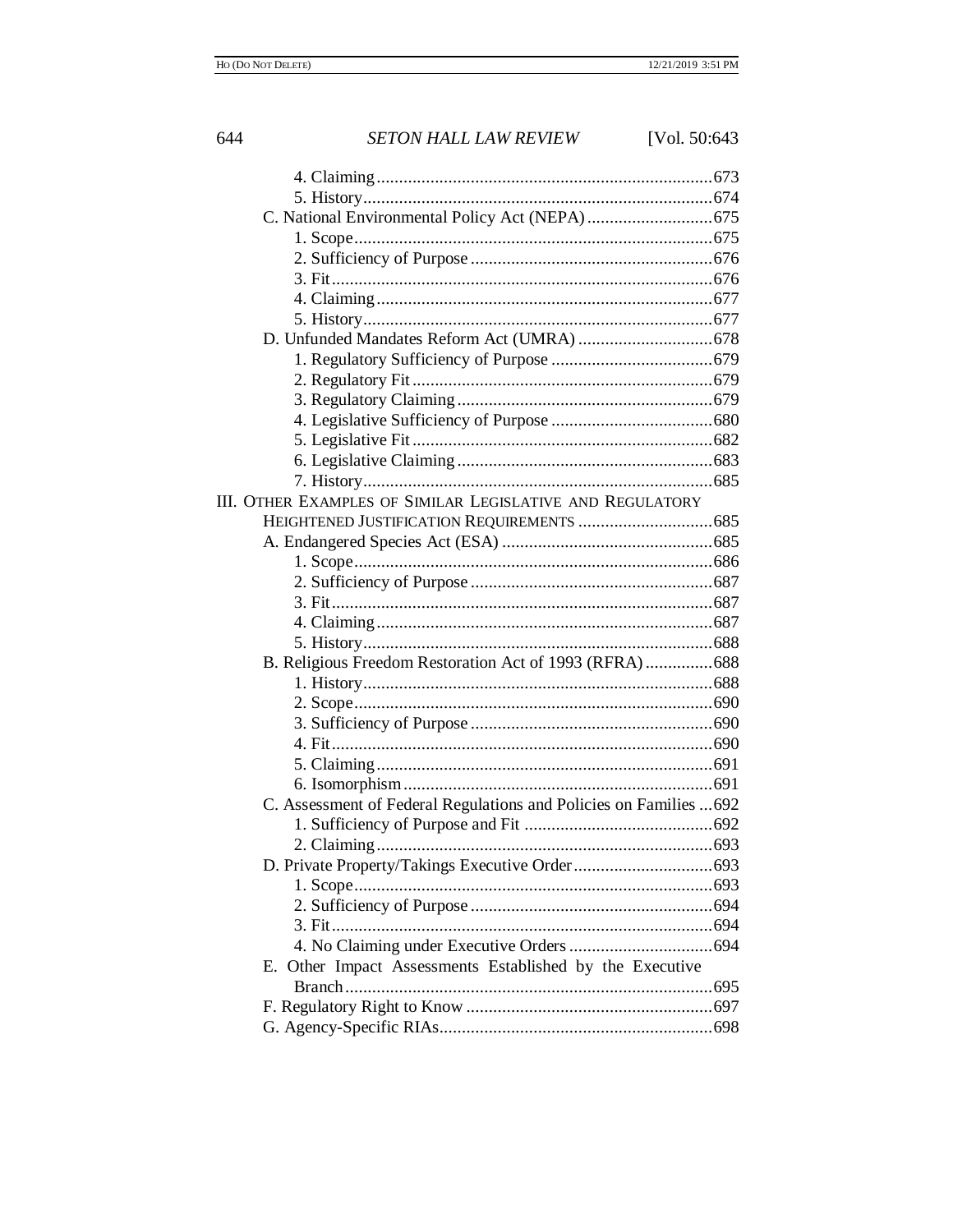4. Claiming ........................................................................ 673
5. History ........................................................................... 674

C. National Environmental Policy Act (NEPA) ........................... 675
1. Scope ............................................................................ 675
2. Sufficiency of Purpose .................................................... 676
3. Fit .................................................................................. 676
4. Claiming ........................................................................ 677
5. History ........................................................................... 677

D. Unfunded Mandates Reform Act (UMRA) .............................. 678
1. Regulatory Sufficiency of Purpose ................................... 679
2. Regulatory Fit ................................................................. 679
3. Regulatory Claiming ........................................................ 679
4. Legislative Sufficiency of Purpose ................................... 680
5. Legislative Fit ................................................................. 682
6. Legislative Claiming ....................................................... 683
7. History ........................................................................... 685

III. OTHER EXAMPLES OF SIMILAR LEGISLATIVE AND REGULATORY HEIGHTENED JUSTIFICATION REQUIREMENTS ............................. 685

A. Endangered Species Act (ESA) ............................................ 685
1. Scope ............................................................................ 686
2. Sufficiency of Purpose .................................................... 687
3. Fit .................................................................................. 687
4. Claiming ........................................................................ 687
5. History ........................................................................... 688

B. Religious Freedom Restoration Act of 1993 (RFRA) ............... 688
1. History ........................................................................... 688
2. Scope ............................................................................ 690
3. Sufficiency of Purpose .................................................... 690
4. Fit .................................................................................. 690
5. Claiming ........................................................................ 691
6. Isomorphism ................................................................... 691

C. Assessment of Federal Regulations and Policies on Families ... 692
1. Sufficiency of Purpose and Fit ......................................... 692
2. Claiming ........................................................................ 693

D. Private Property/Takings Executive Order .............................. 693
1. Scope ............................................................................ 693
2. Sufficiency of Purpose .................................................... 694
3. Fit .................................................................................. 694
4. No Claiming under Executive Orders ............................... 694

E. Other Impact Assessments Established by the Executive Branch ................................................................................. 695

F. Regulatory Right to Know ..................................................... 697

G. Agency-Specific RIAs ........................................................... 698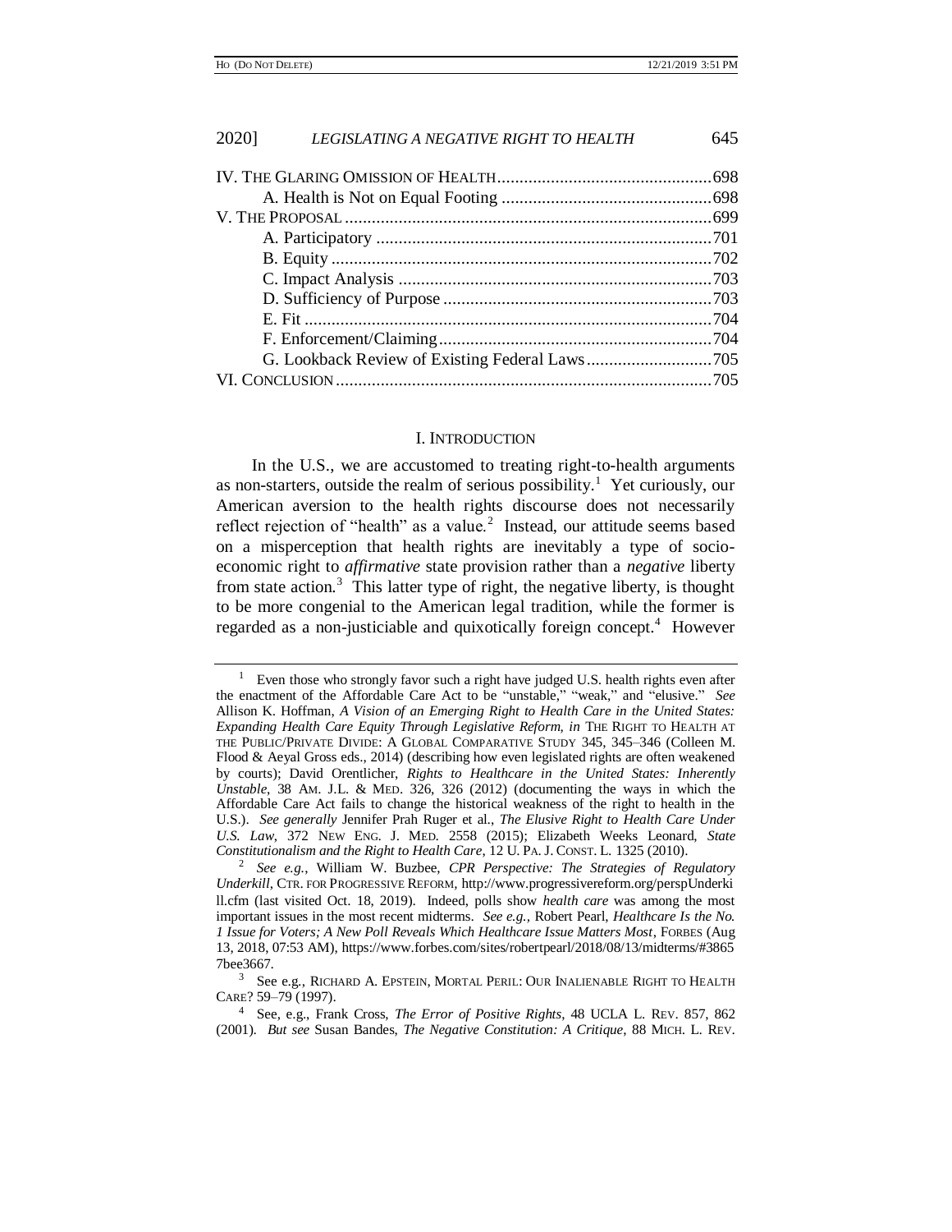| | |
|---|---|
| IV. THE GLARING OMISSION OF HEALTH | 698 |
| A. Health is Not on Equal Footing | 698 |
| V. THE PROPOSAL | 699 |
| A. Participatory | 701 |
| B. Equity | 702 |
| C. Impact Analysis | 703 |
| D. Sufficiency of Purpose | 703 |
| E. Fit | 704 |
| F. Enforcement/Claiming | 704 |
| G. Lookback Review of Existing Federal Laws | 705 |
| VI. CONCLUSION | 705 |

## I. INTRODUCTION

In the U.S., we are accustomed to treating right-to-health arguments as non-starters, outside the realm of serious possibility.[1] Yet curiously, our American aversion to the health rights discourse does not necessarily reflect rejection of "health" as a value.[2] Instead, our attitude seems based on a misperception that health rights are inevitably a type of socio-economic right to *affirmative* state provision rather than a *negative* liberty from state action.[3] This latter type of right, the negative liberty, is thought to be more congenial to the American legal tradition, while the former is regarded as a non-justiciable and quixotically foreign concept.[4] However

---

[1] Even those who strongly favor such a right have judged U.S. health rights even after the enactment of the Affordable Care Act to be "unstable," "weak," and "elusive." *See* Allison K. Hoffman, *A Vision of an Emerging Right to Health Care in the United States: Expanding Health Care Equity Through Legislative Reform*, *in* THE RIGHT TO HEALTH AT THE PUBLIC/PRIVATE DIVIDE: A GLOBAL COMPARATIVE STUDY 345, 345–346 (Colleen M. Flood & Aeyal Gross eds., 2014) (describing how even legislated rights are often weakened by courts); David Orentlicher, *Rights to Healthcare in the United States: Inherently Unstable*, 38 AM. J.L. & MED. 326, 326 (2012) (documenting the ways in which the Affordable Care Act fails to change the historical weakness of the right to health in the U.S.). *See generally* Jennifer Prah Ruger et al., *The Elusive Right to Health Care Under U.S. Law*, 372 NEW ENG. J. MED. 2558 (2015); Elizabeth Weeks Leonard, *State Constitutionalism and the Right to Health Care*, 12 U. PA. J. CONST. L. 1325 (2010).

[2] *See e.g.*, William W. Buzbee, *CPR Perspective: The Strategies of Regulatory Underkill*, CTR. FOR PROGRESSIVE REFORM, http://www.progressivereform.org/perspUnderkill.cfm (last visited Oct. 18, 2019). Indeed, polls show *health care* was among the most important issues in the most recent midterms. *See e.g.*, Robert Pearl, *Healthcare Is the No. 1 Issue for Voters; A New Poll Reveals Which Healthcare Issue Matters Most*, FORBES (Aug 13, 2018, 07:53 AM), https://www.forbes.com/sites/robertpearl/2018/08/13/midterms/#38657bee3667.

[3] See e.g., RICHARD A. EPSTEIN, MORTAL PERIL: OUR INALIENABLE RIGHT TO HEALTH CARE? 59–79 (1997).

[4] See, e.g., Frank Cross, *The Error of Positive Rights*, 48 UCLA L. REV. 857, 862 (2001). *But see* Susan Bandes, *The Negative Constitution: A Critique*, 88 MICH. L. REV.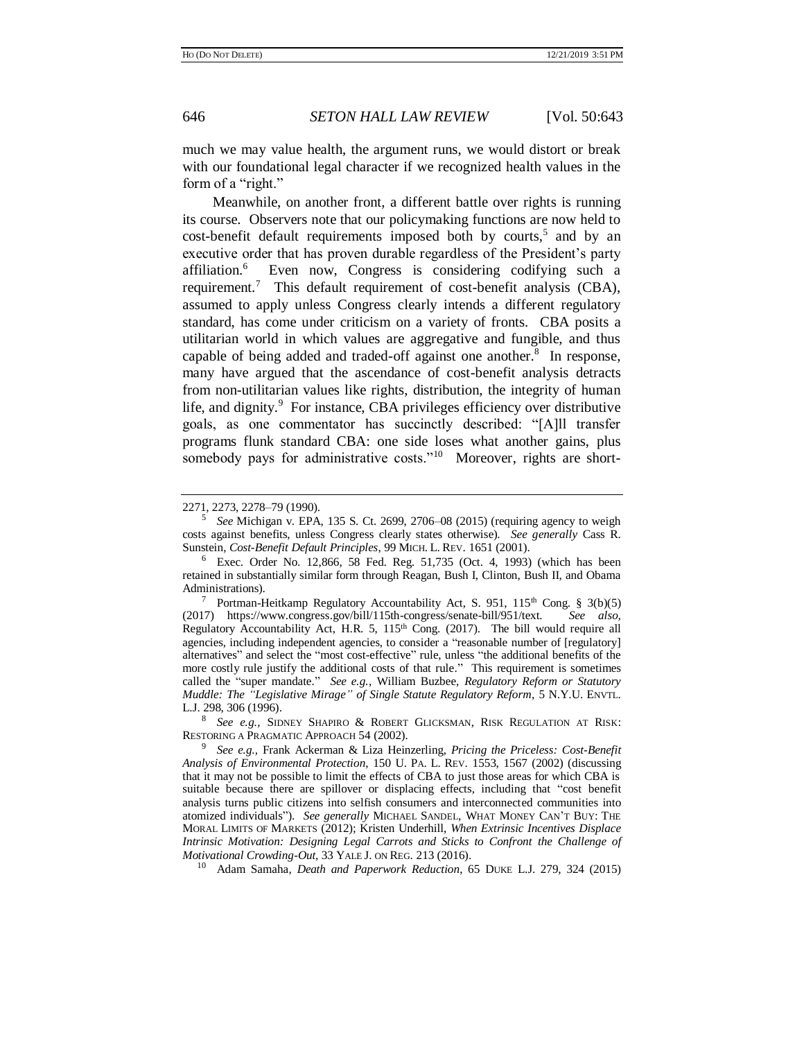much we may value health, the argument runs, we would distort or break with our foundational legal character if we recognized health values in the form of a "right."

Meanwhile, on another front, a different battle over rights is running its course. Observers note that our policymaking functions are now held to cost-benefit default requirements imposed both by courts,[5] and by an executive order that has proven durable regardless of the President's party affiliation.[6] Even now, Congress is considering codifying such a requirement.[7] This default requirement of cost-benefit analysis (CBA), assumed to apply unless Congress clearly intends a different regulatory standard, has come under criticism on a variety of fronts. CBA posits a utilitarian world in which values are aggregative and fungible, and thus capable of being added and traded-off against one another.[8] In response, many have argued that the ascendance of cost-benefit analysis detracts from non-utilitarian values like rights, distribution, the integrity of human life, and dignity.[9] For instance, CBA privileges efficiency over distributive goals, as one commentator has succinctly described: "[A]ll transfer programs flunk standard CBA: one side loses what another gains, plus somebody pays for administrative costs."[10] Moreover, rights are short-

---

2271, 2273, 2278–79 (1990).

[5] *See* Michigan v. EPA, 135 S. Ct. 2699, 2706–08 (2015) (requiring agency to weigh costs against benefits, unless Congress clearly states otherwise). *See generally* Cass R. Sunstein, *Cost-Benefit Default Principles*, 99 MICH. L. REV. 1651 (2001).

[6] Exec. Order No. 12,866, 58 Fed. Reg. 51,735 (Oct. 4, 1993) (which has been retained in substantially similar form through Reagan, Bush I, Clinton, Bush II, and Obama Administrations).

[7] Portman-Heitkamp Regulatory Accountability Act, S. 951, 115th Cong. § 3(b)(5) (2017) https://www.congress.gov/bill/115th-congress/senate-bill/951/text. *See also,* Regulatory Accountability Act, H.R. 5, 115th Cong. (2017). The bill would require all agencies, including independent agencies, to consider a "reasonable number of [regulatory] alternatives" and select the "most cost-effective" rule, unless "the additional benefits of the more costly rule justify the additional costs of that rule." This requirement is sometimes called the "super mandate." *See e.g.*, William Buzbee, *Regulatory Reform or Statutory Muddle: The "Legislative Mirage" of Single Statute Regulatory Reform*, 5 N.Y.U. ENVTL. L.J. 298, 306 (1996).

[8] *See e.g.*, SIDNEY SHAPIRO & ROBERT GLICKSMAN, RISK REGULATION AT RISK: RESTORING A PRAGMATIC APPROACH 54 (2002).

[9] *See e.g.*, Frank Ackerman & Liza Heinzerling, *Pricing the Priceless: Cost-Benefit Analysis of Environmental Protection*, 150 U. PA. L. REV. 1553, 1567 (2002) (discussing that it may not be possible to limit the effects of CBA to just those areas for which CBA is suitable because there are spillover or displacing effects, including that "cost benefit analysis turns public citizens into selfish consumers and interconnected communities into atomized individuals"). *See generally* MICHAEL SANDEL, WHAT MONEY CAN'T BUY: THE MORAL LIMITS OF MARKETS (2012); Kristen Underhill, *When Extrinsic Incentives Displace Intrinsic Motivation: Designing Legal Carrots and Sticks to Confront the Challenge of Motivational Crowding-Out*, 33 YALE J. ON REG. 213 (2016).

[10] Adam Samaha, *Death and Paperwork Reduction*, 65 DUKE L.J. 279, 324 (2015)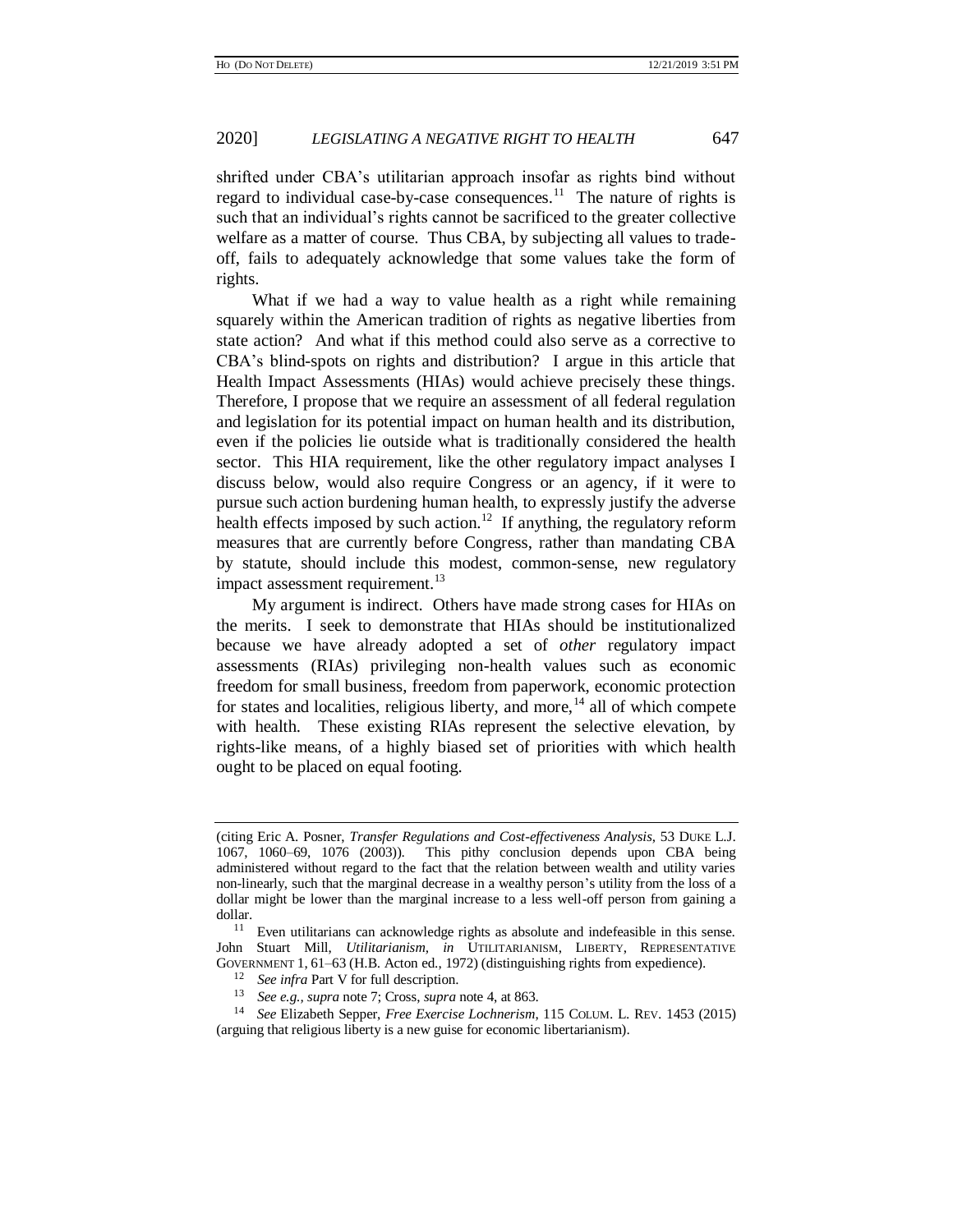shrifted under CBA's utilitarian approach insofar as rights bind without regard to individual case-by-case consequences.[11] The nature of rights is such that an individual's rights cannot be sacrificed to the greater collective welfare as a matter of course. Thus CBA, by subjecting all values to trade-off, fails to adequately acknowledge that some values take the form of rights.

What if we had a way to value health as a right while remaining squarely within the American tradition of rights as negative liberties from state action? And what if this method could also serve as a corrective to CBA's blind-spots on rights and distribution? I argue in this article that Health Impact Assessments (HIAs) would achieve precisely these things. Therefore, I propose that we require an assessment of all federal regulation and legislation for its potential impact on human health and its distribution, even if the policies lie outside what is traditionally considered the health sector. This HIA requirement, like the other regulatory impact analyses I discuss below, would also require Congress or an agency, if it were to pursue such action burdening human health, to expressly justify the adverse health effects imposed by such action.[12] If anything, the regulatory reform measures that are currently before Congress, rather than mandating CBA by statute, should include this modest, common-sense, new regulatory impact assessment requirement.[13]

My argument is indirect. Others have made strong cases for HIAs on the merits. I seek to demonstrate that HIAs should be institutionalized because we have already adopted a set of *other* regulatory impact assessments (RIAs) privileging non-health values such as economic freedom for small business, freedom from paperwork, economic protection for states and localities, religious liberty, and more,[14] all of which compete with health. These existing RIAs represent the selective elevation, by rights-like means, of a highly biased set of priorities with which health ought to be placed on equal footing.

---

(citing Eric A. Posner, *Transfer Regulations and Cost-effectiveness Analysis*, 53 DUKE L.J. 1067, 1060–69, 1076 (2003)). This pithy conclusion depends upon CBA being administered without regard to the fact that the relation between wealth and utility varies non-linearly, such that the marginal decrease in a wealthy person's utility from the loss of a dollar might be lower than the marginal increase to a less well-off person from gaining a dollar.

[11] Even utilitarians can acknowledge rights as absolute and indefeasible in this sense. John Stuart Mill, *Utilitarianism*, *in* UTILITARIANISM, LIBERTY, REPRESENTATIVE GOVERNMENT 1, 61–63 (H.B. Acton ed., 1972) (distinguishing rights from expedience).

[12] *See infra* Part V for full description.

[13] *See e.g.*, *supra* note 7; Cross, *supra* note 4, at 863.

[14] *See* Elizabeth Sepper, *Free Exercise Lochnerism*, 115 COLUM. L. REV. 1453 (2015) (arguing that religious liberty is a new guise for economic libertarianism).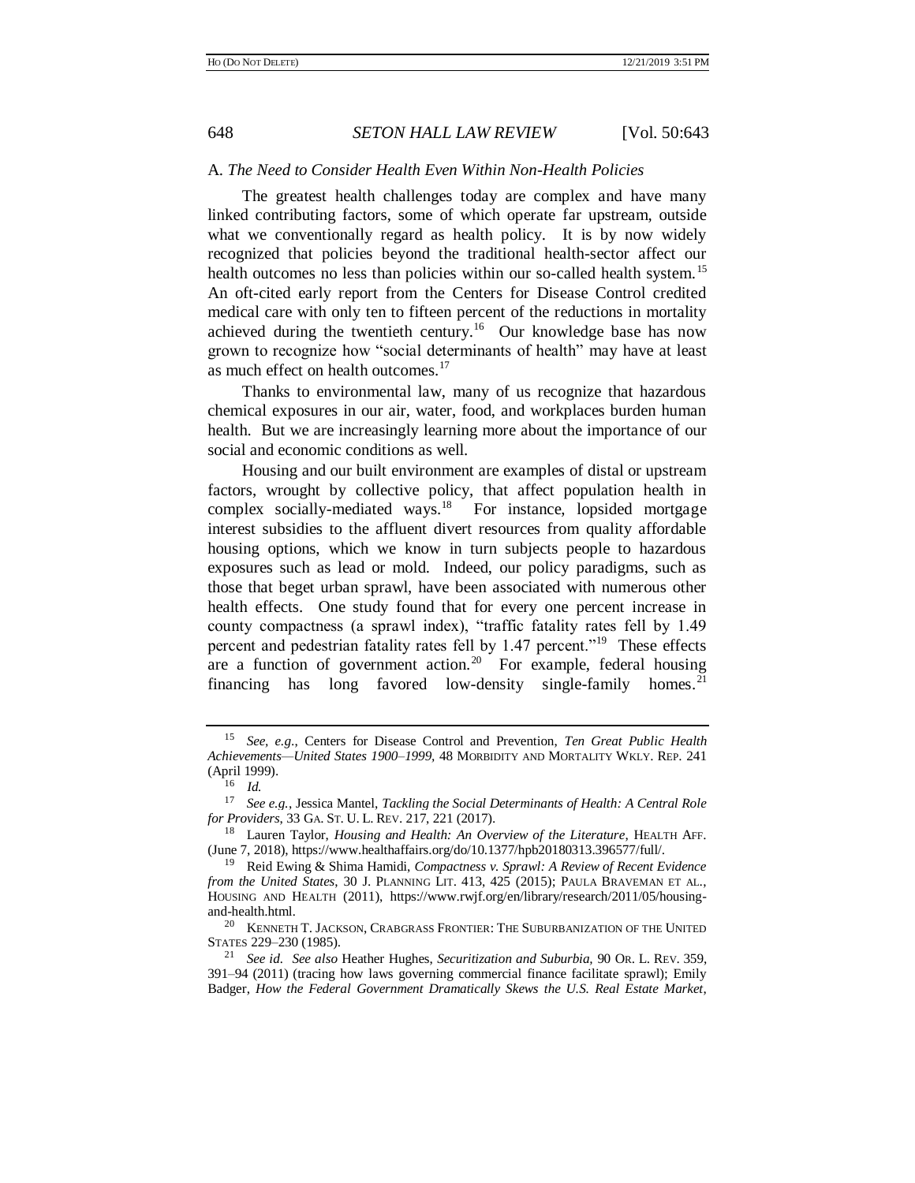### A. *The Need to Consider Health Even Within Non-Health Policies*

The greatest health challenges today are complex and have many linked contributing factors, some of which operate far upstream, outside what we conventionally regard as health policy. It is by now widely recognized that policies beyond the traditional health-sector affect our health outcomes no less than policies within our so-called health system.[15] An oft-cited early report from the Centers for Disease Control credited medical care with only ten to fifteen percent of the reductions in mortality achieved during the twentieth century.[16] Our knowledge base has now grown to recognize how "social determinants of health" may have at least as much effect on health outcomes.[17]

Thanks to environmental law, many of us recognize that hazardous chemical exposures in our air, water, food, and workplaces burden human health. But we are increasingly learning more about the importance of our social and economic conditions as well.

Housing and our built environment are examples of distal or upstream factors, wrought by collective policy, that affect population health in complex socially-mediated ways.[18] For instance, lopsided mortgage interest subsidies to the affluent divert resources from quality affordable housing options, which we know in turn subjects people to hazardous exposures such as lead or mold. Indeed, our policy paradigms, such as those that beget urban sprawl, have been associated with numerous other health effects. One study found that for every one percent increase in county compactness (a sprawl index), "traffic fatality rates fell by 1.49 percent and pedestrian fatality rates fell by 1.47 percent."[19] These effects are a function of government action.[20] For example, federal housing financing has long favored low-density single-family homes.[21]

---

[15] *See, e.g.*, Centers for Disease Control and Prevention, *Ten Great Public Health Achievements—United States 1900–1999*, 48 MORBIDITY AND MORTALITY WKLY. REP. 241 (April 1999).

[16] *Id.*

[17] *See e.g.*, Jessica Mantel, *Tackling the Social Determinants of Health: A Central Role for Providers*, 33 GA. ST. U. L. REV. 217, 221 (2017).

[18] Lauren Taylor, *Housing and Health: An Overview of the Literature*, HEALTH AFF. (June 7, 2018), https://www.healthaffairs.org/do/10.1377/hpb20180313.396577/full/.

[19] Reid Ewing & Shima Hamidi, *Compactness v. Sprawl: A Review of Recent Evidence from the United States*, 30 J. PLANNING LIT. 413, 425 (2015); PAULA BRAVEMAN ET AL., HOUSING AND HEALTH (2011), https://www.rwjf.org/en/library/research/2011/05/housing-and-health.html.

[20] KENNETH T. JACKSON, CRABGRASS FRONTIER: THE SUBURBANIZATION OF THE UNITED STATES 229–230 (1985).

[21] *See id. See also* Heather Hughes, *Securitization and Suburbia*, 90 OR. L. REV. 359, 391–94 (2011) (tracing how laws governing commercial finance facilitate sprawl); Emily Badger, *How the Federal Government Dramatically Skews the U.S. Real Estate Market*,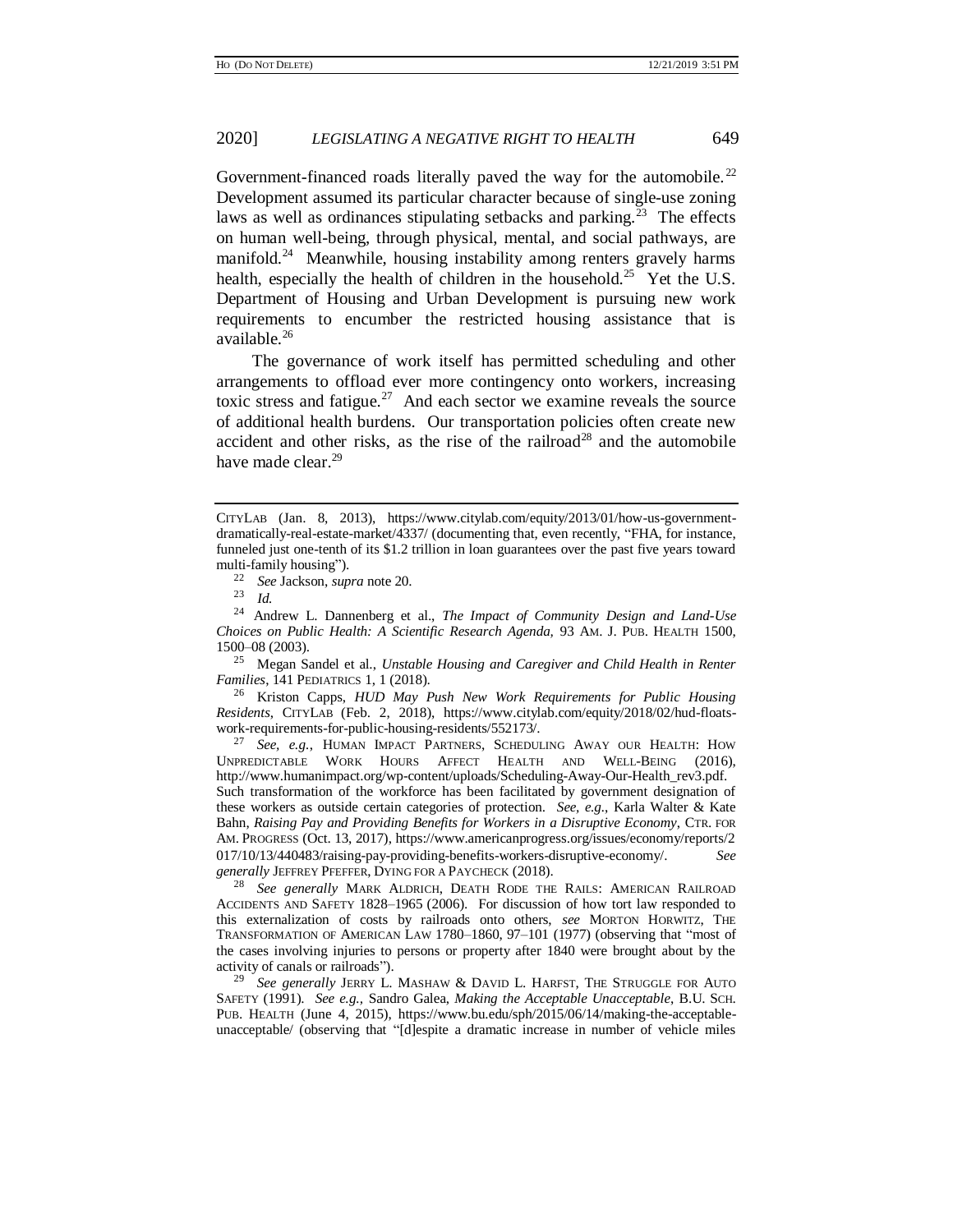Government-financed roads literally paved the way for the automobile.[22] Development assumed its particular character because of single-use zoning laws as well as ordinances stipulating setbacks and parking.[23] The effects on human well-being, through physical, mental, and social pathways, are manifold.[24] Meanwhile, housing instability among renters gravely harms health, especially the health of children in the household.[25] Yet the U.S. Department of Housing and Urban Development is pursuing new work requirements to encumber the restricted housing assistance that is available.[26]

The governance of work itself has permitted scheduling and other arrangements to offload ever more contingency onto workers, increasing toxic stress and fatigue.[27] And each sector we examine reveals the source of additional health burdens. Our transportation policies often create new accident and other risks, as the rise of the railroad[28] and the automobile have made clear.[29]

---

CITYLAB (Jan. 8, 2013), https://www.citylab.com/equity/2013/01/how-us-government-dramatically-real-estate-market/4337/ (documenting that, even recently, "FHA, for instance, funneled just one-tenth of its $1.2 trillion in loan guarantees over the past five years toward multi-family housing").

[22] *See* Jackson, *supra* note 20.

[23] *Id.*

[24] Andrew L. Dannenberg et al., *The Impact of Community Design and Land-Use Choices on Public Health: A Scientific Research Agenda*, 93 AM. J. PUB. HEALTH 1500, 1500–08 (2003).

[25] Megan Sandel et al., *Unstable Housing and Caregiver and Child Health in Renter Families*, 141 PEDIATRICS 1, 1 (2018).

[26] Kriston Capps, *HUD May Push New Work Requirements for Public Housing Residents*, CITYLAB (Feb. 2, 2018), https://www.citylab.com/equity/2018/02/hud-floats-work-requirements-for-public-housing-residents/552173/.

[27] *See, e.g.*, HUMAN IMPACT PARTNERS, SCHEDULING AWAY OUR HEALTH: HOW UNPREDICTABLE WORK HOURS AFFECT HEALTH AND WELL-BEING (2016), http://www.humanimpact.org/wp-content/uploads/Scheduling-Away-Our-Health_rev3.pdf. Such transformation of the workforce has been facilitated by government designation of these workers as outside certain categories of protection. *See, e.g.*, Karla Walter & Kate Bahn, *Raising Pay and Providing Benefits for Workers in a Disruptive Economy*, CTR. FOR AM. PROGRESS (Oct. 13, 2017), https://www.americanprogress.org/issues/economy/reports/2017/10/13/440483/raising-pay-providing-benefits-workers-disruptive-economy/. *See generally* JEFFREY PFEFFER, DYING FOR A PAYCHECK (2018).

[28] *See generally* MARK ALDRICH, DEATH RODE THE RAILS: AMERICAN RAILROAD ACCIDENTS AND SAFETY 1828–1965 (2006). For discussion of how tort law responded to this externalization of costs by railroads onto others, *see* MORTON HORWITZ, THE TRANSFORMATION OF AMERICAN LAW 1780–1860, 97–101 (1977) (observing that "most of the cases involving injuries to persons or property after 1840 were brought about by the activity of canals or railroads").

[29] *See generally* JERRY L. MASHAW & DAVID L. HARFST, THE STRUGGLE FOR AUTO SAFETY (1991). *See e.g.*, Sandro Galea, *Making the Acceptable Unacceptable*, B.U. SCH. PUB. HEALTH (June 4, 2015), https://www.bu.edu/sph/2015/06/14/making-the-acceptable-unacceptable/ (observing that "[d]espite a dramatic increase in number of vehicle miles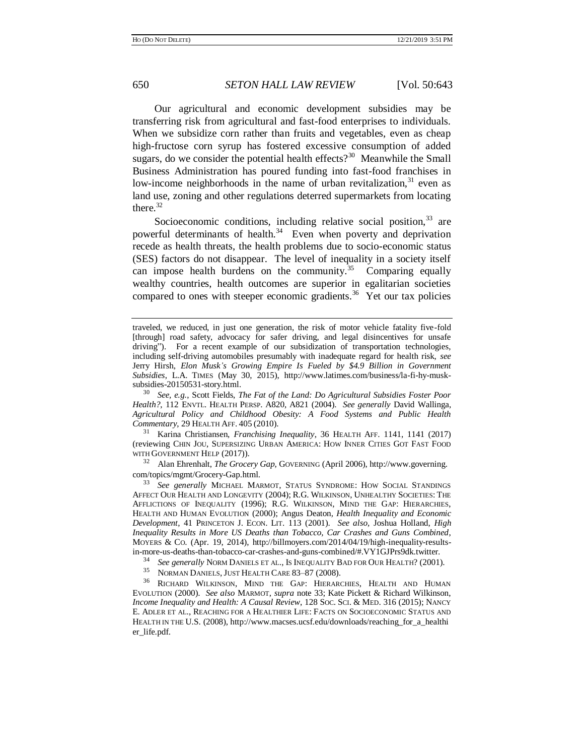Our agricultural and economic development subsidies may be transferring risk from agricultural and fast-food enterprises to individuals. When we subsidize corn rather than fruits and vegetables, even as cheap high-fructose corn syrup has fostered excessive consumption of added sugars, do we consider the potential health effects?[30] Meanwhile the Small Business Administration has poured funding into fast-food franchises in low-income neighborhoods in the name of urban revitalization,[31] even as land use, zoning and other regulations deterred supermarkets from locating there.[32]

Socioeconomic conditions, including relative social position,[33] are powerful determinants of health.[34] Even when poverty and deprivation recede as health threats, the health problems due to socio-economic status (SES) factors do not disappear. The level of inequality in a society itself can impose health burdens on the community.[35] Comparing equally wealthy countries, health outcomes are superior in egalitarian societies compared to ones with steeper economic gradients.[36] Yet our tax policies

---

traveled, we reduced, in just one generation, the risk of motor vehicle fatality five-fold [through] road safety, advocacy for safer driving, and legal disincentives for unsafe driving"). For a recent example of our subsidization of transportation technologies, including self-driving automobiles presumably with inadequate regard for health risk, *see* Jerry Hirsh, *Elon Musk's Growing Empire Is Fueled by $4.9 Billion in Government Subsidies*, L.A. TIMES (May 30, 2015), http://www.latimes.com/business/la-fi-hy-musk-subsidies-20150531-story.html.

[30] *See, e.g.*, Scott Fields, *The Fat of the Land: Do Agricultural Subsidies Foster Poor Health?*, 112 ENVTL. HEALTH PERSP. A820, A821 (2004). *See generally* David Wallinga, *Agricultural Policy and Childhood Obesity: A Food Systems and Public Health Commentary*, 29 HEALTH AFF. 405 (2010).

[31] Karina Christiansen, *Franchising Inequality*, 36 HEALTH AFF. 1141, 1141 (2017) (reviewing CHIN JOU, SUPERSIZING URBAN AMERICA: HOW INNER CITIES GOT FAST FOOD WITH GOVERNMENT HELP (2017)).

[32] Alan Ehrenhalt, *The Grocery Gap*, GOVERNING (April 2006), http://www.governing.com/topics/mgmt/Grocery-Gap.html.

[33] *See generally* MICHAEL MARMOT, STATUS SYNDROME: HOW SOCIAL STANDINGS AFFECT OUR HEALTH AND LONGEVITY (2004); R.G. WILKINSON, UNHEALTHY SOCIETIES: THE AFFLICTIONS OF INEQUALITY (1996); R.G. WILKINSON, MIND THE GAP: HIERARCHIES, HEALTH AND HUMAN EVOLUTION (2000); Angus Deaton, *Health Inequality and Economic Development*, 41 PRINCETON J. ECON. LIT. 113 (2001). *See also*, Joshua Holland, *High Inequality Results in More US Deaths than Tobacco, Car Crashes and Guns Combined*, MOYERS & CO. (Apr. 19, 2014), http://billmoyers.com/2014/04/19/high-inequality-results-in-more-us-deaths-than-tobacco-car-crashes-and-guns-combined/#.VY1GJPrs9dk.twitter.

[34] *See generally* NORM DANIELS ET AL., IS INEQUALITY BAD FOR OUR HEALTH? (2001).

[35] NORMAN DANIELS, JUST HEALTH CARE 83–87 (2008).

[36] RICHARD WILKINSON, MIND THE GAP: HIERARCHIES, HEALTH AND HUMAN EVOLUTION (2000). *See also* MARMOT, *supra* note 33; Kate Pickett & Richard Wilkinson, *Income Inequality and Health: A Causal Review*, 128 SOC. SCI. & MED. 316 (2015); NANCY E. ADLER ET AL., REACHING FOR A HEALTHIER LIFE: FACTS ON SOCIOECONOMIC STATUS AND HEALTH IN THE U.S. (2008), http://www.macses.ucsf.edu/downloads/reaching_for_a_healthier_life.pdf.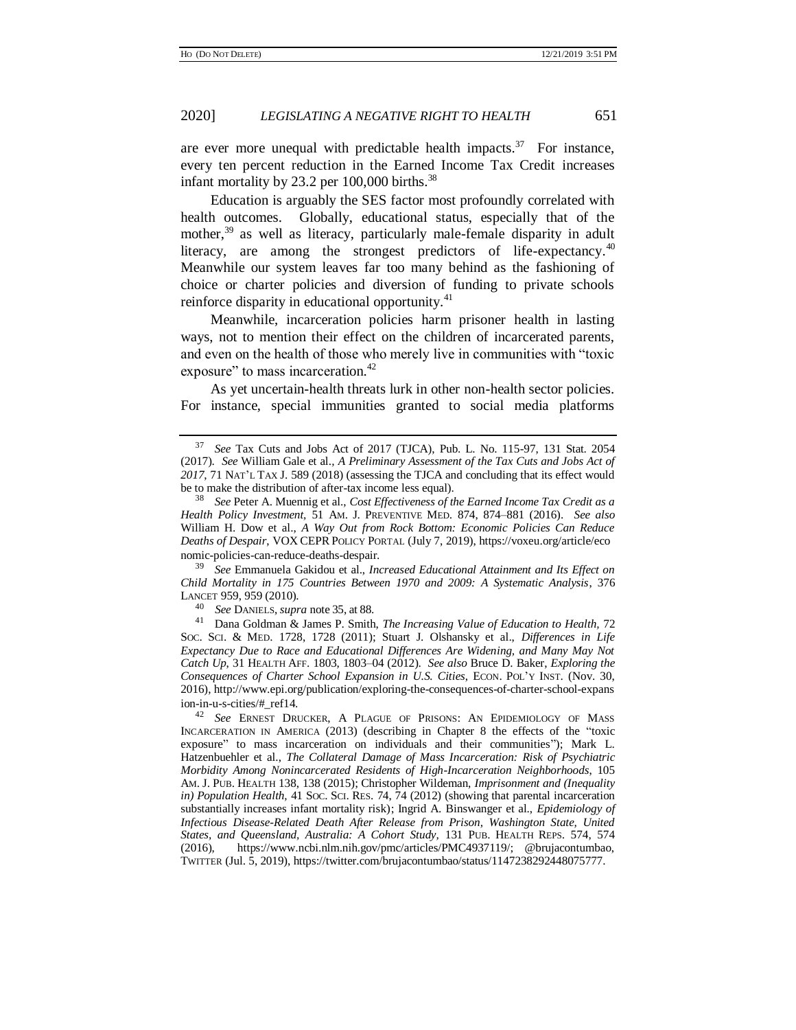are ever more unequal with predictable health impacts.[37] For instance, every ten percent reduction in the Earned Income Tax Credit increases infant mortality by 23.2 per 100,000 births.[38]

Education is arguably the SES factor most profoundly correlated with health outcomes. Globally, educational status, especially that of the mother,[39] as well as literacy, particularly male-female disparity in adult literacy, are among the strongest predictors of life-expectancy.[40] Meanwhile our system leaves far too many behind as the fashioning of choice or charter policies and diversion of funding to private schools reinforce disparity in educational opportunity.[41]

Meanwhile, incarceration policies harm prisoner health in lasting ways, not to mention their effect on the children of incarcerated parents, and even on the health of those who merely live in communities with "toxic exposure" to mass incarceration.[42]

As yet uncertain-health threats lurk in other non-health sector policies. For instance, special immunities granted to social media platforms

---

[37] *See* Tax Cuts and Jobs Act of 2017 (TJCA), Pub. L. No. 115-97, 131 Stat. 2054 (2017). *See* William Gale et al., *A Preliminary Assessment of the Tax Cuts and Jobs Act of 2017*, 71 NAT'L TAX J. 589 (2018) (assessing the TJCA and concluding that its effect would be to make the distribution of after-tax income less equal).

[38] *See* Peter A. Muennig et al., *Cost Effectiveness of the Earned Income Tax Credit as a Health Policy Investment*, 51 AM. J. PREVENTIVE MED. 874, 874–881 (2016). *See also* William H. Dow et al., *A Way Out from Rock Bottom: Economic Policies Can Reduce Deaths of Despair*, VOX CEPR POLICY PORTAL (July 7, 2019), https://voxeu.org/article/economic-policies-can-reduce-deaths-despair.

[39] *See* Emmanuela Gakidou et al., *Increased Educational Attainment and Its Effect on Child Mortality in 175 Countries Between 1970 and 2009: A Systematic Analysis*, 376 LANCET 959, 959 (2010).

[40] *See* DANIELS, *supra* note 35, at 88.

[41] Dana Goldman & James P. Smith, *The Increasing Value of Education to Health*, 72 SOC. SCI. & MED. 1728, 1728 (2011); Stuart J. Olshansky et al., *Differences in Life Expectancy Due to Race and Educational Differences Are Widening, and Many May Not Catch Up*, 31 HEALTH AFF. 1803, 1803–04 (2012). *See also* Bruce D. Baker, *Exploring the Consequences of Charter School Expansion in U.S. Cities*, ECON. POL'Y INST. (Nov. 30, 2016), http://www.epi.org/publication/exploring-the-consequences-of-charter-school-expansion-in-u-s-cities/#_ref14.

[42] *See* ERNEST DRUCKER, A PLAGUE OF PRISONS: AN EPIDEMIOLOGY OF MASS INCARCERATION IN AMERICA (2013) (describing in Chapter 8 the effects of the "toxic exposure" to mass incarceration on individuals and their communities"); Mark L. Hatzenbuehler et al., *The Collateral Damage of Mass Incarceration: Risk of Psychiatric Morbidity Among Nonincarcerated Residents of High-Incarceration Neighborhoods*, 105 AM. J. PUB. HEALTH 138, 138 (2015); Christopher Wildeman, *Imprisonment and (Inequality in) Population Health*, 41 SOC. SCI. RES. 74, 74 (2012) (showing that parental incarceration substantially increases infant mortality risk); Ingrid A. Binswanger et al., *Epidemiology of Infectious Disease-Related Death After Release from Prison, Washington State, United States, and Queensland, Australia: A Cohort Study*, 131 PUB. HEALTH REPS. 574, 574 (2016), https://www.ncbi.nlm.nih.gov/pmc/articles/PMC4937119/; @brujacontumbao, TWITTER (Jul. 5, 2019), https://twitter.com/brujacontumbao/status/1147238292448075777.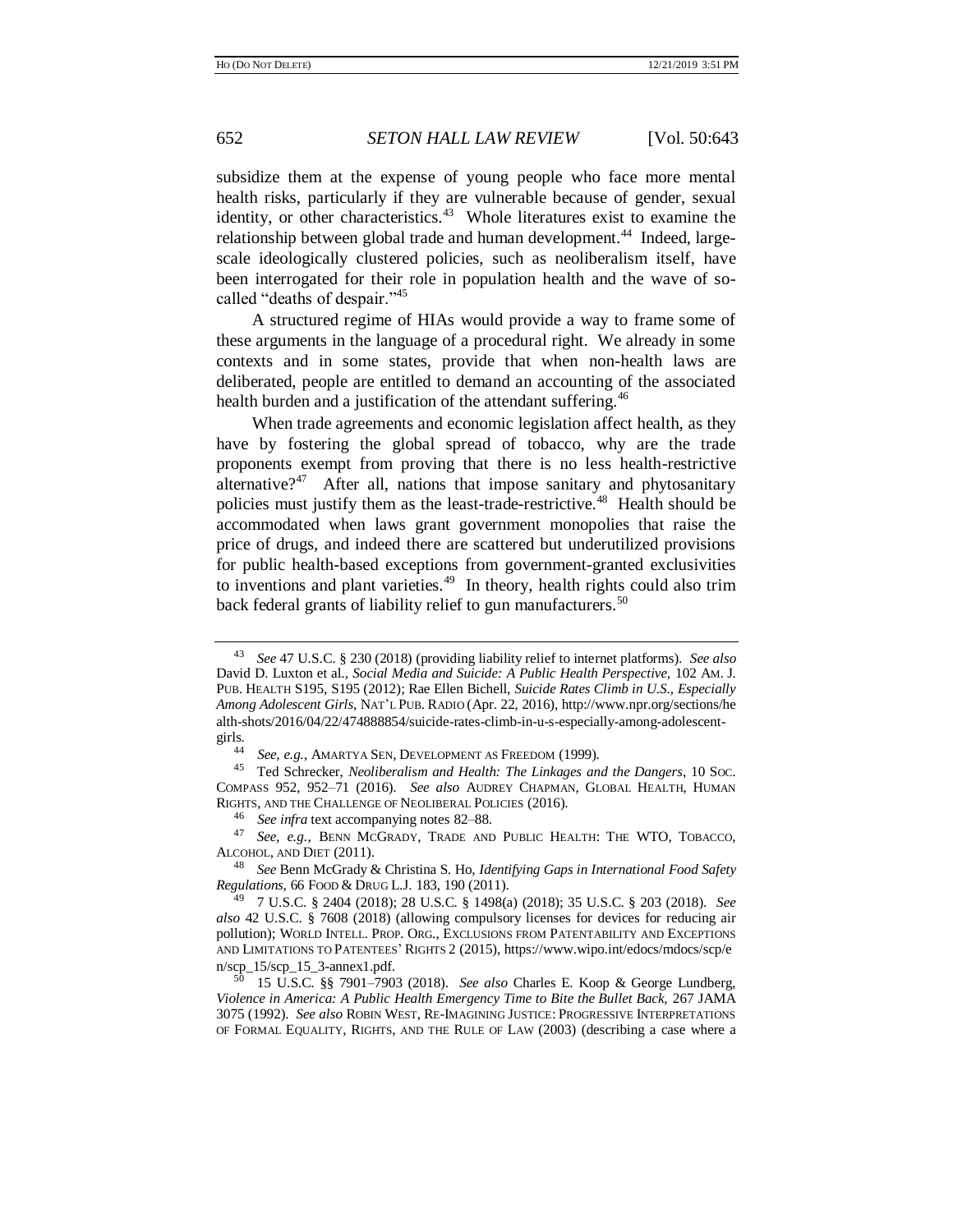subsidize them at the expense of young people who face more mental health risks, particularly if they are vulnerable because of gender, sexual identity, or other characteristics.[43] Whole literatures exist to examine the relationship between global trade and human development.[44] Indeed, large-scale ideologically clustered policies, such as neoliberalism itself, have been interrogated for their role in population health and the wave of so-called "deaths of despair."[45]

A structured regime of HIAs would provide a way to frame some of these arguments in the language of a procedural right. We already in some contexts and in some states, provide that when non-health laws are deliberated, people are entitled to demand an accounting of the associated health burden and a justification of the attendant suffering.[46]

When trade agreements and economic legislation affect health, as they have by fostering the global spread of tobacco, why are the trade proponents exempt from proving that there is no less health-restrictive alternative?[47] After all, nations that impose sanitary and phytosanitary policies must justify them as the least-trade-restrictive.[48] Health should be accommodated when laws grant government monopolies that raise the price of drugs, and indeed there are scattered but underutilized provisions for public health-based exceptions from government-granted exclusivities to inventions and plant varieties.[49] In theory, health rights could also trim back federal grants of liability relief to gun manufacturers.[50]

---

[43] *See* 47 U.S.C. § 230 (2018) (providing liability relief to internet platforms). *See also* David D. Luxton et al., *Social Media and Suicide: A Public Health Perspective*, 102 AM. J. PUB. HEALTH S195, S195 (2012); Rae Ellen Bichell, *Suicide Rates Climb in U.S., Especially Among Adolescent Girls*, NAT'L PUB. RADIO (Apr. 22, 2016), http://www.npr.org/sections/health-shots/2016/04/22/474888854/suicide-rates-climb-in-u-s-especially-among-adolescent-girls.

[44] *See, e.g.*, AMARTYA SEN, DEVELOPMENT AS FREEDOM (1999).

[45] Ted Schrecker, *Neoliberalism and Health: The Linkages and the Dangers*, 10 SOC. COMPASS 952, 952–71 (2016). *See also* AUDREY CHAPMAN, GLOBAL HEALTH, HUMAN RIGHTS, AND THE CHALLENGE OF NEOLIBERAL POLICIES (2016).

[46] *See infra* text accompanying notes 82–88.

[47] *See, e.g.*, BENN MCGRADY, TRADE AND PUBLIC HEALTH: THE WTO, TOBACCO, ALCOHOL, AND DIET (2011).

[48] *See* Benn McGrady & Christina S. Ho, *Identifying Gaps in International Food Safety Regulations*, 66 FOOD & DRUG L.J. 183, 190 (2011).

[49] 7 U.S.C. § 2404 (2018); 28 U.S.C. § 1498(a) (2018); 35 U.S.C. § 203 (2018). *See also* 42 U.S.C. § 7608 (2018) (allowing compulsory licenses for devices for reducing air pollution); WORLD INTELL. PROP. ORG., EXCLUSIONS FROM PATENTABILITY AND EXCEPTIONS AND LIMITATIONS TO PATENTEES' RIGHTS 2 (2015), https://www.wipo.int/edocs/mdocs/scp/en/scp_15/scp_15_3-annex1.pdf.

[50] 15 U.S.C. §§ 7901–7903 (2018). *See also* Charles E. Koop & George Lundberg, *Violence in America: A Public Health Emergency Time to Bite the Bullet Back*, 267 JAMA 3075 (1992). *See also* ROBIN WEST, RE-IMAGINING JUSTICE: PROGRESSIVE INTERPRETATIONS OF FORMAL EQUALITY, RIGHTS, AND THE RULE OF LAW (2003) (describing a case where a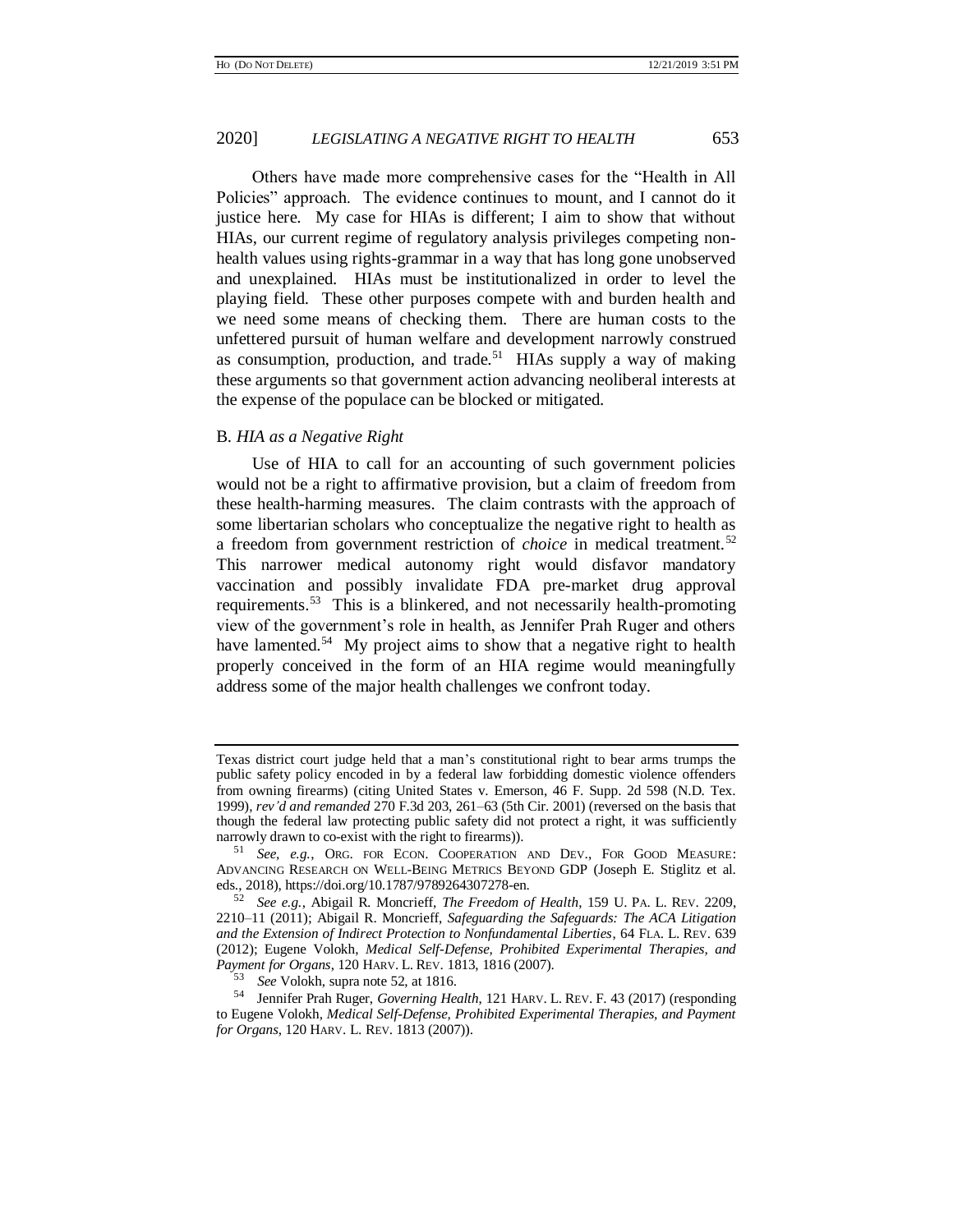Others have made more comprehensive cases for the "Health in All Policies" approach. The evidence continues to mount, and I cannot do it justice here. My case for HIAs is different; I aim to show that without HIAs, our current regime of regulatory analysis privileges competing non-health values using rights-grammar in a way that has long gone unobserved and unexplained. HIAs must be institutionalized in order to level the playing field. These other purposes compete with and burden health and we need some means of checking them. There are human costs to the unfettered pursuit of human welfare and development narrowly construed as consumption, production, and trade.[51] HIAs supply a way of making these arguments so that government action advancing neoliberal interests at the expense of the populace can be blocked or mitigated.

### B. *HIA as a Negative Right*

Use of HIA to call for an accounting of such government policies would not be a right to affirmative provision, but a claim of freedom from these health-harming measures. The claim contrasts with the approach of some libertarian scholars who conceptualize the negative right to health as a freedom from government restriction of *choice* in medical treatment.[52] This narrower medical autonomy right would disfavor mandatory vaccination and possibly invalidate FDA pre-market drug approval requirements.[53] This is a blinkered, and not necessarily health-promoting view of the government's role in health, as Jennifer Prah Ruger and others have lamented.[54] My project aims to show that a negative right to health properly conceived in the form of an HIA regime would meaningfully address some of the major health challenges we confront today.

---

Texas district court judge held that a man's constitutional right to bear arms trumps the public safety policy encoded in by a federal law forbidding domestic violence offenders from owning firearms) (citing United States v. Emerson, 46 F. Supp. 2d 598 (N.D. Tex. 1999), *rev'd and remanded* 270 F.3d 203, 261–63 (5th Cir. 2001) (reversed on the basis that though the federal law protecting public safety did not protect a right, it was sufficiently narrowly drawn to co-exist with the right to firearms)).

[51] *See, e.g.*, ORG. FOR ECON. COOPERATION AND DEV., FOR GOOD MEASURE: ADVANCING RESEARCH ON WELL-BEING METRICS BEYOND GDP (Joseph E. Stiglitz et al. eds., 2018), https://doi.org/10.1787/9789264307278-en.

[52] *See e.g.*, Abigail R. Moncrieff, *The Freedom of Health*, 159 U. PA. L. REV. 2209, 2210–11 (2011); Abigail R. Moncrieff, *Safeguarding the Safeguards: The ACA Litigation and the Extension of Indirect Protection to Nonfundamental Liberties*, 64 FLA. L. REV. 639 (2012); Eugene Volokh, *Medical Self-Defense, Prohibited Experimental Therapies, and Payment for Organs*, 120 HARV. L. REV. 1813, 1816 (2007).

[53] *See* Volokh, supra note 52, at 1816.

[54] Jennifer Prah Ruger, *Governing Health*, 121 HARV. L. REV. F. 43 (2017) (responding to Eugene Volokh, *Medical Self-Defense, Prohibited Experimental Therapies, and Payment for Organs*, 120 HARV. L. REV. 1813 (2007)).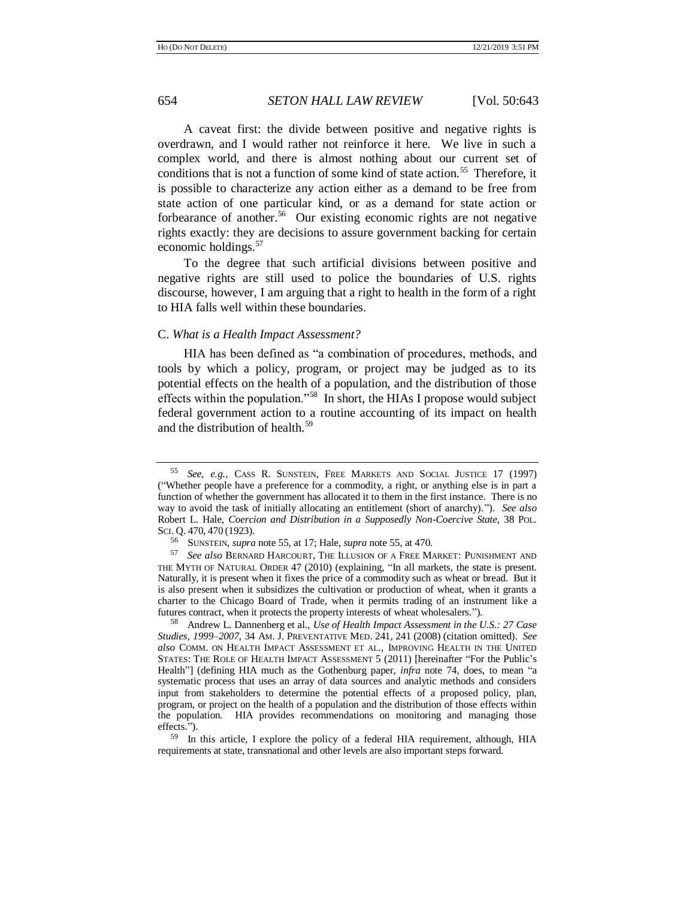A caveat first: the divide between positive and negative rights is overdrawn, and I would rather not reinforce it here. We live in such a complex world, and there is almost nothing about our current set of conditions that is not a function of some kind of state action.[55] Therefore, it is possible to characterize any action either as a demand to be free from state action of one particular kind, or as a demand for state action or forbearance of another.[56] Our existing economic rights are not negative rights exactly: they are decisions to assure government backing for certain economic holdings.[57]

To the degree that such artificial divisions between positive and negative rights are still used to police the boundaries of U.S. rights discourse, however, I am arguing that a right to health in the form of a right to HIA falls well within these boundaries.

### C. *What is a Health Impact Assessment?*

HIA has been defined as "a combination of procedures, methods, and tools by which a policy, program, or project may be judged as to its potential effects on the health of a population, and the distribution of those effects within the population."[58] In short, the HIAs I propose would subject federal government action to a routine accounting of its impact on health and the distribution of health.[59]

---

[55] *See, e.g.*, CASS R. SUNSTEIN, FREE MARKETS AND SOCIAL JUSTICE 17 (1997) ("Whether people have a preference for a commodity, a right, or anything else is in part a function of whether the government has allocated it to them in the first instance. There is no way to avoid the task of initially allocating an entitlement (short of anarchy)."). *See also* Robert L. Hale, *Coercion and Distribution in a Supposedly Non-Coercive State*, 38 POL. SCI. Q. 470, 470 (1923).

[56] SUNSTEIN, *supra* note 55, at 17; Hale, *supra* note 55, at 470.

[57] *See also* BERNARD HARCOURT, THE ILLUSION OF A FREE MARKET: PUNISHMENT AND THE MYTH OF NATURAL ORDER 47 (2010) (explaining, "In all markets, the state is present. Naturally, it is present when it fixes the price of a commodity such as wheat or bread. But it is also present when it subsidizes the cultivation or production of wheat, when it grants a charter to the Chicago Board of Trade, when it permits trading of an instrument like a futures contract, when it protects the property interests of wheat wholesalers.").

[58] Andrew L. Dannenberg et al., *Use of Health Impact Assessment in the U.S.: 27 Case Studies, 1999–2007*, 34 AM. J. PREVENTATIVE MED. 241, 241 (2008) (citation omitted). *See also* COMM. ON HEALTH IMPACT ASSESSMENT ET AL., IMPROVING HEALTH IN THE UNITED STATES: THE ROLE OF HEALTH IMPACT ASSESSMENT 5 (2011) [hereinafter "For the Public's Health"] (defining HIA much as the Gothenburg paper, *infra* note 74, does, to mean "a systematic process that uses an array of data sources and analytic methods and considers input from stakeholders to determine the potential effects of a proposed policy, plan, program, or project on the health of a population and the distribution of those effects within the population. HIA provides recommendations on monitoring and managing those effects.").

[59] In this article, I explore the policy of a federal HIA requirement, although, HIA requirements at state, transnational and other levels are also important steps forward.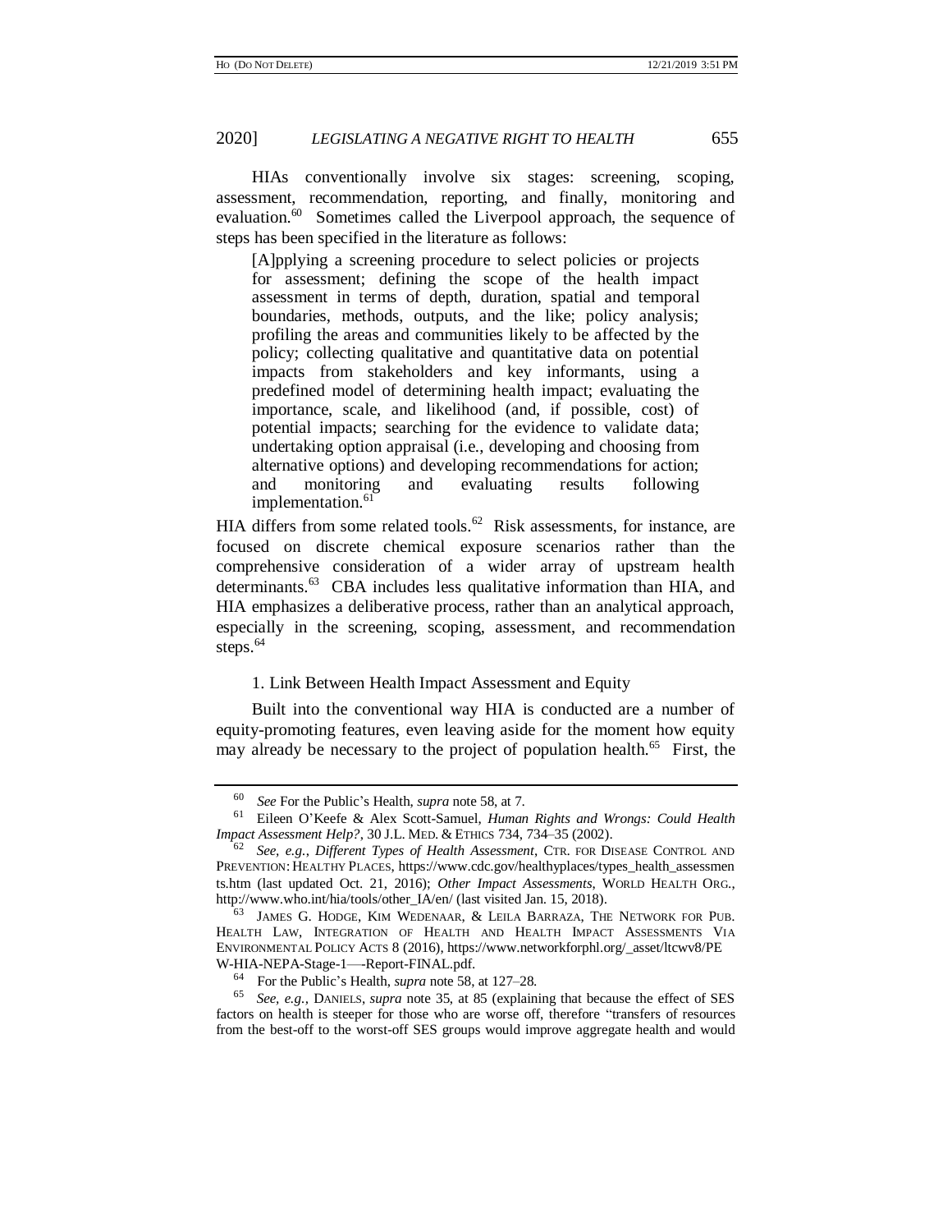HIAs conventionally involve six stages: screening, scoping, assessment, recommendation, reporting, and finally, monitoring and evaluation.[60] Sometimes called the Liverpool approach, the sequence of steps has been specified in the literature as follows:

> [A]pplying a screening procedure to select policies or projects for assessment; defining the scope of the health impact assessment in terms of depth, duration, spatial and temporal boundaries, methods, outputs, and the like; policy analysis; profiling the areas and communities likely to be affected by the policy; collecting qualitative and quantitative data on potential impacts from stakeholders and key informants, using a predefined model of determining health impact; evaluating the importance, scale, and likelihood (and, if possible, cost) of potential impacts; searching for the evidence to validate data; undertaking option appraisal (i.e., developing and choosing from alternative options) and developing recommendations for action; and monitoring and evaluating results following implementation.[61]

HIA differs from some related tools.[62] Risk assessments, for instance, are focused on discrete chemical exposure scenarios rather than the comprehensive consideration of a wider array of upstream health determinants.[63] CBA includes less qualitative information than HIA, and HIA emphasizes a deliberative process, rather than an analytical approach, especially in the screening, scoping, assessment, and recommendation steps.[64]

1. Link Between Health Impact Assessment and Equity

Built into the conventional way HIA is conducted are a number of equity-promoting features, even leaving aside for the moment how equity may already be necessary to the project of population health.[65] First, the

---

[60] *See* For the Public's Health, *supra* note 58, at 7.

[61] Eileen O'Keefe & Alex Scott-Samuel, *Human Rights and Wrongs: Could Health Impact Assessment Help?*, 30 J.L. MED. & ETHICS 734, 734–35 (2002).

[62] *See, e.g.*, *Different Types of Health Assessment*, CTR. FOR DISEASE CONTROL AND PREVENTION: HEALTHY PLACES, https://www.cdc.gov/healthyplaces/types_health_assessments.htm (last updated Oct. 21, 2016); *Other Impact Assessments*, WORLD HEALTH ORG., http://www.who.int/hia/tools/other_IA/en/ (last visited Jan. 15, 2018).

[63] JAMES G. HODGE, KIM WEDENAAR, & LEILA BARRAZA, THE NETWORK FOR PUB. HEALTH LAW, INTEGRATION OF HEALTH AND HEALTH IMPACT ASSESSMENTS VIA ENVIRONMENTAL POLICY ACTS 8 (2016), https://www.networkforphl.org/_asset/ltcwv8/PEW-HIA-NEPA-Stage-1—-Report-FINAL.pdf.

[64] For the Public's Health, *supra* note 58, at 127–28.

[65] *See, e.g.*, DANIELS, *supra* note 35, at 85 (explaining that because the effect of SES factors on health is steeper for those who are worse off, therefore "transfers of resources from the best-off to the worst-off SES groups would improve aggregate health and would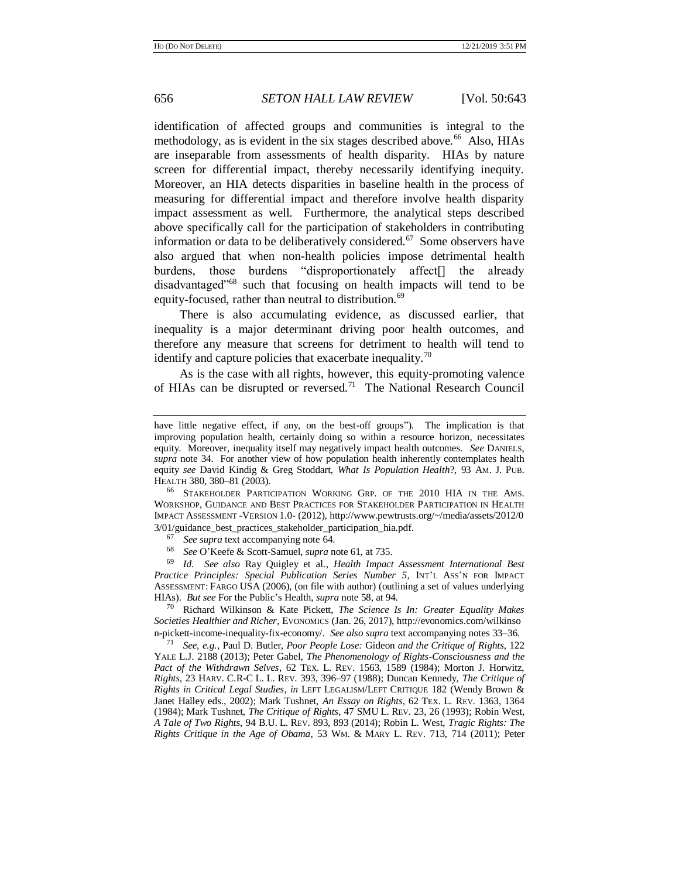identification of affected groups and communities is integral to the methodology, as is evident in the six stages described above.[66] Also, HIAs are inseparable from assessments of health disparity. HIAs by nature screen for differential impact, thereby necessarily identifying inequity. Moreover, an HIA detects disparities in baseline health in the process of measuring for differential impact and therefore involve health disparity impact assessment as well. Furthermore, the analytical steps described above specifically call for the participation of stakeholders in contributing information or data to be deliberatively considered.[67] Some observers have also argued that when non-health policies impose detrimental health burdens, those burdens "disproportionately affect[] the already disadvantaged"[68] such that focusing on health impacts will tend to be equity-focused, rather than neutral to distribution.[69]

There is also accumulating evidence, as discussed earlier, that inequality is a major determinant driving poor health outcomes, and therefore any measure that screens for detriment to health will tend to identify and capture policies that exacerbate inequality.[70]

As is the case with all rights, however, this equity-promoting valence of HIAs can be disrupted or reversed.[71] The National Research Council

---

have little negative effect, if any, on the best-off groups"). The implication is that improving population health, certainly doing so within a resource horizon, necessitates equity. Moreover, inequality itself may negatively impact health outcomes. *See* DANIELS, *supra* note 34. For another view of how population health inherently contemplates health equity *see* David Kindig & Greg Stoddart, *What Is Population Health*?, 93 AM. J. PUB. HEALTH 380, 380–81 (2003).

[66] STAKEHOLDER PARTICIPATION WORKING GRP. OF THE 2010 HIA IN THE AMS. WORKSHOP, GUIDANCE AND BEST PRACTICES FOR STAKEHOLDER PARTICIPATION IN HEALTH IMPACT ASSESSMENT -VERSION 1.0- (2012), http://www.pewtrusts.org/~/media/assets/2012/03/01/guidance_best_practices_stakeholder_participation_hia.pdf.

[67] *See supra* text accompanying note 64.

[68] *See* O'Keefe & Scott-Samuel, *supra* note 61, at 735.

[69] *Id. See also* Ray Quigley et al., *Health Impact Assessment International Best Practice Principles: Special Publication Series Number 5*, INT'L ASS'N FOR IMPACT ASSESSMENT: FARGO USA (2006), (on file with author) (outlining a set of values underlying HIAs). *But see* For the Public's Health, *supra* note 58, at 94.

[70] Richard Wilkinson & Kate Pickett, *The Science Is In: Greater Equality Makes Societies Healthier and Richer*, EVONOMICS (Jan. 26, 2017), http://evonomics.com/wilkinson-pickett-income-inequality-fix-economy/. *See also supra* text accompanying notes 33–36.

[71] *See, e.g.*, Paul D. Butler, *Poor People Lose:* Gideon *and the Critique of Rights*, 122 YALE L.J. 2188 (2013); Peter Gabel, *The Phenomenology of Rights-Consciousness and the Pact of the Withdrawn Selves*, 62 TEX. L. REV. 1563, 1589 (1984); Morton J. Horwitz, *Rights*, 23 HARV. C.R-C L. L. REV. 393, 396–97 (1988); Duncan Kennedy, *The Critique of Rights in Critical Legal Studies*, *in* LEFT LEGALISM/LEFT CRITIQUE 182 (Wendy Brown & Janet Halley eds., 2002); Mark Tushnet, *An Essay on Rights*, 62 TEX. L. REV. 1363, 1364 (1984); Mark Tushnet, *The Critique of Rights*, 47 SMU L. REV. 23, 26 (1993); Robin West, *A Tale of Two Rights*, 94 B.U. L. REV. 893, 893 (2014); Robin L. West, *Tragic Rights: The Rights Critique in the Age of Obama*, 53 WM. & MARY L. REV. 713, 714 (2011); Peter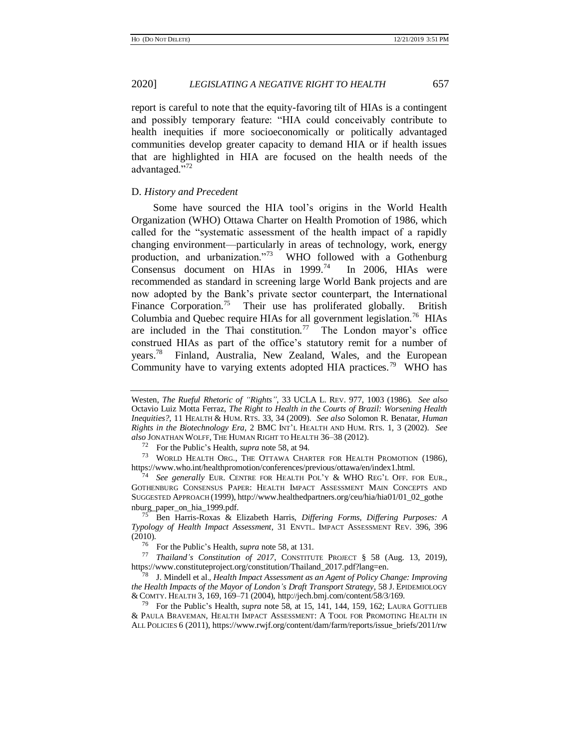report is careful to note that the equity-favoring tilt of HIAs is a contingent and possibly temporary feature: "HIA could conceivably contribute to health inequities if more socioeconomically or politically advantaged communities develop greater capacity to demand HIA or if health issues that are highlighted in HIA are focused on the health needs of the advantaged."[72]

### D. *History and Precedent*

Some have sourced the HIA tool's origins in the World Health Organization (WHO) Ottawa Charter on Health Promotion of 1986, which called for the "systematic assessment of the health impact of a rapidly changing environment—particularly in areas of technology, work, energy production, and urbanization."[73] WHO followed with a Gothenburg Consensus document on HIAs in 1999.[74] In 2006, HIAs were recommended as standard in screening large World Bank projects and are now adopted by the Bank's private sector counterpart, the International Finance Corporation.[75] Their use has proliferated globally. British Columbia and Quebec require HIAs for all government legislation.[76] HIAs are included in the Thai constitution.[77] The London mayor's office construed HIAs as part of the office's statutory remit for a number of years.[78] Finland, Australia, New Zealand, Wales, and the European Community have to varying extents adopted HIA practices.[79] WHO has

---

Westen, *The Rueful Rhetoric of "Rights"*, 33 UCLA L. REV. 977, 1003 (1986). *See also* Octavio Luiz Motta Ferraz, *The Right to Health in the Courts of Brazil: Worsening Health Inequities?*, 11 HEALTH & HUM. RTS. 33, 34 (2009). *See also* Solomon R. Benatar, *Human Rights in the Biotechnology Era*, 2 BMC INT'L HEALTH AND HUM. RTS. 1, 3 (2002). *See also* JONATHAN WOLFF, THE HUMAN RIGHT TO HEALTH 36–38 (2012).

[72] For the Public's Health, *supra* note 58, at 94.

[73] WORLD HEALTH ORG., THE OTTAWA CHARTER FOR HEALTH PROMOTION (1986), https://www.who.int/healthpromotion/conferences/previous/ottawa/en/index1.html.

[74] *See generally* EUR. CENTRE FOR HEALTH POL'Y & WHO REG'L OFF. FOR EUR., GOTHENBURG CONSENSUS PAPER: HEALTH IMPACT ASSESSMENT MAIN CONCEPTS AND SUGGESTED APPROACH (1999), http://www.healthedpartners.org/ceu/hia/hia01/01_02_gothenburg_paper_on_hia_1999.pdf.

[75] Ben Harris-Roxas & Elizabeth Harris, *Differing Forms, Differing Purposes: A Typology of Health Impact Assessment*, 31 ENVTL. IMPACT ASSESSMENT REV. 396, 396 (2010).

[76] For the Public's Health, *supra* note 58, at 131.

[77] *Thailand's Constitution of 2017*, CONSTITUTE PROJECT § 58 (Aug. 13, 2019), https://www.constituteproject.org/constitution/Thailand_2017.pdf?lang=en.

[78] J. Mindell et al., *Health Impact Assessment as an Agent of Policy Change: Improving the Health Impacts of the Mayor of London's Draft Transport Strategy*, 58 J. EPIDEMIOLOGY & COMTY. HEALTH 3, 169, 169–71 (2004), http://jech.bmj.com/content/58/3/169.

[79] For the Public's Health, *supra* note 58, at 15, 141, 144, 159, 162; LAURA GOTTLIEB & PAULA BRAVEMAN, HEALTH IMPACT ASSESSMENT: A TOOL FOR PROMOTING HEALTH IN ALL POLICIES 6 (2011), https://www.rwjf.org/content/dam/farm/reports/issue_briefs/2011/rw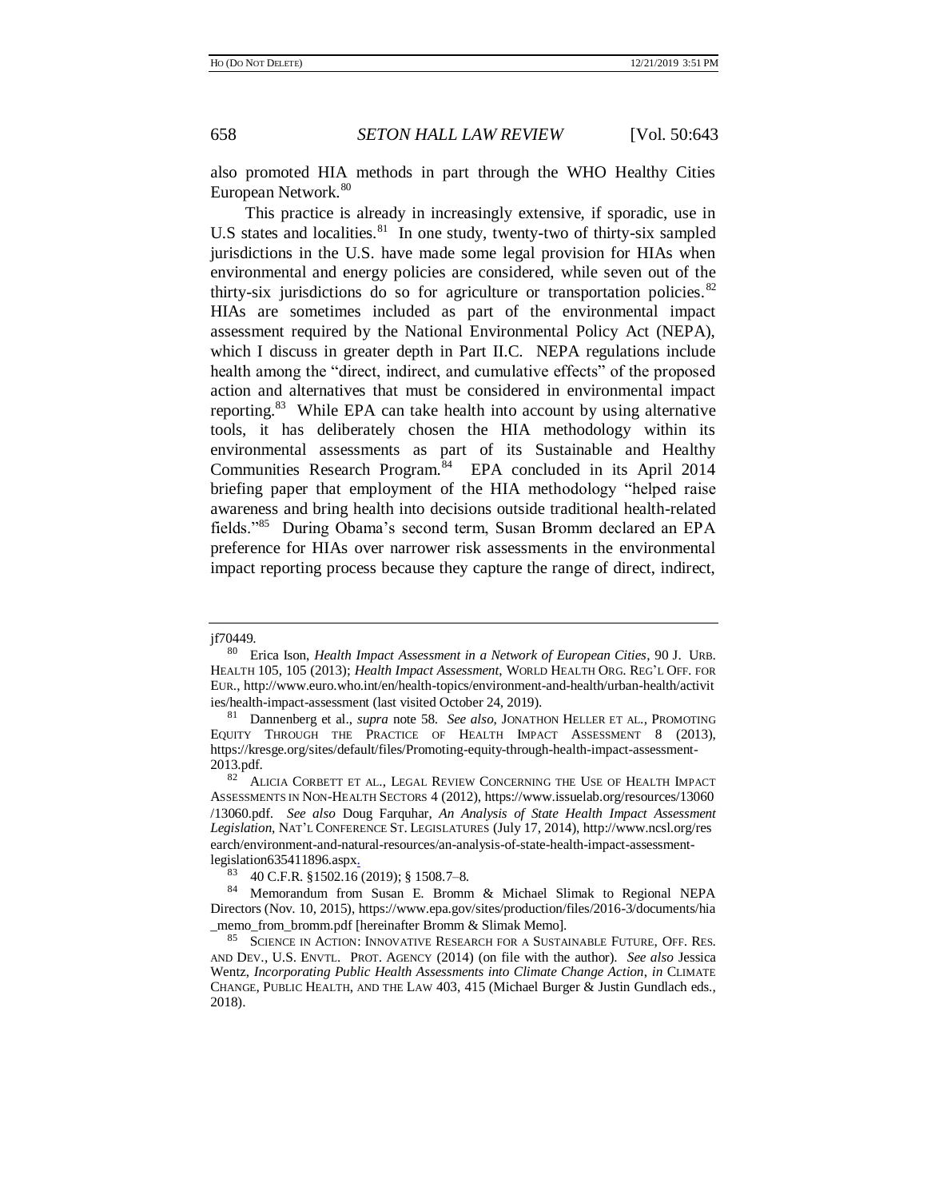also promoted HIA methods in part through the WHO Healthy Cities European Network.[80]

This practice is already in increasingly extensive, if sporadic, use in U.S states and localities.[81] In one study, twenty-two of thirty-six sampled jurisdictions in the U.S. have made some legal provision for HIAs when environmental and energy policies are considered, while seven out of the thirty-six jurisdictions do so for agriculture or transportation policies.[82] HIAs are sometimes included as part of the environmental impact assessment required by the National Environmental Policy Act (NEPA), which I discuss in greater depth in Part II.C. NEPA regulations include health among the "direct, indirect, and cumulative effects" of the proposed action and alternatives that must be considered in environmental impact reporting.[83] While EPA can take health into account by using alternative tools, it has deliberately chosen the HIA methodology within its environmental assessments as part of its Sustainable and Healthy Communities Research Program.[84] EPA concluded in its April 2014 briefing paper that employment of the HIA methodology "helped raise awareness and bring health into decisions outside traditional health-related fields."[85] During Obama's second term, Susan Bromm declared an EPA preference for HIAs over narrower risk assessments in the environmental impact reporting process because they capture the range of direct, indirect,

---

jf70449.

[80] Erica Ison, *Health Impact Assessment in a Network of European Cities*, 90 J. URB. HEALTH 105, 105 (2013); *Health Impact Assessment*, WORLD HEALTH ORG. REG'L OFF. FOR EUR., http://www.euro.who.int/en/health-topics/environment-and-health/urban-health/activities/health-impact-assessment (last visited October 24, 2019).

[81] Dannenberg et al., *supra* note 58. *See also*, JONATHON HELLER ET AL., PROMOTING EQUITY THROUGH THE PRACTICE OF HEALTH IMPACT ASSESSMENT 8 (2013), https://kresge.org/sites/default/files/Promoting-equity-through-health-impact-assessment-2013.pdf.

[82] ALICIA CORBETT ET AL., LEGAL REVIEW CONCERNING THE USE OF HEALTH IMPACT ASSESSMENTS IN NON-HEALTH SECTORS 4 (2012), https://www.issuelab.org/resources/13060/13060.pdf. *See also* Doug Farquhar, *An Analysis of State Health Impact Assessment Legislation*, NAT'L CONFERENCE ST. LEGISLATURES (July 17, 2014), http://www.ncsl.org/research/environment-and-natural-resources/an-analysis-of-state-health-impact-assessment-legislation635411896.aspx.

[83] 40 C.F.R. §1502.16 (2019); § 1508.7–8.

[84] Memorandum from Susan E. Bromm & Michael Slimak to Regional NEPA Directors (Nov. 10, 2015), https://www.epa.gov/sites/production/files/2016-3/documents/hia_memo_from_bromm.pdf [hereinafter Bromm & Slimak Memo].

[85] SCIENCE IN ACTION: INNOVATIVE RESEARCH FOR A SUSTAINABLE FUTURE, OFF. RES. AND DEV., U.S. ENVTL. PROT. AGENCY (2014) (on file with the author). *See also* Jessica Wentz, *Incorporating Public Health Assessments into Climate Change Action*, *in* CLIMATE CHANGE, PUBLIC HEALTH, AND THE LAW 403, 415 (Michael Burger & Justin Gundlach eds., 2018).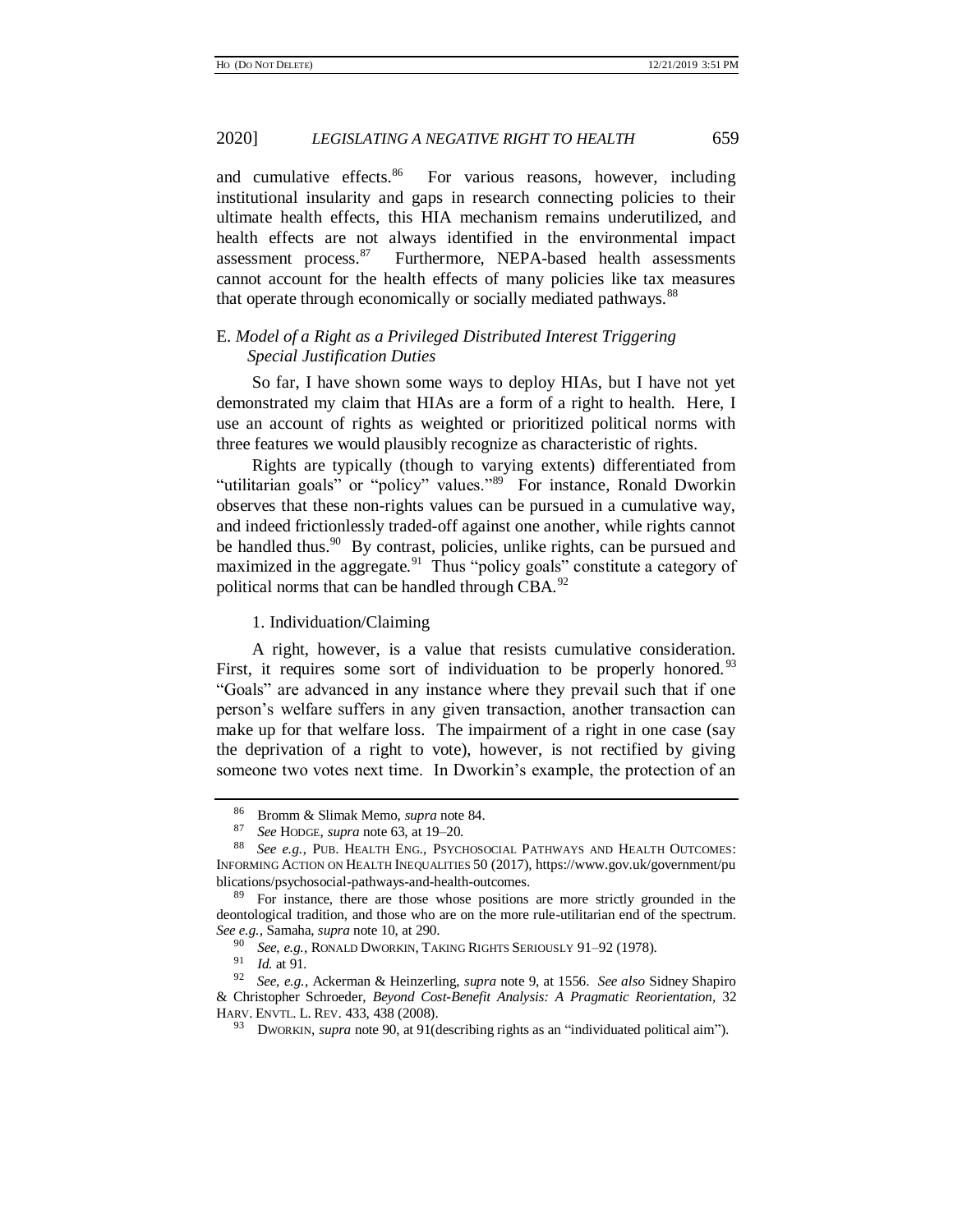and cumulative effects.[86] For various reasons, however, including institutional insularity and gaps in research connecting policies to their ultimate health effects, this HIA mechanism remains underutilized, and health effects are not always identified in the environmental impact assessment process.[87] Furthermore, NEPA-based health assessments cannot account for the health effects of many policies like tax measures that operate through economically or socially mediated pathways.[88]

### E. *Model of a Right as a Privileged Distributed Interest Triggering Special Justification Duties*

So far, I have shown some ways to deploy HIAs, but I have not yet demonstrated my claim that HIAs are a form of a right to health. Here, I use an account of rights as weighted or prioritized political norms with three features we would plausibly recognize as characteristic of rights.

Rights are typically (though to varying extents) differentiated from "utilitarian goals" or "policy" values."[89] For instance, Ronald Dworkin observes that these non-rights values can be pursued in a cumulative way, and indeed frictionlessly traded-off against one another, while rights cannot be handled thus.[90] By contrast, policies, unlike rights, can be pursued and maximized in the aggregate.[91] Thus "policy goals" constitute a category of political norms that can be handled through CBA.[92]

#### 1. Individuation/Claiming

A right, however, is a value that resists cumulative consideration. First, it requires some sort of individuation to be properly honored.[93] "Goals" are advanced in any instance where they prevail such that if one person's welfare suffers in any given transaction, another transaction can make up for that welfare loss. The impairment of a right in one case (say the deprivation of a right to vote), however, is not rectified by giving someone two votes next time. In Dworkin's example, the protection of an

---

[86] Bromm & Slimak Memo, *supra* note 84.

[87] *See* HODGE, *supra* note 63, at 19–20.

[88] *See e.g.*, PUB. HEALTH ENG., PSYCHOSOCIAL PATHWAYS AND HEALTH OUTCOMES: INFORMING ACTION ON HEALTH INEQUALITIES 50 (2017), https://www.gov.uk/government/publications/psychosocial-pathways-and-health-outcomes.

[89] For instance, there are those whose positions are more strictly grounded in the deontological tradition, and those who are on the more rule-utilitarian end of the spectrum. *See e.g.,* Samaha, *supra* note 10, at 290.

[90] *See, e.g.*, RONALD DWORKIN, TAKING RIGHTS SERIOUSLY 91–92 (1978).

[91] *Id.* at 91.

[92] *See, e.g.*, Ackerman & Heinzerling, *supra* note 9, at 1556. *See also* Sidney Shapiro & Christopher Schroeder, *Beyond Cost-Benefit Analysis: A Pragmatic Reorientation*, 32 HARV. ENVTL. L. REV. 433, 438 (2008).

[93] DWORKIN, *supra* note 90, at 91(describing rights as an "individuated political aim").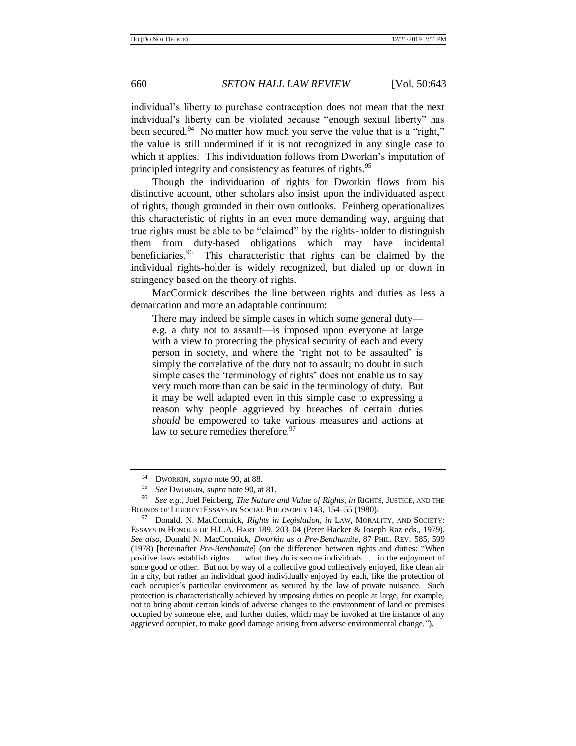individual's liberty to purchase contraception does not mean that the next individual's liberty can be violated because "enough sexual liberty" has been secured.[94] No matter how much you serve the value that is a "right," the value is still undermined if it is not recognized in any single case to which it applies. This individuation follows from Dworkin's imputation of principled integrity and consistency as features of rights.[95]

Though the individuation of rights for Dworkin flows from his distinctive account, other scholars also insist upon the individuated aspect of rights, though grounded in their own outlooks. Feinberg operationalizes this characteristic of rights in an even more demanding way, arguing that true rights must be able to be "claimed" by the rights-holder to distinguish them from duty-based obligations which may have incidental beneficiaries.[96] This characteristic that rights can be claimed by the individual rights-holder is widely recognized, but dialed up or down in stringency based on the theory of rights.

MacCormick describes the line between rights and duties as less a demarcation and more an adaptable continuum:

> There may indeed be simple cases in which some general duty—e.g. a duty not to assault—is imposed upon everyone at large with a view to protecting the physical security of each and every person in society, and where the 'right not to be assaulted' is simply the correlative of the duty not to assault; no doubt in such simple cases the 'terminology of rights' does not enable us to say very much more than can be said in the terminology of duty. But it may be well adapted even in this simple case to expressing a reason why people aggrieved by breaches of certain duties *should* be empowered to take various measures and actions at law to secure remedies therefore.[97]

---

[94] DWORKIN, *supra* note 90, at 88.

[95] *See* DWORKIN, *supra* note 90, at 81.

[96] *See e.g.*, Joel Feinberg, *The Nature and Value of Rights*, *in* RIGHTS, JUSTICE, AND THE BOUNDS OF LIBERTY: ESSAYS IN SOCIAL PHILOSOPHY 143, 154–55 (1980).

[97] Donald. N. MacCormick, *Rights in Legislation*, *in* LAW, MORALITY, AND SOCIETY: ESSAYS IN HONOUR OF H.L.A. HART 189, 203–04 (Peter Hacker & Joseph Raz eds., 1979). *See also*, Donald N. MacCormick, *Dworkin as a Pre-Benthamite*, 87 PHIL. REV. 585, 599 (1978) [hereinafter *Pre-Benthamite*] (on the difference between rights and duties: "When positive laws establish rights . . . what they do is secure individuals . . . in the enjoyment of some good or other. But not by way of a collective good collectively enjoyed, like clean air in a city, but rather an individual good individually enjoyed by each, like the protection of each occupier's particular environment as secured by the law of private nuisance. Such protection is characteristically achieved by imposing duties on people at large, for example, not to bring about certain kinds of adverse changes to the environment of land or premises occupied by someone else, and further duties, which may be invoked at the instance of any aggrieved occupier, to make good damage arising from adverse environmental change.").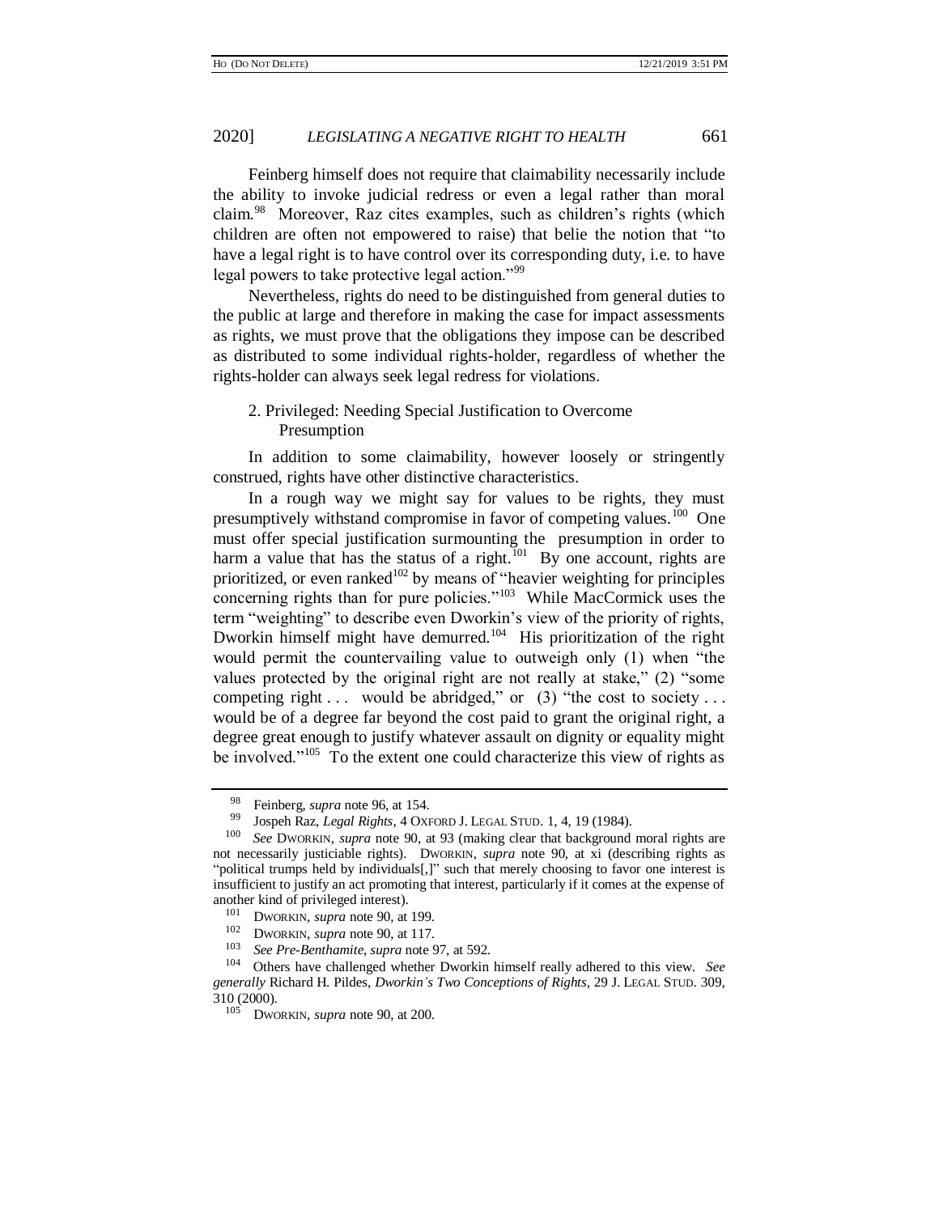Feinberg himself does not require that claimability necessarily include the ability to invoke judicial redress or even a legal rather than moral claim.[98] Moreover, Raz cites examples, such as children's rights (which children are often not empowered to raise) that belie the notion that "to have a legal right is to have control over its corresponding duty, i.e. to have legal powers to take protective legal action."[99]

Nevertheless, rights do need to be distinguished from general duties to the public at large and therefore in making the case for impact assessments as rights, we must prove that the obligations they impose can be described as distributed to some individual rights-holder, regardless of whether the rights-holder can always seek legal redress for violations.

### 2. Privileged: Needing Special Justification to Overcome Presumption

In addition to some claimability, however loosely or stringently construed, rights have other distinctive characteristics.

In a rough way we might say for values to be rights, they must presumptively withstand compromise in favor of competing values.[100] One must offer special justification surmounting the presumption in order to harm a value that has the status of a right.[101] By one account, rights are prioritized, or even ranked[102] by means of "heavier weighting for principles concerning rights than for pure policies."[103] While MacCormick uses the term "weighting" to describe even Dworkin's view of the priority of rights, Dworkin himself might have demurred.[104] His prioritization of the right would permit the countervailing value to outweigh only (1) when "the values protected by the original right are not really at stake," (2) "some competing right . . . would be abridged," or (3) "the cost to society . . . would be of a degree far beyond the cost paid to grant the original right, a degree great enough to justify whatever assault on dignity or equality might be involved."[105] To the extent one could characterize this view of rights as

---

[98] Feinberg, *supra* note 96, at 154.

[99] Jospeh Raz, *Legal Rights*, 4 OXFORD J. LEGAL STUD. 1, 4, 19 (1984).

[100] *See* DWORKIN, *supra* note 90, at 93 (making clear that background moral rights are not necessarily justiciable rights). DWORKIN, *supra* note 90, at xi (describing rights as "political trumps held by individuals[,]" such that merely choosing to favor one interest is insufficient to justify an act promoting that interest, particularly if it comes at the expense of another kind of privileged interest).

[101] DWORKIN, *supra* note 90, at 199.

[102] DWORKIN, *supra* note 90, at 117.

[103] *See Pre-Benthamite*, *supra* note 97, at 592.

[104] Others have challenged whether Dworkin himself really adhered to this view. *See generally* Richard H. Pildes, *Dworkin's Two Conceptions of Rights*, 29 J. LEGAL STUD. 309, 310 (2000).

[105] DWORKIN, *supra* note 90, at 200.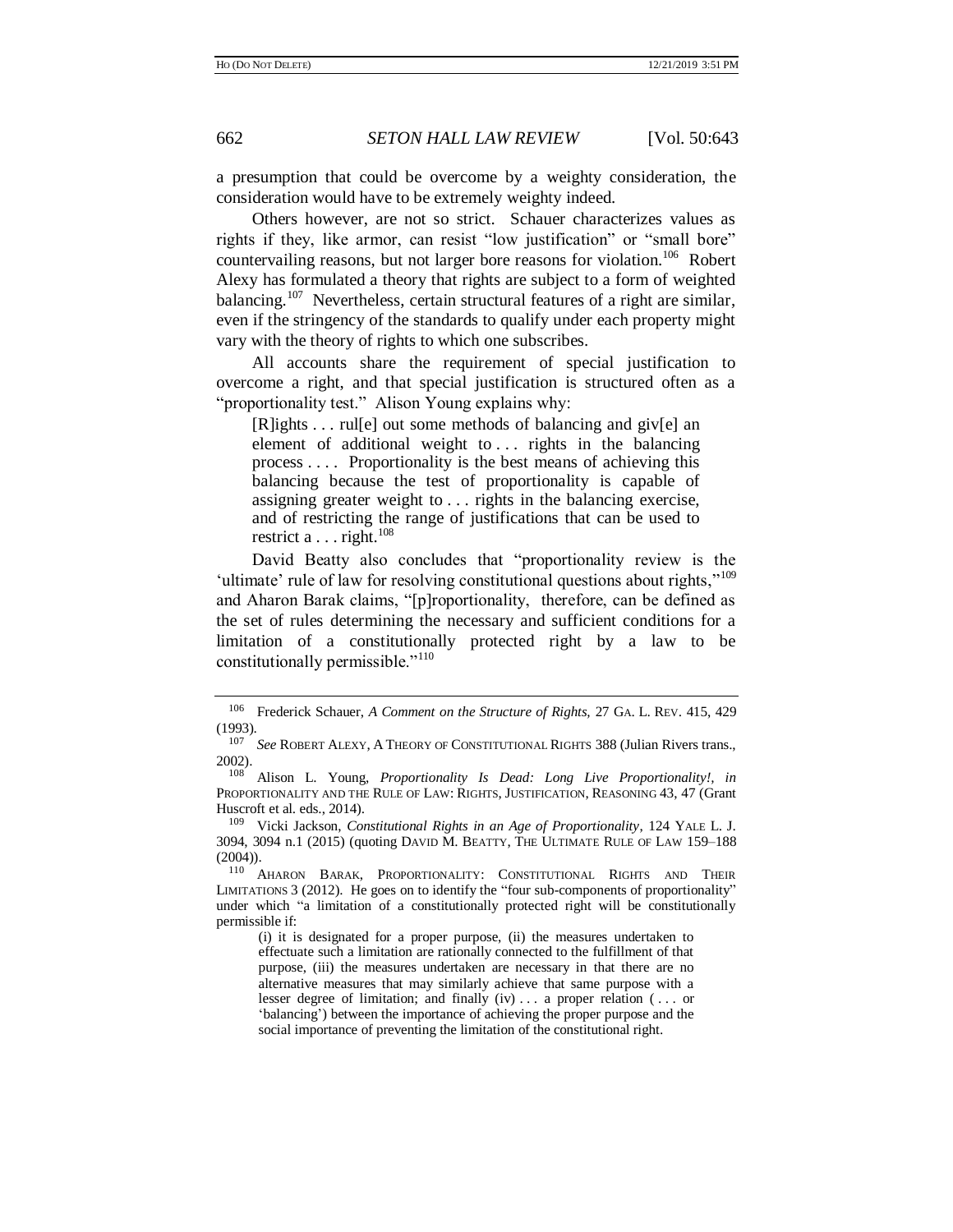a presumption that could be overcome by a weighty consideration, the consideration would have to be extremely weighty indeed.

Others however, are not so strict. Schauer characterizes values as rights if they, like armor, can resist "low justification" or "small bore" countervailing reasons, but not larger bore reasons for violation.[106] Robert Alexy has formulated a theory that rights are subject to a form of weighted balancing.[107] Nevertheless, certain structural features of a right are similar, even if the stringency of the standards to qualify under each property might vary with the theory of rights to which one subscribes.

All accounts share the requirement of special justification to overcome a right, and that special justification is structured often as a "proportionality test." Alison Young explains why:

> [R]ights . . . rul[e] out some methods of balancing and giv[e] an element of additional weight to . . . rights in the balancing process . . . . Proportionality is the best means of achieving this balancing because the test of proportionality is capable of assigning greater weight to . . . rights in the balancing exercise, and of restricting the range of justifications that can be used to restrict a . . . right.[108]

David Beatty also concludes that "proportionality review is the 'ultimate' rule of law for resolving constitutional questions about rights,"[109] and Aharon Barak claims, "[p]roportionality, therefore, can be defined as the set of rules determining the necessary and sufficient conditions for a limitation of a constitutionally protected right by a law to be constitutionally permissible."[110]

---

[106] Frederick Schauer, *A Comment on the Structure of Rights*, 27 GA. L. REV. 415, 429 (1993).

[107] *See* ROBERT ALEXY, A THEORY OF CONSTITUTIONAL RIGHTS 388 (Julian Rivers trans., 2002).

[108] Alison L. Young, *Proportionality Is Dead: Long Live Proportionality!*, *in* PROPORTIONALITY AND THE RULE OF LAW: RIGHTS, JUSTIFICATION, REASONING 43, 47 (Grant Huscroft et al. eds., 2014).

[109] Vicki Jackson, *Constitutional Rights in an Age of Proportionality*, 124 YALE L. J. 3094, 3094 n.1 (2015) (quoting DAVID M. BEATTY, THE ULTIMATE RULE OF LAW 159–188 (2004)).

[110] AHARON BARAK, PROPORTIONALITY: CONSTITUTIONAL RIGHTS AND THEIR LIMITATIONS 3 (2012). He goes on to identify the "four sub-components of proportionality" under which "a limitation of a constitutionally protected right will be constitutionally permissible if:

> (i) it is designated for a proper purpose, (ii) the measures undertaken to effectuate such a limitation are rationally connected to the fulfillment of that purpose, (iii) the measures undertaken are necessary in that there are no alternative measures that may similarly achieve that same purpose with a lesser degree of limitation; and finally (iv) . . . a proper relation ( . . . or 'balancing') between the importance of achieving the proper purpose and the social importance of preventing the limitation of the constitutional right.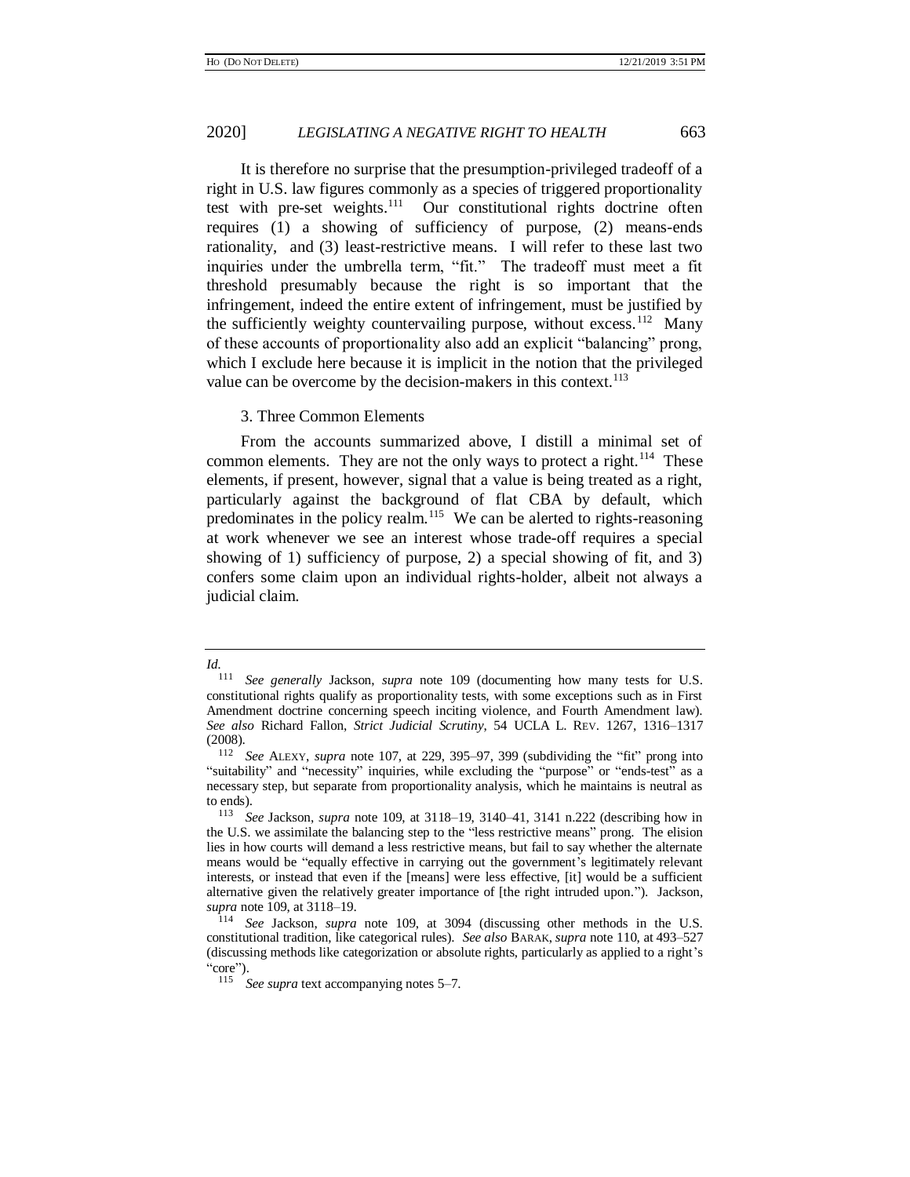It is therefore no surprise that the presumption-privileged tradeoff of a right in U.S. law figures commonly as a species of triggered proportionality test with pre-set weights.[111] Our constitutional rights doctrine often requires (1) a showing of sufficiency of purpose, (2) means-ends rationality, and (3) least-restrictive means. I will refer to these last two inquiries under the umbrella term, "fit." The tradeoff must meet a fit threshold presumably because the right is so important that the infringement, indeed the entire extent of infringement, must be justified by the sufficiently weighty countervailing purpose, without excess.[112] Many of these accounts of proportionality also add an explicit "balancing" prong, which I exclude here because it is implicit in the notion that the privileged value can be overcome by the decision-makers in this context.[113]

### 3. Three Common Elements

From the accounts summarized above, I distill a minimal set of common elements. They are not the only ways to protect a right.[114] These elements, if present, however, signal that a value is being treated as a right, particularly against the background of flat CBA by default, which predominates in the policy realm.[115] We can be alerted to rights-reasoning at work whenever we see an interest whose trade-off requires a special showing of 1) sufficiency of purpose, 2) a special showing of fit, and 3) confers some claim upon an individual rights-holder, albeit not always a judicial claim.

---

*Id.*

[111] *See generally* Jackson, *supra* note 109 (documenting how many tests for U.S. constitutional rights qualify as proportionality tests, with some exceptions such as in First Amendment doctrine concerning speech inciting violence, and Fourth Amendment law). *See also* Richard Fallon, *Strict Judicial Scrutiny*, 54 UCLA L. REV. 1267, 1316–1317 (2008).

[112] *See* ALEXY, *supra* note 107, at 229, 395–97, 399 (subdividing the "fit" prong into "suitability" and "necessity" inquiries, while excluding the "purpose" or "ends-test" as a necessary step, but separate from proportionality analysis, which he maintains is neutral as to ends).

[113] *See* Jackson, *supra* note 109, at 3118–19, 3140–41, 3141 n.222 (describing how in the U.S. we assimilate the balancing step to the "less restrictive means" prong. The elision lies in how courts will demand a less restrictive means, but fail to say whether the alternate means would be "equally effective in carrying out the government's legitimately relevant interests, or instead that even if the [means] were less effective, [it] would be a sufficient alternative given the relatively greater importance of [the right intruded upon."). Jackson, *supra* note 109, at 3118–19.

[114] *See* Jackson, *supra* note 109, at 3094 (discussing other methods in the U.S. constitutional tradition, like categorical rules). *See also* BARAK, *supra* note 110, at 493–527 (discussing methods like categorization or absolute rights, particularly as applied to a right's "core").

[115] *See supra* text accompanying notes 5–7.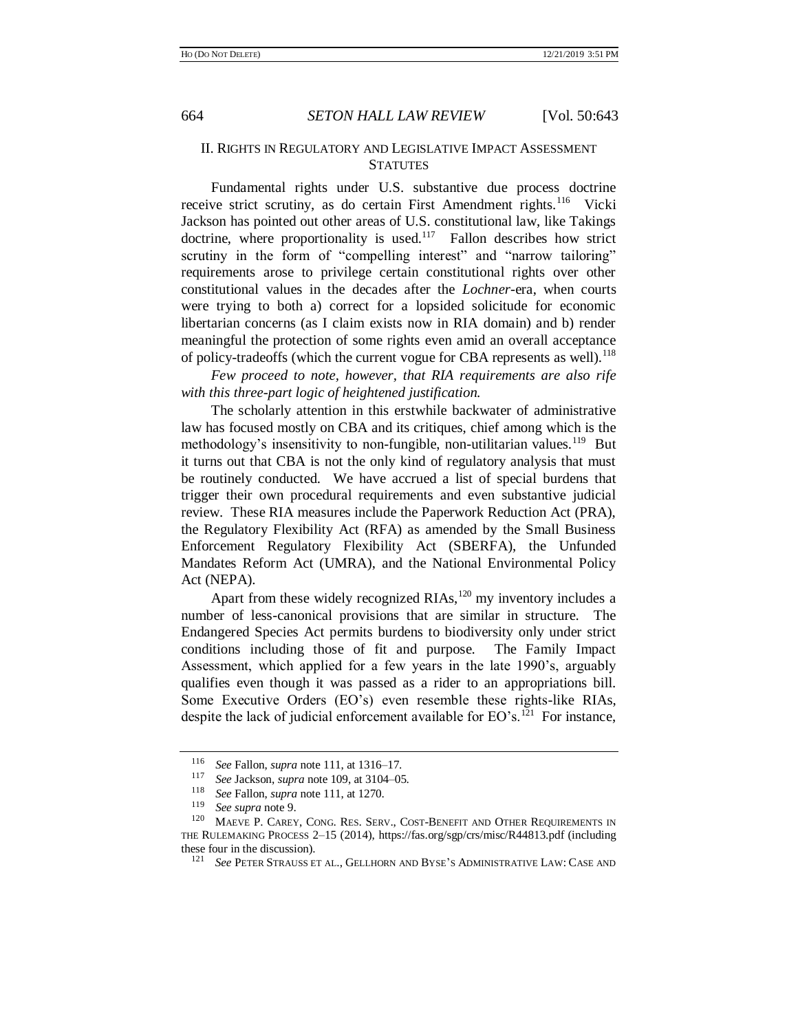## II. Rights in Regulatory and Legislative Impact Assessment Statutes

Fundamental rights under U.S. substantive due process doctrine receive strict scrutiny, as do certain First Amendment rights.[116] Vicki Jackson has pointed out other areas of U.S. constitutional law, like Takings doctrine, where proportionality is used.[117] Fallon describes how strict scrutiny in the form of "compelling interest" and "narrow tailoring" requirements arose to privilege certain constitutional rights over other constitutional values in the decades after the *Lochner*-era, when courts were trying to both a) correct for a lopsided solicitude for economic libertarian concerns (as I claim exists now in RIA domain) and b) render meaningful the protection of some rights even amid an overall acceptance of policy-tradeoffs (which the current vogue for CBA represents as well).[118]

*Few proceed to note, however, that RIA requirements are also rife with this three-part logic of heightened justification.*

The scholarly attention in this erstwhile backwater of administrative law has focused mostly on CBA and its critiques, chief among which is the methodology's insensitivity to non-fungible, non-utilitarian values.[119] But it turns out that CBA is not the only kind of regulatory analysis that must be routinely conducted. We have accrued a list of special burdens that trigger their own procedural requirements and even substantive judicial review. These RIA measures include the Paperwork Reduction Act (PRA), the Regulatory Flexibility Act (RFA) as amended by the Small Business Enforcement Regulatory Flexibility Act (SBERFA), the Unfunded Mandates Reform Act (UMRA), and the National Environmental Policy Act (NEPA).

Apart from these widely recognized RIAs,[120] my inventory includes a number of less-canonical provisions that are similar in structure. The Endangered Species Act permits burdens to biodiversity only under strict conditions including those of fit and purpose. The Family Impact Assessment, which applied for a few years in the late 1990's, arguably qualifies even though it was passed as a rider to an appropriations bill. Some Executive Orders (EO's) even resemble these rights-like RIAs, despite the lack of judicial enforcement available for EO's.[121] For instance,

---

[116] *See* Fallon, *supra* note 111, at 1316–17.

[117] *See* Jackson, *supra* note 109, at 3104–05.

[118] *See* Fallon, *supra* note 111, at 1270.

[119] *See supra* note 9.

[120] Maeve P. Carey, Cong. Res. Serv., Cost-Benefit and Other Requirements in the Rulemaking Process 2–15 (2014), https://fas.org/sgp/crs/misc/R44813.pdf (including these four in the discussion).

[121] *See* Peter Strauss et al., Gellhorn and Byse's Administrative Law: Case and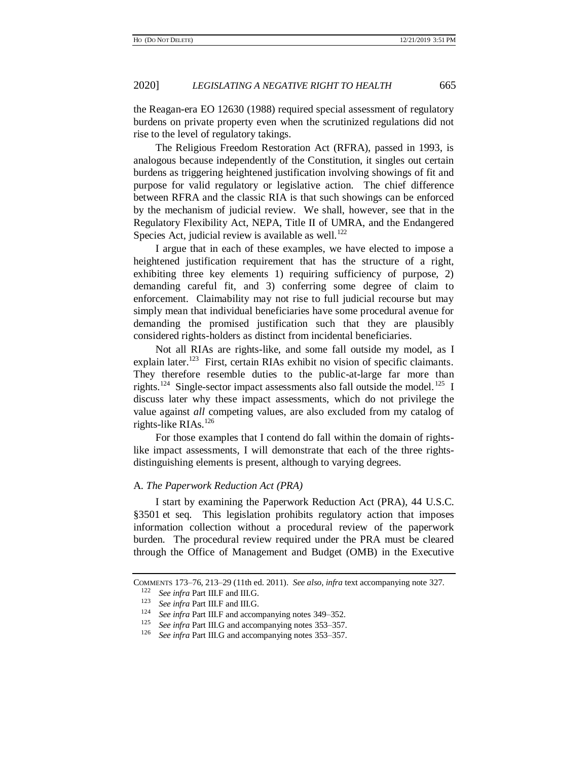the Reagan-era EO 12630 (1988) required special assessment of regulatory burdens on private property even when the scrutinized regulations did not rise to the level of regulatory takings.

The Religious Freedom Restoration Act (RFRA), passed in 1993, is analogous because independently of the Constitution, it singles out certain burdens as triggering heightened justification involving showings of fit and purpose for valid regulatory or legislative action. The chief difference between RFRA and the classic RIA is that such showings can be enforced by the mechanism of judicial review. We shall, however, see that in the Regulatory Flexibility Act, NEPA, Title II of UMRA, and the Endangered Species Act, judicial review is available as well.[122]

I argue that in each of these examples, we have elected to impose a heightened justification requirement that has the structure of a right, exhibiting three key elements 1) requiring sufficiency of purpose, 2) demanding careful fit, and 3) conferring some degree of claim to enforcement. Claimability may not rise to full judicial recourse but may simply mean that individual beneficiaries have some procedural avenue for demanding the promised justification such that they are plausibly considered rights-holders as distinct from incidental beneficiaries.

Not all RIAs are rights-like, and some fall outside my model, as I explain later.[123] First, certain RIAs exhibit no vision of specific claimants. They therefore resemble duties to the public-at-large far more than rights.[124] Single-sector impact assessments also fall outside the model.[125] I discuss later why these impact assessments, which do not privilege the value against *all* competing values, are also excluded from my catalog of rights-like RIAs.[126]

For those examples that I contend do fall within the domain of rights-like impact assessments, I will demonstrate that each of the three rights-distinguishing elements is present, although to varying degrees.

### A. *The Paperwork Reduction Act (PRA)*

I start by examining the Paperwork Reduction Act (PRA), 44 U.S.C. §3501 et seq. This legislation prohibits regulatory action that imposes information collection without a procedural review of the paperwork burden. The procedural review required under the PRA must be cleared through the Office of Management and Budget (OMB) in the Executive

---

COMMENTS 173–76, 213–29 (11th ed. 2011). *See also*, *infra* text accompanying note 327.

[122] *See infra* Part III.F and III.G.

[123] *See infra* Part III.F and III.G.

[124] *See infra* Part III.F and accompanying notes 349–352.

[125] *See infra* Part III.G and accompanying notes 353–357.

[126] *See infra* Part III.G and accompanying notes 353–357.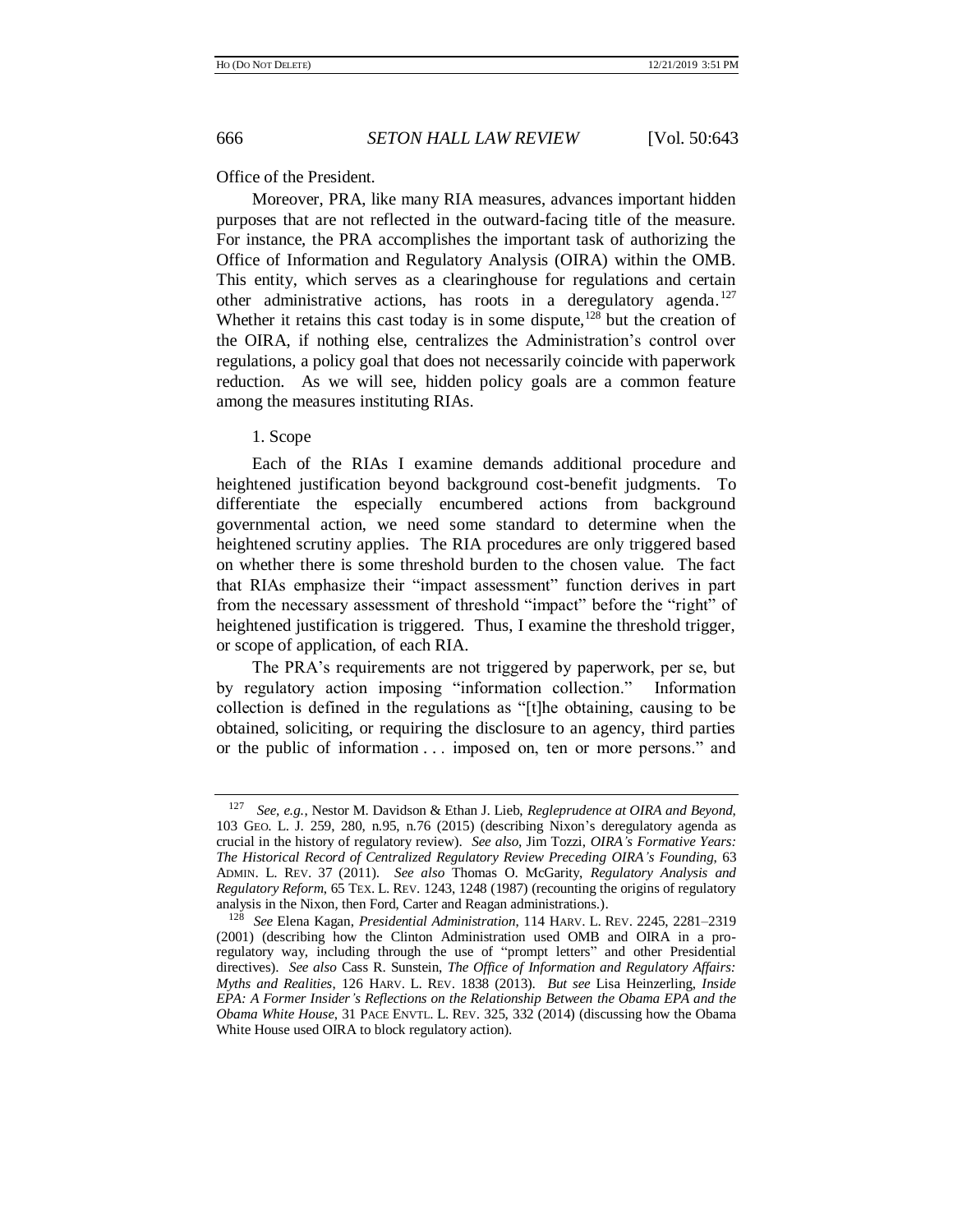Office of the President.

Moreover, PRA, like many RIA measures, advances important hidden purposes that are not reflected in the outward-facing title of the measure. For instance, the PRA accomplishes the important task of authorizing the Office of Information and Regulatory Analysis (OIRA) within the OMB. This entity, which serves as a clearinghouse for regulations and certain other administrative actions, has roots in a deregulatory agenda.[127] Whether it retains this cast today is in some dispute,[128] but the creation of the OIRA, if nothing else, centralizes the Administration's control over regulations, a policy goal that does not necessarily coincide with paperwork reduction. As we will see, hidden policy goals are a common feature among the measures instituting RIAs.

1. Scope

Each of the RIAs I examine demands additional procedure and heightened justification beyond background cost-benefit judgments. To differentiate the especially encumbered actions from background governmental action, we need some standard to determine when the heightened scrutiny applies. The RIA procedures are only triggered based on whether there is some threshold burden to the chosen value. The fact that RIAs emphasize their "impact assessment" function derives in part from the necessary assessment of threshold "impact" before the "right" of heightened justification is triggered. Thus, I examine the threshold trigger, or scope of application, of each RIA.

The PRA's requirements are not triggered by paperwork, per se, but by regulatory action imposing "information collection." Information collection is defined in the regulations as "[t]he obtaining, causing to be obtained, soliciting, or requiring the disclosure to an agency, third parties or the public of information . . . imposed on, ten or more persons." and

---

[127] *See, e.g.*, Nestor M. Davidson & Ethan J. Lieb, *Regleprudence at OIRA and Beyond*, 103 GEO. L. J. 259, 280, n.95, n.76 (2015) (describing Nixon's deregulatory agenda as crucial in the history of regulatory review). *See also*, Jim Tozzi, *OIRA's Formative Years: The Historical Record of Centralized Regulatory Review Preceding OIRA's Founding*, 63 ADMIN. L. REV. 37 (2011). *See also* Thomas O. McGarity, *Regulatory Analysis and Regulatory Reform*, 65 TEX. L. REV. 1243, 1248 (1987) (recounting the origins of regulatory analysis in the Nixon, then Ford, Carter and Reagan administrations.).

[128] *See* Elena Kagan, *Presidential Administration*, 114 HARV. L. REV. 2245, 2281–2319 (2001) (describing how the Clinton Administration used OMB and OIRA in a pro-regulatory way, including through the use of "prompt letters" and other Presidential directives). *See also* Cass R. Sunstein, *The Office of Information and Regulatory Affairs: Myths and Realities*, 126 HARV. L. REV. 1838 (2013). *But see* Lisa Heinzerling, *Inside EPA: A Former Insider's Reflections on the Relationship Between the Obama EPA and the Obama White House*, 31 PACE ENVTL. L. REV. 325, 332 (2014) (discussing how the Obama White House used OIRA to block regulatory action).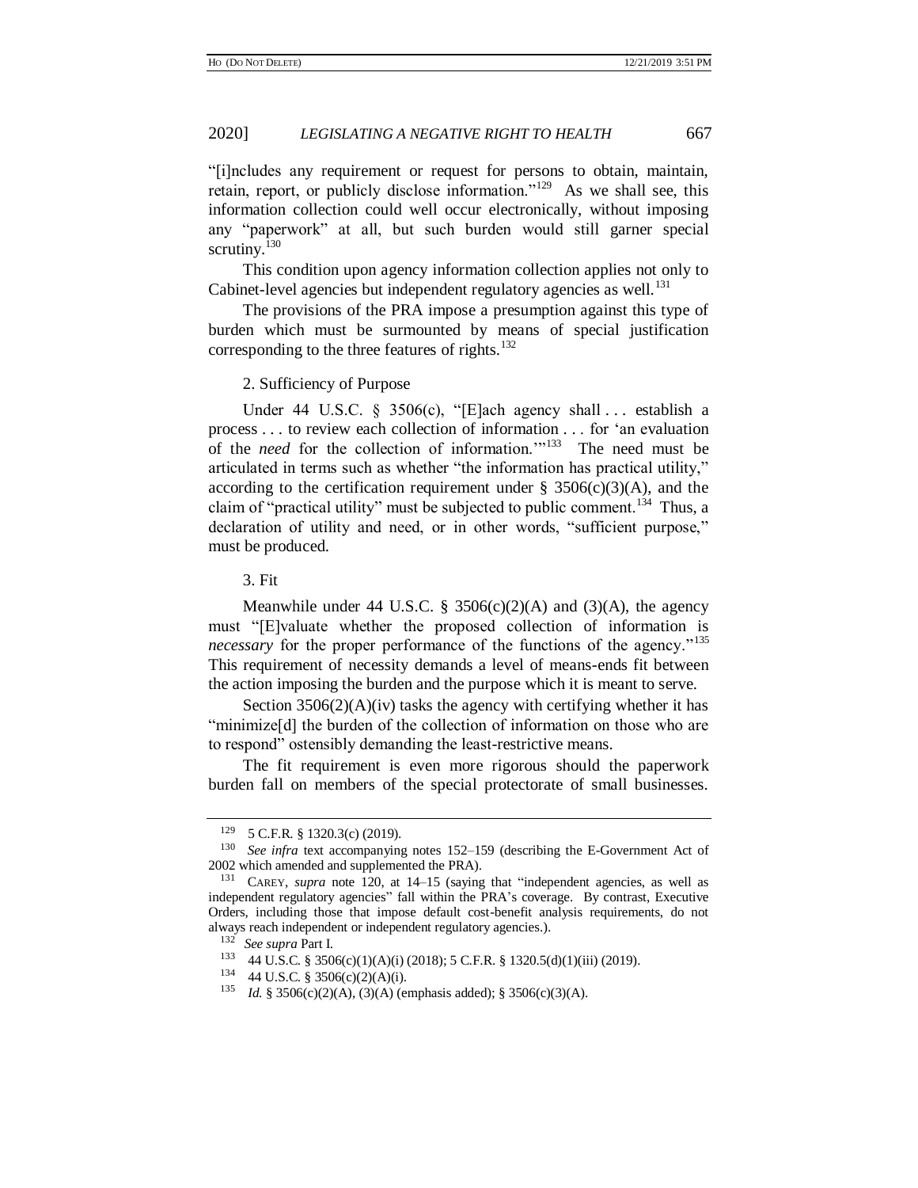"[i]ncludes any requirement or request for persons to obtain, maintain, retain, report, or publicly disclose information."[129] As we shall see, this information collection could well occur electronically, without imposing any "paperwork" at all, but such burden would still garner special scrutiny.[130]

This condition upon agency information collection applies not only to Cabinet-level agencies but independent regulatory agencies as well.[131]

The provisions of the PRA impose a presumption against this type of burden which must be surmounted by means of special justification corresponding to the three features of rights.[132]

### 2. Sufficiency of Purpose

Under 44 U.S.C. § 3506(c), "[E]ach agency shall . . . establish a process . . . to review each collection of information . . . for 'an evaluation of the *need* for the collection of information.'"[133] The need must be articulated in terms such as whether "the information has practical utility," according to the certification requirement under § 3506(c)(3)(A), and the claim of "practical utility" must be subjected to public comment.[134] Thus, a declaration of utility and need, or in other words, "sufficient purpose," must be produced.

### 3. Fit

Meanwhile under 44 U.S.C. § 3506(c)(2)(A) and (3)(A), the agency must "[E]valuate whether the proposed collection of information is *necessary* for the proper performance of the functions of the agency."[135] This requirement of necessity demands a level of means-ends fit between the action imposing the burden and the purpose which it is meant to serve.

Section 3506(2)(A)(iv) tasks the agency with certifying whether it has "minimize[d] the burden of the collection of information on those who are to respond" ostensibly demanding the least-restrictive means.

The fit requirement is even more rigorous should the paperwork burden fall on members of the special protectorate of small businesses.

---

[129] 5 C.F.R. § 1320.3(c) (2019).

[130] *See infra* text accompanying notes 152–159 (describing the E-Government Act of 2002 which amended and supplemented the PRA).

[131] CAREY, *supra* note 120, at 14–15 (saying that "independent agencies, as well as independent regulatory agencies" fall within the PRA's coverage. By contrast, Executive Orders, including those that impose default cost-benefit analysis requirements, do not always reach independent or independent regulatory agencies.).

[132] *See supra* Part I.

[133] 44 U.S.C. § 3506(c)(1)(A)(i) (2018); 5 C.F.R. § 1320.5(d)(1)(iii) (2019).

[134] 44 U.S.C. § 3506(c)(2)(A)(i).

[135] *Id.* § 3506(c)(2)(A), (3)(A) (emphasis added); § 3506(c)(3)(A).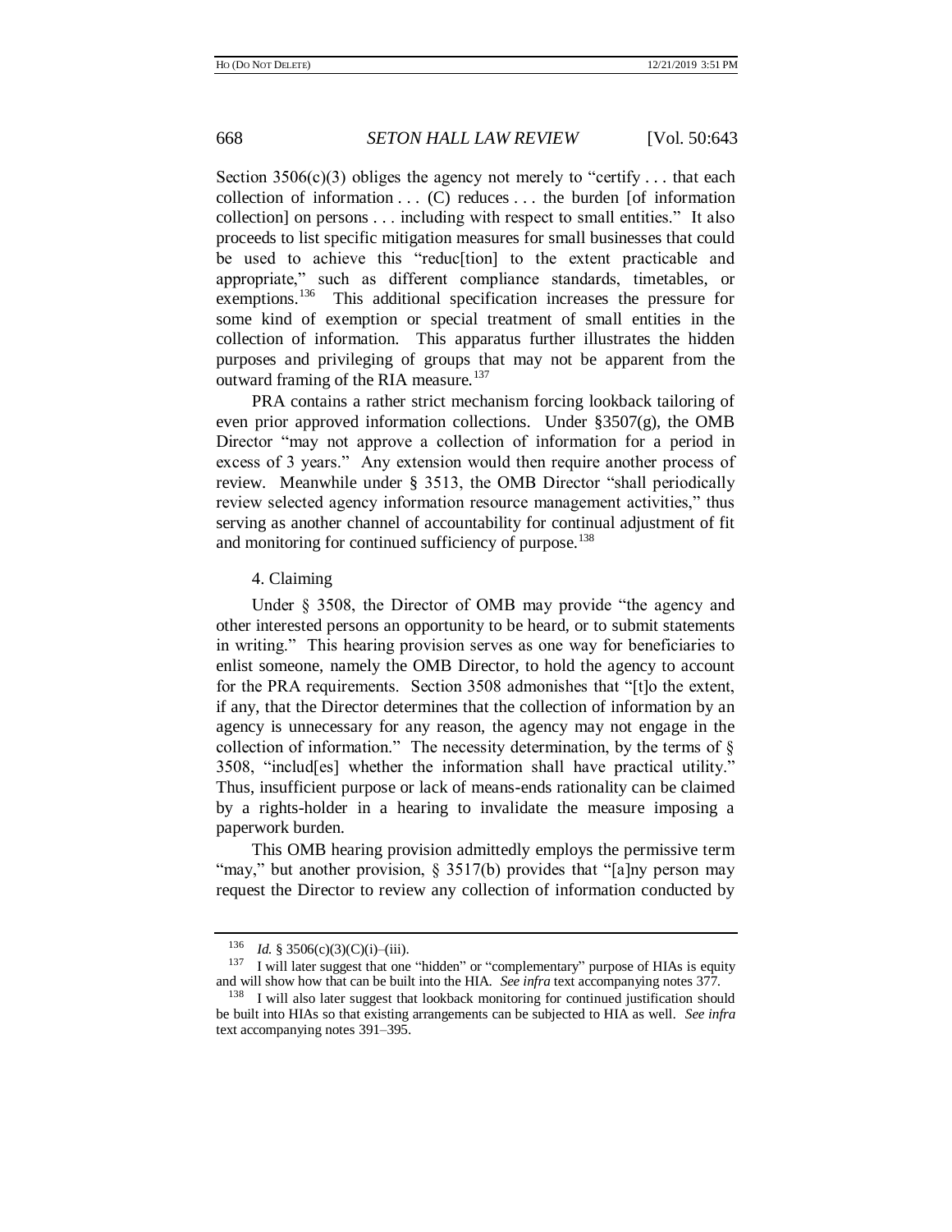Section 3506(c)(3) obliges the agency not merely to "certify . . . that each collection of information . . . (C) reduces . . . the burden [of information collection] on persons . . . including with respect to small entities." It also proceeds to list specific mitigation measures for small businesses that could be used to achieve this "reduc[tion] to the extent practicable and appropriate," such as different compliance standards, timetables, or exemptions.[136] This additional specification increases the pressure for some kind of exemption or special treatment of small entities in the collection of information. This apparatus further illustrates the hidden purposes and privileging of groups that may not be apparent from the outward framing of the RIA measure.[137]

PRA contains a rather strict mechanism forcing lookback tailoring of even prior approved information collections. Under §3507(g), the OMB Director "may not approve a collection of information for a period in excess of 3 years." Any extension would then require another process of review. Meanwhile under § 3513, the OMB Director "shall periodically review selected agency information resource management activities," thus serving as another channel of accountability for continual adjustment of fit and monitoring for continued sufficiency of purpose.[138]

4. Claiming

Under § 3508, the Director of OMB may provide "the agency and other interested persons an opportunity to be heard, or to submit statements in writing." This hearing provision serves as one way for beneficiaries to enlist someone, namely the OMB Director, to hold the agency to account for the PRA requirements. Section 3508 admonishes that "[t]o the extent, if any, that the Director determines that the collection of information by an agency is unnecessary for any reason, the agency may not engage in the collection of information." The necessity determination, by the terms of § 3508, "includ[es] whether the information shall have practical utility." Thus, insufficient purpose or lack of means-ends rationality can be claimed by a rights-holder in a hearing to invalidate the measure imposing a paperwork burden.

This OMB hearing provision admittedly employs the permissive term "may," but another provision, § 3517(b) provides that "[a]ny person may request the Director to review any collection of information conducted by

---

[136] *Id.* § 3506(c)(3)(C)(i)–(iii).

[137] I will later suggest that one "hidden" or "complementary" purpose of HIAs is equity and will show how that can be built into the HIA. *See infra* text accompanying notes 377.

[138] I will also later suggest that lookback monitoring for continued justification should be built into HIAs so that existing arrangements can be subjected to HIA as well. *See infra* text accompanying notes 391–395.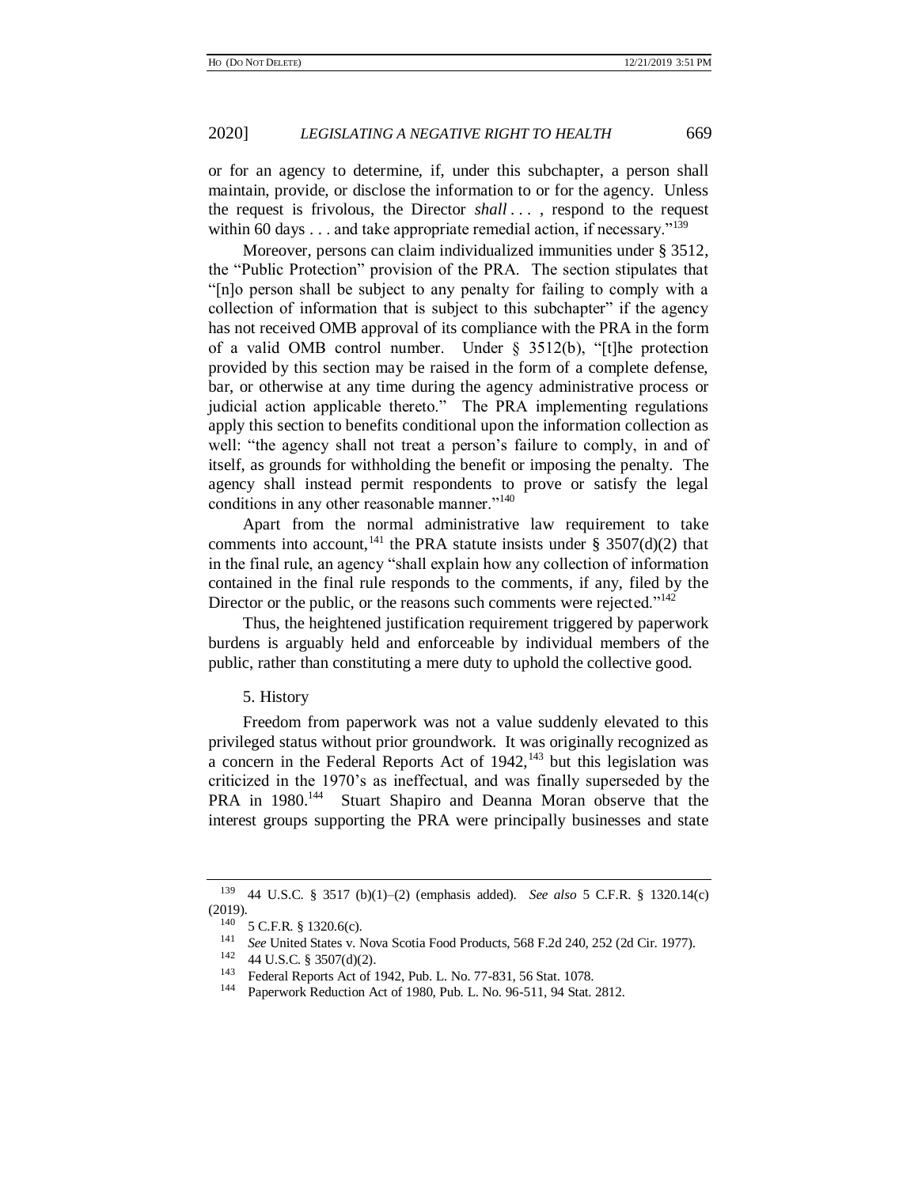or for an agency to determine, if, under this subchapter, a person shall maintain, provide, or disclose the information to or for the agency. Unless the request is frivolous, the Director *shall* . . . , respond to the request within 60 days . . . and take appropriate remedial action, if necessary."[139]

Moreover, persons can claim individualized immunities under § 3512, the "Public Protection" provision of the PRA. The section stipulates that "[n]o person shall be subject to any penalty for failing to comply with a collection of information that is subject to this subchapter" if the agency has not received OMB approval of its compliance with the PRA in the form of a valid OMB control number. Under § 3512(b), "[t]he protection provided by this section may be raised in the form of a complete defense, bar, or otherwise at any time during the agency administrative process or judicial action applicable thereto." The PRA implementing regulations apply this section to benefits conditional upon the information collection as well: "the agency shall not treat a person's failure to comply, in and of itself, as grounds for withholding the benefit or imposing the penalty. The agency shall instead permit respondents to prove or satisfy the legal conditions in any other reasonable manner."[140]

Apart from the normal administrative law requirement to take comments into account,[141] the PRA statute insists under § 3507(d)(2) that in the final rule, an agency "shall explain how any collection of information contained in the final rule responds to the comments, if any, filed by the Director or the public, or the reasons such comments were rejected."[142]

Thus, the heightened justification requirement triggered by paperwork burdens is arguably held and enforceable by individual members of the public, rather than constituting a mere duty to uphold the collective good.

5. History

Freedom from paperwork was not a value suddenly elevated to this privileged status without prior groundwork. It was originally recognized as a concern in the Federal Reports Act of 1942,[143] but this legislation was criticized in the 1970's as ineffectual, and was finally superseded by the PRA in 1980.[144] Stuart Shapiro and Deanna Moran observe that the interest groups supporting the PRA were principally businesses and state

---

[139] 44 U.S.C. § 3517 (b)(1)–(2) (emphasis added). *See also* 5 C.F.R. § 1320.14(c) (2019).

[140] 5 C.F.R. § 1320.6(c).

[141] *See* United States v. Nova Scotia Food Products, 568 F.2d 240, 252 (2d Cir. 1977).

[142] 44 U.S.C. § 3507(d)(2).

[143] Federal Reports Act of 1942, Pub. L. No. 77-831, 56 Stat. 1078.

[144] Paperwork Reduction Act of 1980, Pub. L. No. 96-511, 94 Stat. 2812.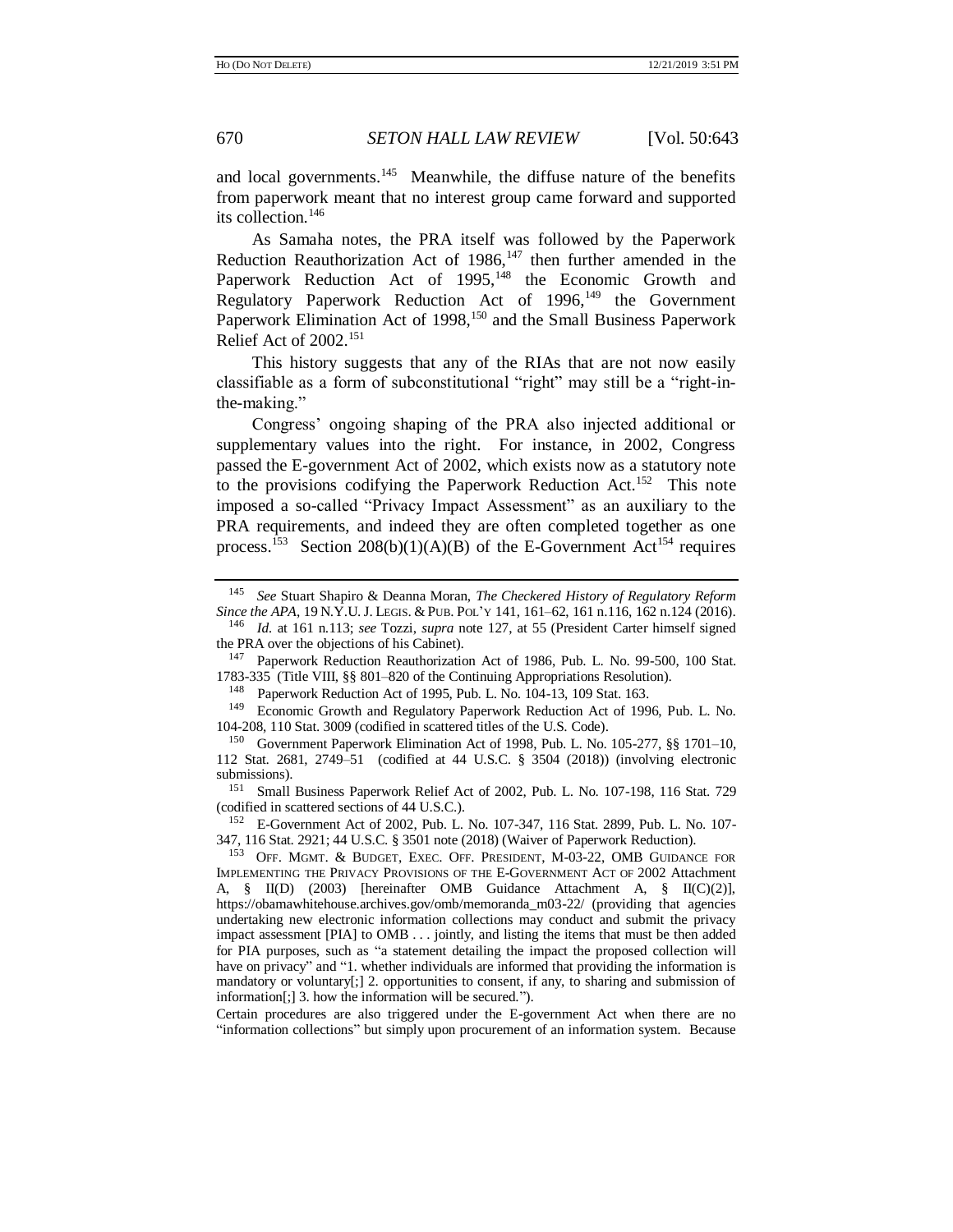and local governments.[145] Meanwhile, the diffuse nature of the benefits from paperwork meant that no interest group came forward and supported its collection.[146]

As Samaha notes, the PRA itself was followed by the Paperwork Reduction Reauthorization Act of 1986,[147] then further amended in the Paperwork Reduction Act of 1995,[148] the Economic Growth and Regulatory Paperwork Reduction Act of 1996,[149] the Government Paperwork Elimination Act of 1998,[150] and the Small Business Paperwork Relief Act of 2002.[151]

This history suggests that any of the RIAs that are not now easily classifiable as a form of subconstitutional "right" may still be a "right-in-the-making."

Congress' ongoing shaping of the PRA also injected additional or supplementary values into the right. For instance, in 2002, Congress passed the E-government Act of 2002, which exists now as a statutory note to the provisions codifying the Paperwork Reduction Act.[152] This note imposed a so-called "Privacy Impact Assessment" as an auxiliary to the PRA requirements, and indeed they are often completed together as one process.[153] Section 208(b)(1)(A)(B) of the E-Government Act[154] requires

---

[145] *See* Stuart Shapiro & Deanna Moran, *The Checkered History of Regulatory Reform Since the APA*, 19 N.Y.U. J. LEGIS. & PUB. POL'Y 141, 161–62, 161 n.116, 162 n.124 (2016).

[146] *Id.* at 161 n.113; *see* Tozzi, *supra* note 127, at 55 (President Carter himself signed the PRA over the objections of his Cabinet).

[147] Paperwork Reduction Reauthorization Act of 1986, Pub. L. No. 99-500, 100 Stat. 1783-335 (Title VIII, §§ 801–820 of the Continuing Appropriations Resolution).

[148] Paperwork Reduction Act of 1995, Pub. L. No. 104-13, 109 Stat. 163.

[149] Economic Growth and Regulatory Paperwork Reduction Act of 1996, Pub. L. No. 104-208, 110 Stat. 3009 (codified in scattered titles of the U.S. Code).

[150] Government Paperwork Elimination Act of 1998, Pub. L. No. 105-277, §§ 1701–10, 112 Stat. 2681, 2749–51 (codified at 44 U.S.C. § 3504 (2018)) (involving electronic submissions).

[151] Small Business Paperwork Relief Act of 2002, Pub. L. No. 107-198, 116 Stat. 729 (codified in scattered sections of 44 U.S.C.).

[152] E-Government Act of 2002, Pub. L. No. 107-347, 116 Stat. 2899, Pub. L. No. 107-347, 116 Stat. 2921; 44 U.S.C. § 3501 note (2018) (Waiver of Paperwork Reduction).

[153] OFF. MGMT. & BUDGET, EXEC. OFF. PRESIDENT, M-03-22, OMB GUIDANCE FOR IMPLEMENTING THE PRIVACY PROVISIONS OF THE E-GOVERNMENT ACT OF 2002 Attachment A, § II(D) (2003) [hereinafter OMB Guidance Attachment A, § II(C)(2)], https://obamawhitehouse.archives.gov/omb/memoranda_m03-22/ (providing that agencies undertaking new electronic information collections may conduct and submit the privacy impact assessment [PIA] to OMB . . . jointly, and listing the items that must be then added for PIA purposes, such as "a statement detailing the impact the proposed collection will have on privacy" and "1. whether individuals are informed that providing the information is mandatory or voluntary[;] 2. opportunities to consent, if any, to sharing and submission of information[;] 3. how the information will be secured.").

Certain procedures are also triggered under the E-government Act when there are no "information collections" but simply upon procurement of an information system. Because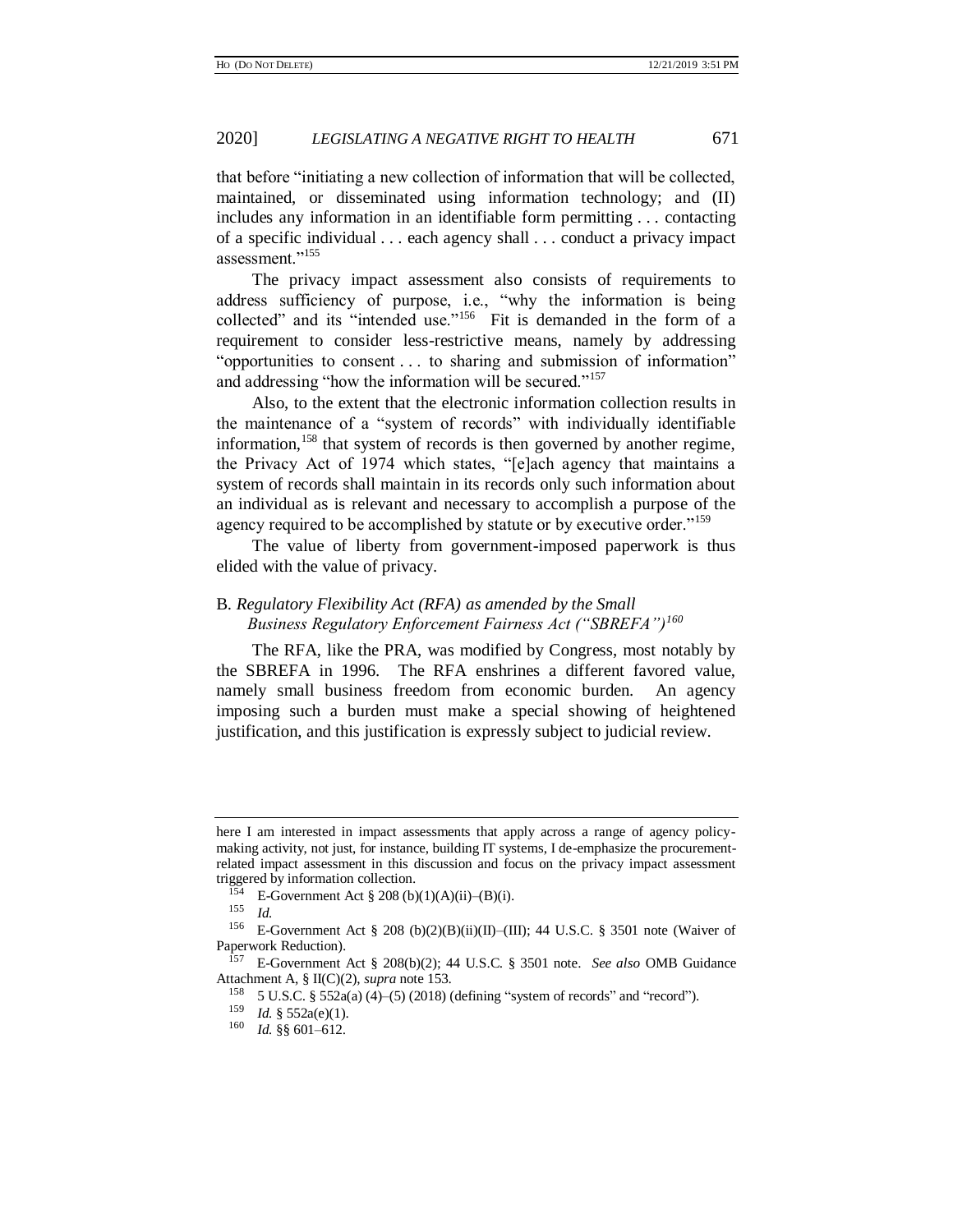that before "initiating a new collection of information that will be collected, maintained, or disseminated using information technology; and (II) includes any information in an identifiable form permitting . . . contacting of a specific individual . . . each agency shall . . . conduct a privacy impact assessment."[155]

The privacy impact assessment also consists of requirements to address sufficiency of purpose, i.e., "why the information is being collected" and its "intended use."[156] Fit is demanded in the form of a requirement to consider less-restrictive means, namely by addressing "opportunities to consent . . . to sharing and submission of information" and addressing "how the information will be secured."[157]

Also, to the extent that the electronic information collection results in the maintenance of a "system of records" with individually identifiable information,[158] that system of records is then governed by another regime, the Privacy Act of 1974 which states, "[e]ach agency that maintains a system of records shall maintain in its records only such information about an individual as is relevant and necessary to accomplish a purpose of the agency required to be accomplished by statute or by executive order."[159]

The value of liberty from government-imposed paperwork is thus elided with the value of privacy.

### B. *Regulatory Flexibility Act (RFA) as amended by the Small Business Regulatory Enforcement Fairness Act ("SBREFA")*[160]

The RFA, like the PRA, was modified by Congress, most notably by the SBREFA in 1996. The RFA enshrines a different favored value, namely small business freedom from economic burden. An agency imposing such a burden must make a special showing of heightened justification, and this justification is expressly subject to judicial review.

---

here I am interested in impact assessments that apply across a range of agency policy-making activity, not just, for instance, building IT systems, I de-emphasize the procurement-related impact assessment in this discussion and focus on the privacy impact assessment triggered by information collection.

[154] E-Government Act § 208 (b)(1)(A)(ii)–(B)(i).

[155] *Id.*

[156] E-Government Act § 208 (b)(2)(B)(ii)(II)–(III); 44 U.S.C. § 3501 note (Waiver of Paperwork Reduction).

[157] E-Government Act § 208(b)(2); 44 U.S.C. § 3501 note. *See also* OMB Guidance Attachment A, § II(C)(2), *supra* note 153.

[158] 5 U.S.C. § 552a(a) (4)–(5) (2018) (defining "system of records" and "record").

[159] *Id.* § 552a(e)(1).

[160] *Id.* §§ 601–612.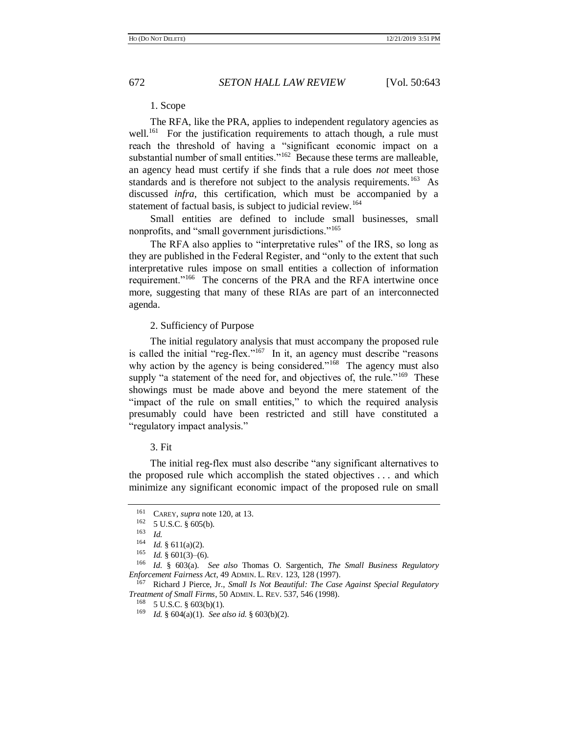1. Scope

The RFA, like the PRA, applies to independent regulatory agencies as well.[161] For the justification requirements to attach though, a rule must reach the threshold of having a "significant economic impact on a substantial number of small entities."[162] Because these terms are malleable, an agency head must certify if she finds that a rule does *not* meet those standards and is therefore not subject to the analysis requirements.[163] As discussed *infra*, this certification, which must be accompanied by a statement of factual basis, is subject to judicial review.[164]

Small entities are defined to include small businesses, small nonprofits, and "small government jurisdictions."[165]

The RFA also applies to "interpretative rules" of the IRS, so long as they are published in the Federal Register, and "only to the extent that such interpretative rules impose on small entities a collection of information requirement."[166] The concerns of the PRA and the RFA intertwine once more, suggesting that many of these RIAs are part of an interconnected agenda.

2. Sufficiency of Purpose

The initial regulatory analysis that must accompany the proposed rule is called the initial "reg-flex."[167] In it, an agency must describe "reasons why action by the agency is being considered."[168] The agency must also supply "a statement of the need for, and objectives of, the rule."[169] These showings must be made above and beyond the mere statement of the "impact of the rule on small entities," to which the required analysis presumably could have been restricted and still have constituted a "regulatory impact analysis."

3. Fit

The initial reg-flex must also describe "any significant alternatives to the proposed rule which accomplish the stated objectives . . . and which minimize any significant economic impact of the proposed rule on small

---

[161] CAREY, *supra* note 120, at 13.

[162] 5 U.S.C. § 605(b).

[163] *Id.*

[164] *Id.* § 611(a)(2).

[165] *Id.* § 601(3)–(6).

[166] *Id.* § 603(a). *See also* Thomas O. Sargentich, *The Small Business Regulatory Enforcement Fairness Act*, 49 ADMIN. L. REV. 123, 128 (1997).

[167] Richard J Pierce, Jr., *Small Is Not Beautiful: The Case Against Special Regulatory Treatment of Small Firms*, 50 ADMIN. L. REV. 537, 546 (1998).

[168] 5 U.S.C. § 603(b)(1).

[169] *Id.* § 604(a)(1). *See also id.* § 603(b)(2).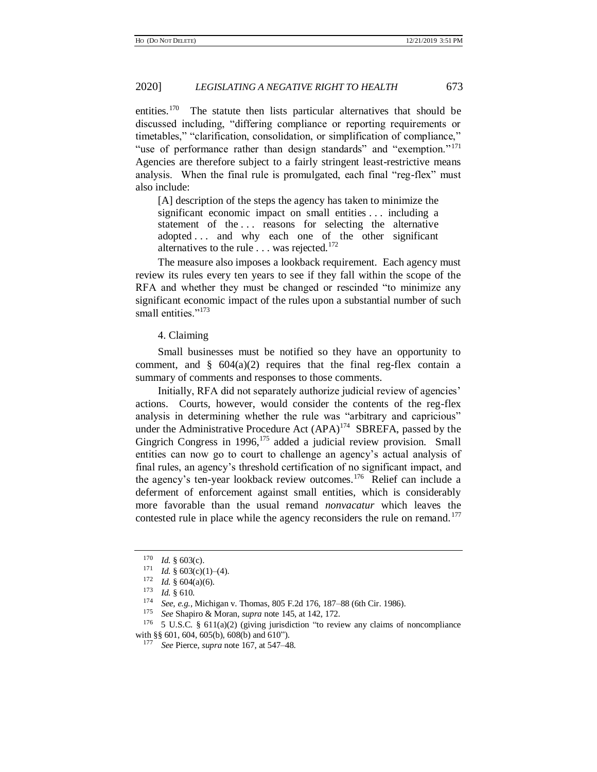entities.[170] The statute then lists particular alternatives that should be discussed including, "differing compliance or reporting requirements or timetables," "clarification, consolidation, or simplification of compliance," "use of performance rather than design standards" and "exemption."[171] Agencies are therefore subject to a fairly stringent least-restrictive means analysis. When the final rule is promulgated, each final "reg-flex" must also include:

> [A] description of the steps the agency has taken to minimize the significant economic impact on small entities . . . including a statement of the . . . reasons for selecting the alternative adopted . . . and why each one of the other significant alternatives to the rule . . . was rejected.[172]

The measure also imposes a lookback requirement. Each agency must review its rules every ten years to see if they fall within the scope of the RFA and whether they must be changed or rescinded "to minimize any significant economic impact of the rules upon a substantial number of such small entities."[173]

4. Claiming

Small businesses must be notified so they have an opportunity to comment, and § 604(a)(2) requires that the final reg-flex contain a summary of comments and responses to those comments.

Initially, RFA did not separately authorize judicial review of agencies' actions. Courts, however, would consider the contents of the reg-flex analysis in determining whether the rule was "arbitrary and capricious" under the Administrative Procedure Act (APA)[174] SBREFA, passed by the Gingrich Congress in 1996,[175] added a judicial review provision. Small entities can now go to court to challenge an agency's actual analysis of final rules, an agency's threshold certification of no significant impact, and the agency's ten-year lookback review outcomes.[176] Relief can include a deferment of enforcement against small entities, which is considerably more favorable than the usual remand *nonvacatur* which leaves the contested rule in place while the agency reconsiders the rule on remand.[177]

---

[170] *Id.* § 603(c).

[171] *Id.* § 603(c)(1)–(4).

[172] *Id.* § 604(a)(6).

[173] *Id.* § 610.

[174] *See, e.g.*, Michigan v. Thomas, 805 F.2d 176, 187–88 (6th Cir. 1986).

[175] *See* Shapiro & Moran, *supra* note 145, at 142, 172.

[176] 5 U.S.C. § 611(a)(2) (giving jurisdiction "to review any claims of noncompliance with §§ 601, 604, 605(b), 608(b) and 610").

[177] *See* Pierce, *supra* note 167, at 547–48.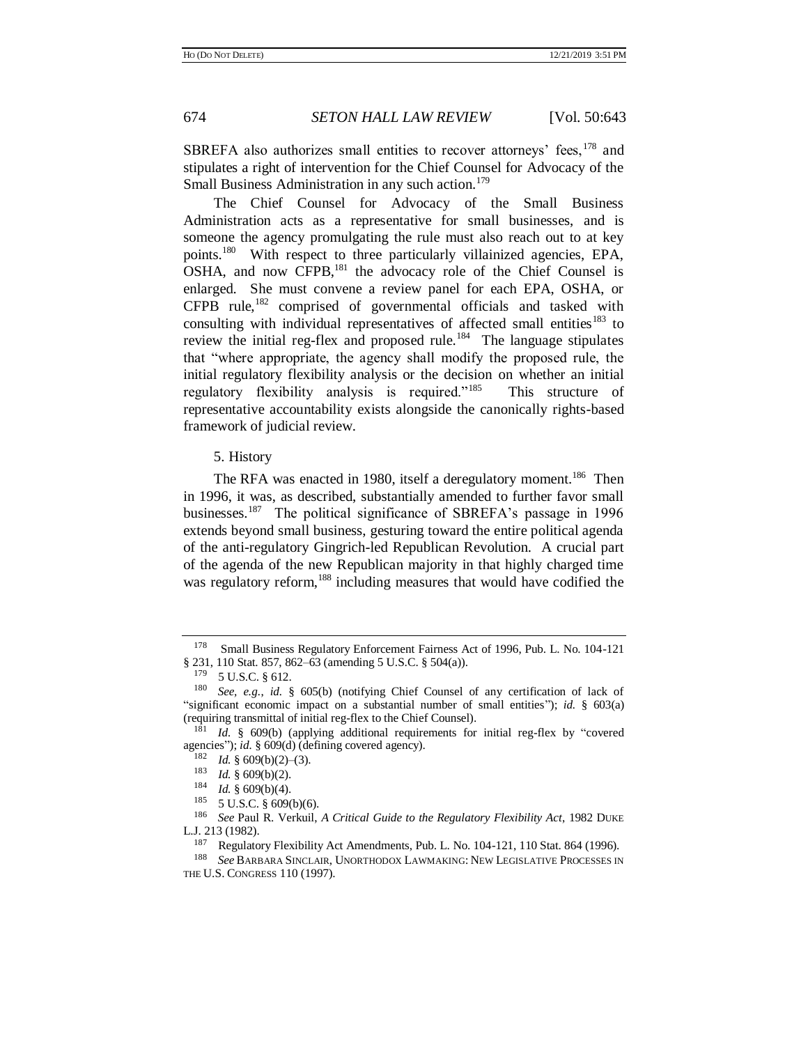SBREFA also authorizes small entities to recover attorneys' fees,[178] and stipulates a right of intervention for the Chief Counsel for Advocacy of the Small Business Administration in any such action.[179]

The Chief Counsel for Advocacy of the Small Business Administration acts as a representative for small businesses, and is someone the agency promulgating the rule must also reach out to at key points.[180] With respect to three particularly villainized agencies, EPA, OSHA, and now CFPB,[181] the advocacy role of the Chief Counsel is enlarged. She must convene a review panel for each EPA, OSHA, or CFPB rule,[182] comprised of governmental officials and tasked with consulting with individual representatives of affected small entities[183] to review the initial reg-flex and proposed rule.[184] The language stipulates that "where appropriate, the agency shall modify the proposed rule, the initial regulatory flexibility analysis or the decision on whether an initial regulatory flexibility analysis is required."[185] This structure of representative accountability exists alongside the canonically rights-based framework of judicial review.

### 5. History

The RFA was enacted in 1980, itself a deregulatory moment.[186] Then in 1996, it was, as described, substantially amended to further favor small businesses.[187] The political significance of SBREFA's passage in 1996 extends beyond small business, gesturing toward the entire political agenda of the anti-regulatory Gingrich-led Republican Revolution. A crucial part of the agenda of the new Republican majority in that highly charged time was regulatory reform,[188] including measures that would have codified the

---

[178] Small Business Regulatory Enforcement Fairness Act of 1996, Pub. L. No. 104-121 § 231, 110 Stat. 857, 862–63 (amending 5 U.S.C. § 504(a)).

[179] 5 U.S.C. § 612.

[180] *See, e.g.*, *id.* § 605(b) (notifying Chief Counsel of any certification of lack of "significant economic impact on a substantial number of small entities"); *id.* § 603(a) (requiring transmittal of initial reg-flex to the Chief Counsel).

[181] *Id.* § 609(b) (applying additional requirements for initial reg-flex by "covered agencies"); *id.* § 609(d) (defining covered agency).

[182] *Id.* § 609(b)(2)–(3).

[183] *Id.* § 609(b)(2).

[184] *Id.* § 609(b)(4).

[185] 5 U.S.C. § 609(b)(6).

[186] *See* Paul R. Verkuil, *A Critical Guide to the Regulatory Flexibility Act*, 1982 DUKE L.J. 213 (1982).

[187] Regulatory Flexibility Act Amendments, Pub. L. No. 104-121, 110 Stat. 864 (1996).

[188] *See* BARBARA SINCLAIR, UNORTHODOX LAWMAKING: NEW LEGISLATIVE PROCESSES IN THE U.S. CONGRESS 110 (1997).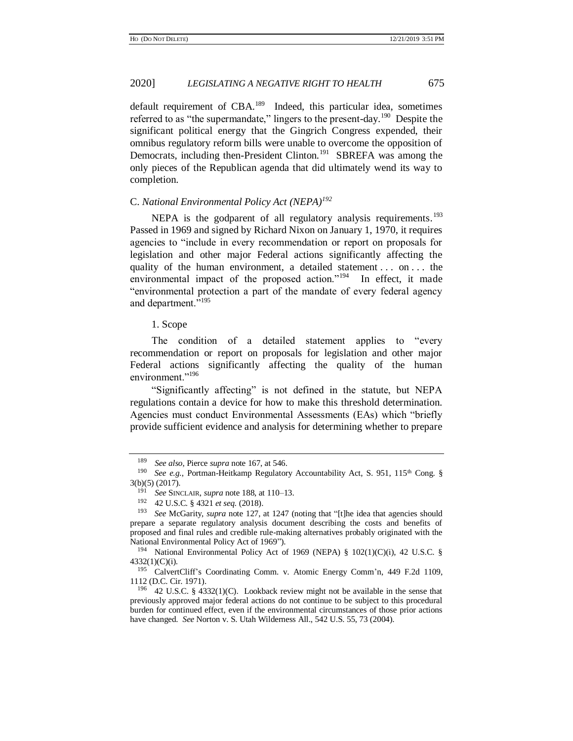default requirement of CBA.[189] Indeed, this particular idea, sometimes referred to as "the supermandate," lingers to the present-day.[190] Despite the significant political energy that the Gingrich Congress expended, their omnibus regulatory reform bills were unable to overcome the opposition of Democrats, including then-President Clinton.[191] SBREFA was among the only pieces of the Republican agenda that did ultimately wend its way to completion.

### C. *National Environmental Policy Act (NEPA)*[192]

NEPA is the godparent of all regulatory analysis requirements.[193] Passed in 1969 and signed by Richard Nixon on January 1, 1970, it requires agencies to "include in every recommendation or report on proposals for legislation and other major Federal actions significantly affecting the quality of the human environment, a detailed statement . . . on . . . the environmental impact of the proposed action."[194] In effect, it made "environmental protection a part of the mandate of every federal agency and department."[195]

#### 1. Scope

The condition of a detailed statement applies to "every recommendation or report on proposals for legislation and other major Federal actions significantly affecting the quality of the human environment."[196]

"Significantly affecting" is not defined in the statute, but NEPA regulations contain a device for how to make this threshold determination. Agencies must conduct Environmental Assessments (EAs) which "briefly provide sufficient evidence and analysis for determining whether to prepare

---

[189] *See also*, Pierce *supra* note 167, at 546.

[190] *See e.g.*, Portman-Heitkamp Regulatory Accountability Act, S. 951, 115th Cong. § 3(b)(5) (2017).

[191] *See* SINCLAIR, *supra* note 188, at 110–13.

[192] 42 U.S.C. § 4321 *et seq.* (2018).

[193] *See* McGarity, *supra* note 127, at 1247 (noting that "[t]he idea that agencies should prepare a separate regulatory analysis document describing the costs and benefits of proposed and final rules and credible rule-making alternatives probably originated with the National Environmental Policy Act of 1969").

[194] National Environmental Policy Act of 1969 (NEPA) § 102(1)(C)(i), 42 U.S.C. § 4332(1)(C)(i).

[195] CalvertCliff's Coordinating Comm. v. Atomic Energy Comm'n, 449 F.2d 1109, 1112 (D.C. Cir. 1971).

[196] 42 U.S.C. § 4332(1)(C). Lookback review might not be available in the sense that previously approved major federal actions do not continue to be subject to this procedural burden for continued effect, even if the environmental circumstances of those prior actions have changed. *See* Norton v. S. Utah Wilderness All., 542 U.S. 55, 73 (2004).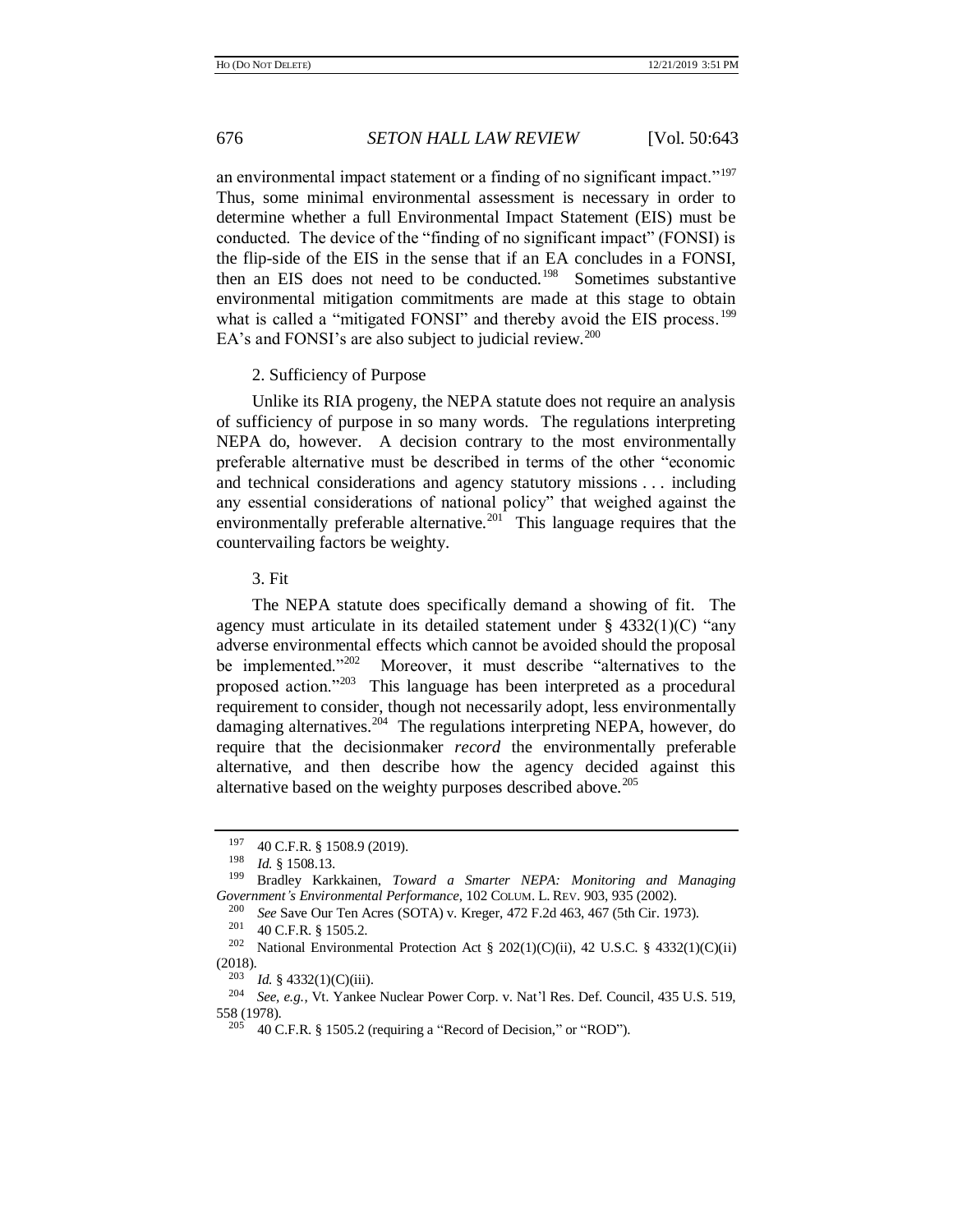an environmental impact statement or a finding of no significant impact."[197] Thus, some minimal environmental assessment is necessary in order to determine whether a full Environmental Impact Statement (EIS) must be conducted. The device of the "finding of no significant impact" (FONSI) is the flip-side of the EIS in the sense that if an EA concludes in a FONSI, then an EIS does not need to be conducted.[198] Sometimes substantive environmental mitigation commitments are made at this stage to obtain what is called a "mitigated FONSI" and thereby avoid the EIS process.[199] EA's and FONSI's are also subject to judicial review.[200]

### 2. Sufficiency of Purpose

Unlike its RIA progeny, the NEPA statute does not require an analysis of sufficiency of purpose in so many words. The regulations interpreting NEPA do, however. A decision contrary to the most environmentally preferable alternative must be described in terms of the other "economic and technical considerations and agency statutory missions . . . including any essential considerations of national policy" that weighed against the environmentally preferable alternative.[201] This language requires that the countervailing factors be weighty.

### 3. Fit

The NEPA statute does specifically demand a showing of fit. The agency must articulate in its detailed statement under § 4332(1)(C) "any adverse environmental effects which cannot be avoided should the proposal be implemented."[202] Moreover, it must describe "alternatives to the proposed action."[203] This language has been interpreted as a procedural requirement to consider, though not necessarily adopt, less environmentally damaging alternatives.[204] The regulations interpreting NEPA, however, do require that the decisionmaker *record* the environmentally preferable alternative, and then describe how the agency decided against this alternative based on the weighty purposes described above.[205]

---

[197] 40 C.F.R. § 1508.9 (2019).

[198] *Id.* § 1508.13.

[199] Bradley Karkkainen, *Toward a Smarter NEPA: Monitoring and Managing Government's Environmental Performance*, 102 COLUM. L. REV. 903, 935 (2002).

[200] *See* Save Our Ten Acres (SOTA) v. Kreger, 472 F.2d 463, 467 (5th Cir. 1973).

[201] 40 C.F.R. § 1505.2.

[202] National Environmental Protection Act § 202(1)(C)(ii), 42 U.S.C. § 4332(1)(C)(ii) (2018).

[203] *Id.* § 4332(1)(C)(iii).

[204] *See, e.g.*, Vt. Yankee Nuclear Power Corp. v. Nat'l Res. Def. Council, 435 U.S. 519, 558 (1978).

[205] 40 C.F.R. § 1505.2 (requiring a "Record of Decision," or "ROD").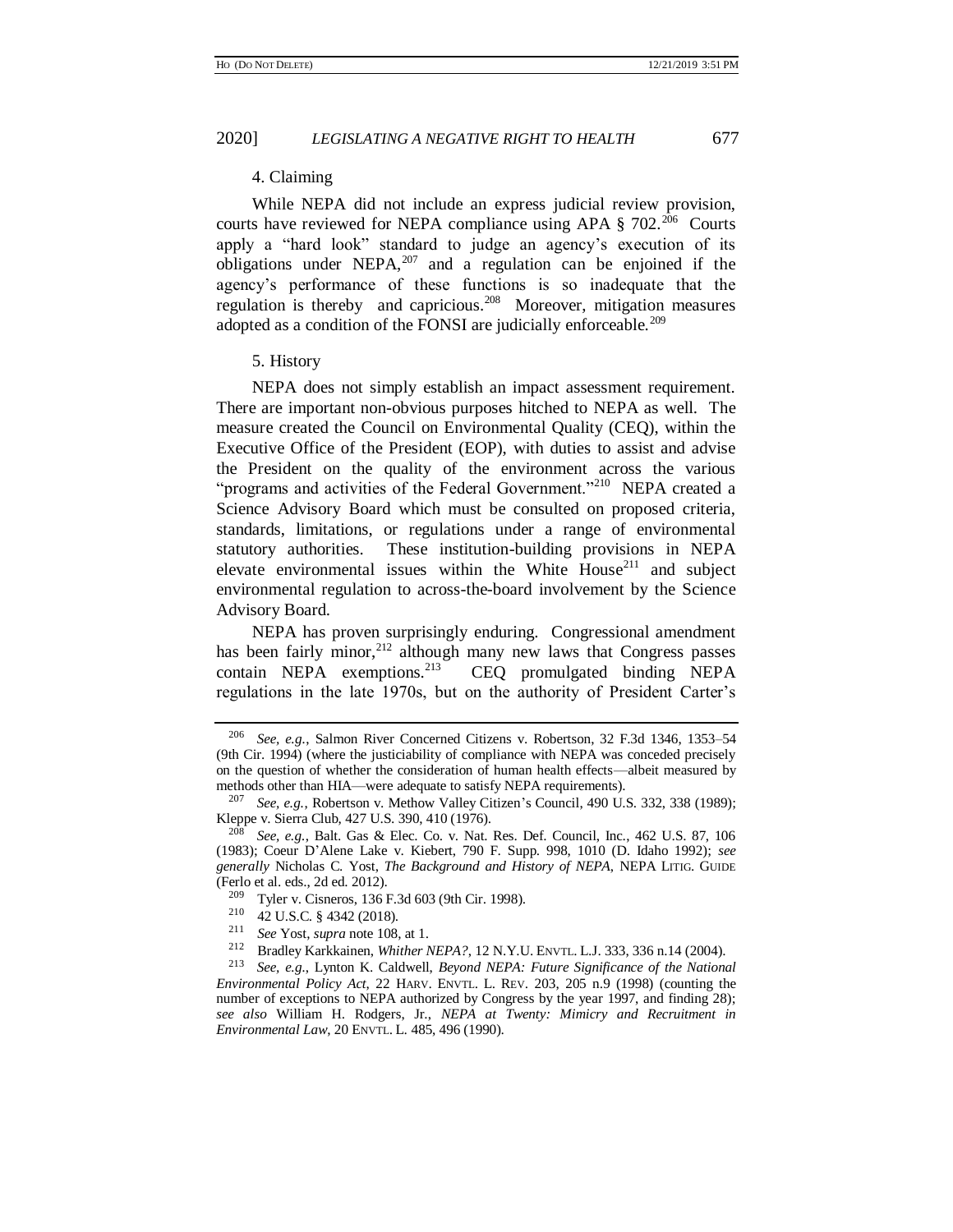4. Claiming

While NEPA did not include an express judicial review provision, courts have reviewed for NEPA compliance using APA § 702.[206] Courts apply a "hard look" standard to judge an agency's execution of its obligations under NEPA,[207] and a regulation can be enjoined if the agency's performance of these functions is so inadequate that the regulation is thereby and capricious.[208] Moreover, mitigation measures adopted as a condition of the FONSI are judicially enforceable.[209]

5. History

NEPA does not simply establish an impact assessment requirement. There are important non-obvious purposes hitched to NEPA as well. The measure created the Council on Environmental Quality (CEQ), within the Executive Office of the President (EOP), with duties to assist and advise the President on the quality of the environment across the various "programs and activities of the Federal Government."[210] NEPA created a Science Advisory Board which must be consulted on proposed criteria, standards, limitations, or regulations under a range of environmental statutory authorities. These institution-building provisions in NEPA elevate environmental issues within the White House[211] and subject environmental regulation to across-the-board involvement by the Science Advisory Board.

NEPA has proven surprisingly enduring. Congressional amendment has been fairly minor,[212] although many new laws that Congress passes contain NEPA exemptions.[213] CEQ promulgated binding NEPA regulations in the late 1970s, but on the authority of President Carter's

---

[206] *See, e.g.*, Salmon River Concerned Citizens v. Robertson, 32 F.3d 1346, 1353–54 (9th Cir. 1994) (where the justiciability of compliance with NEPA was conceded precisely on the question of whether the consideration of human health effects—albeit measured by methods other than HIA—were adequate to satisfy NEPA requirements).

[207] *See, e.g.*, Robertson v. Methow Valley Citizen's Council, 490 U.S. 332, 338 (1989); Kleppe v. Sierra Club, 427 U.S. 390, 410 (1976).

[208] *See, e.g.*, Balt. Gas & Elec. Co. v. Nat. Res. Def. Council, Inc., 462 U.S. 87, 106 (1983); Coeur D'Alene Lake v. Kiebert, 790 F. Supp. 998, 1010 (D. Idaho 1992); *see generally* Nicholas C. Yost, *The Background and History of NEPA*, NEPA LITIG. GUIDE (Ferlo et al. eds., 2d ed. 2012).

[209] Tyler v. Cisneros, 136 F.3d 603 (9th Cir. 1998).

[210] 42 U.S.C. § 4342 (2018).

[211] *See* Yost, *supra* note 108, at 1.

[212] Bradley Karkkainen, *Whither NEPA?*, 12 N.Y.U. ENVTL. L.J. 333, 336 n.14 (2004).

[213] *See, e.g.*, Lynton K. Caldwell, *Beyond NEPA: Future Significance of the National Environmental Policy Act*, 22 HARV. ENVTL. L. REV. 203, 205 n.9 (1998) (counting the number of exceptions to NEPA authorized by Congress by the year 1997, and finding 28); *see also* William H. Rodgers, Jr., *NEPA at Twenty: Mimicry and Recruitment in Environmental Law*, 20 ENVTL. L. 485, 496 (1990).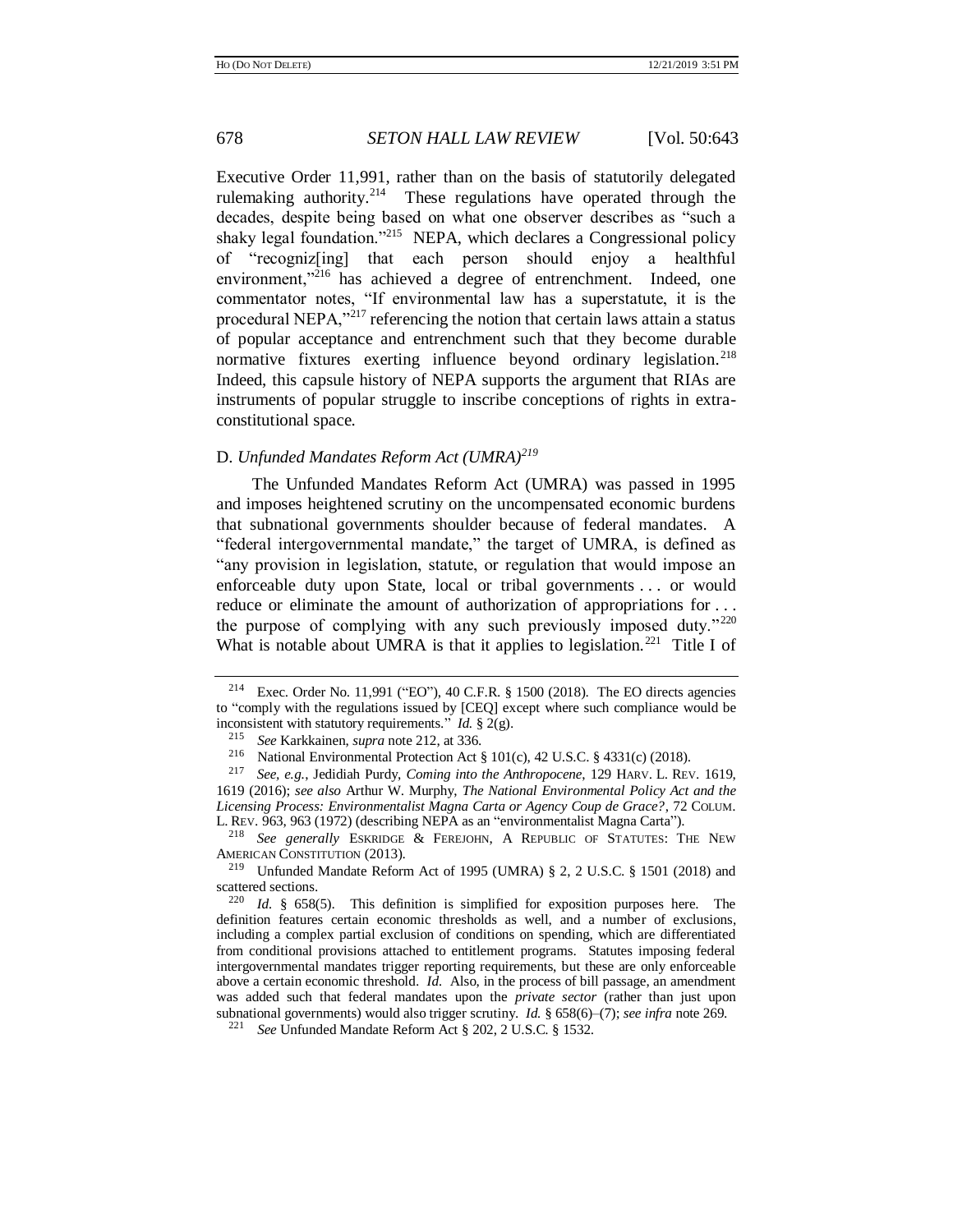Executive Order 11,991, rather than on the basis of statutorily delegated rulemaking authority.[214] These regulations have operated through the decades, despite being based on what one observer describes as "such a shaky legal foundation."[215] NEPA, which declares a Congressional policy of "recogniz[ing] that each person should enjoy a healthful environment,"[216] has achieved a degree of entrenchment. Indeed, one commentator notes, "If environmental law has a superstatute, it is the procedural NEPA,"[217] referencing the notion that certain laws attain a status of popular acceptance and entrenchment such that they become durable normative fixtures exerting influence beyond ordinary legislation.[218] Indeed, this capsule history of NEPA supports the argument that RIAs are instruments of popular struggle to inscribe conceptions of rights in extra-constitutional space.

### D. *Unfunded Mandates Reform Act (UMRA)*[219]

The Unfunded Mandates Reform Act (UMRA) was passed in 1995 and imposes heightened scrutiny on the uncompensated economic burdens that subnational governments shoulder because of federal mandates. A "federal intergovernmental mandate," the target of UMRA, is defined as "any provision in legislation, statute, or regulation that would impose an enforceable duty upon State, local or tribal governments . . . or would reduce or eliminate the amount of authorization of appropriations for . . . the purpose of complying with any such previously imposed duty."[220] What is notable about UMRA is that it applies to legislation.[221] Title I of

---

[214] Exec. Order No. 11,991 ("EO"), 40 C.F.R. § 1500 (2018). The EO directs agencies to "comply with the regulations issued by [CEQ] except where such compliance would be inconsistent with statutory requirements." *Id.* § 2(g).

[215] *See* Karkkainen, *supra* note 212, at 336.

[216] National Environmental Protection Act § 101(c), 42 U.S.C. § 4331(c) (2018).

[217] *See, e.g.*, Jedidiah Purdy, *Coming into the Anthropocene*, 129 HARV. L. REV. 1619, 1619 (2016); *see also* Arthur W. Murphy, *The National Environmental Policy Act and the Licensing Process: Environmentalist Magna Carta or Agency Coup de Grace?*, 72 COLUM. L. REV. 963, 963 (1972) (describing NEPA as an "environmentalist Magna Carta").

[218] *See generally* ESKRIDGE & FEREJOHN, A REPUBLIC OF STATUTES: THE NEW AMERICAN CONSTITUTION (2013).

[219] Unfunded Mandate Reform Act of 1995 (UMRA) § 2, 2 U.S.C. § 1501 (2018) and scattered sections.

[220] *Id.* § 658(5). This definition is simplified for exposition purposes here. The definition features certain economic thresholds as well, and a number of exclusions, including a complex partial exclusion of conditions on spending, which are differentiated from conditional provisions attached to entitlement programs. Statutes imposing federal intergovernmental mandates trigger reporting requirements, but these are only enforceable above a certain economic threshold. *Id.* Also, in the process of bill passage, an amendment was added such that federal mandates upon the *private sector* (rather than just upon subnational governments) would also trigger scrutiny. *Id.* § 658(6)–(7); *see infra* note 269.

[221] *See* Unfunded Mandate Reform Act § 202, 2 U.S.C. § 1532.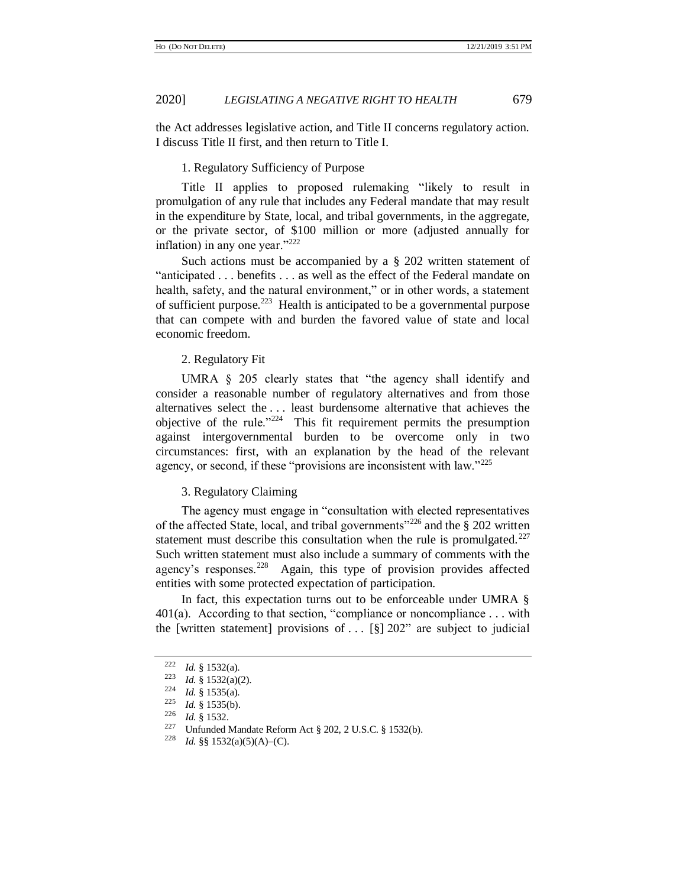the Act addresses legislative action, and Title II concerns regulatory action. I discuss Title II first, and then return to Title I.

### 1. Regulatory Sufficiency of Purpose

Title II applies to proposed rulemaking "likely to result in promulgation of any rule that includes any Federal mandate that may result in the expenditure by State, local, and tribal governments, in the aggregate, or the private sector, of $100 million or more (adjusted annually for inflation) in any one year."[222]

Such actions must be accompanied by a § 202 written statement of "anticipated . . . benefits . . . as well as the effect of the Federal mandate on health, safety, and the natural environment," or in other words, a statement of sufficient purpose.[223] Health is anticipated to be a governmental purpose that can compete with and burden the favored value of state and local economic freedom.

### 2. Regulatory Fit

UMRA § 205 clearly states that "the agency shall identify and consider a reasonable number of regulatory alternatives and from those alternatives select the . . . least burdensome alternative that achieves the objective of the rule."[224] This fit requirement permits the presumption against intergovernmental burden to be overcome only in two circumstances: first, with an explanation by the head of the relevant agency, or second, if these "provisions are inconsistent with law."[225]

### 3. Regulatory Claiming

The agency must engage in "consultation with elected representatives of the affected State, local, and tribal governments"[226] and the § 202 written statement must describe this consultation when the rule is promulgated.[227] Such written statement must also include a summary of comments with the agency's responses.[228] Again, this type of provision provides affected entities with some protected expectation of participation.

In fact, this expectation turns out to be enforceable under UMRA § 401(a). According to that section, "compliance or noncompliance . . . with the [written statement] provisions of . . . [§] 202" are subject to judicial

---

[222] *Id.* § 1532(a).

[223] *Id.* § 1532(a)(2).

[224] *Id.* § 1535(a).

[225] *Id.* § 1535(b).

[226] *Id.* § 1532.

[227] Unfunded Mandate Reform Act § 202, 2 U.S.C. § 1532(b).

[228] *Id.* §§ 1532(a)(5)(A)–(C).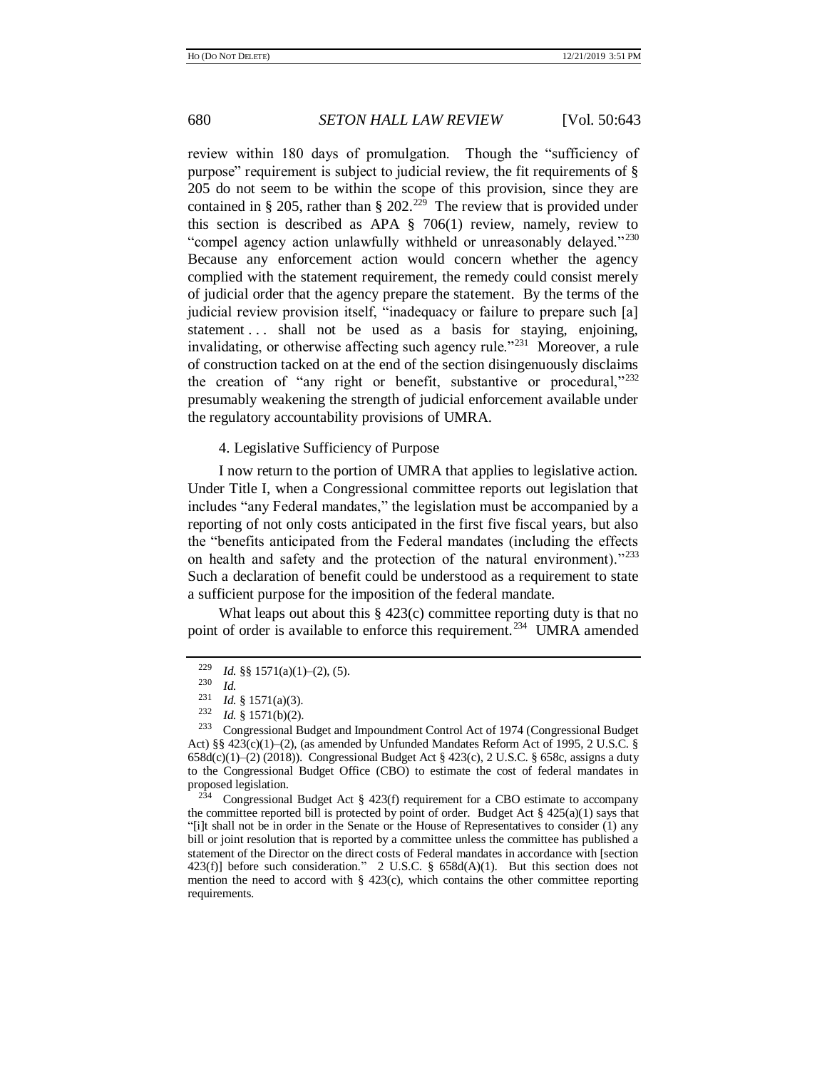review within 180 days of promulgation. Though the "sufficiency of purpose" requirement is subject to judicial review, the fit requirements of § 205 do not seem to be within the scope of this provision, since they are contained in § 205, rather than § 202.[229] The review that is provided under this section is described as APA § 706(1) review, namely, review to "compel agency action unlawfully withheld or unreasonably delayed."[230] Because any enforcement action would concern whether the agency complied with the statement requirement, the remedy could consist merely of judicial order that the agency prepare the statement. By the terms of the judicial review provision itself, "inadequacy or failure to prepare such [a] statement . . . shall not be used as a basis for staying, enjoining, invalidating, or otherwise affecting such agency rule."[231] Moreover, a rule of construction tacked on at the end of the section disingenuously disclaims the creation of "any right or benefit, substantive or procedural,"[232] presumably weakening the strength of judicial enforcement available under the regulatory accountability provisions of UMRA.

4. Legislative Sufficiency of Purpose

I now return to the portion of UMRA that applies to legislative action. Under Title I, when a Congressional committee reports out legislation that includes "any Federal mandates," the legislation must be accompanied by a reporting of not only costs anticipated in the first five fiscal years, but also the "benefits anticipated from the Federal mandates (including the effects on health and safety and the protection of the natural environment)."[233] Such a declaration of benefit could be understood as a requirement to state a sufficient purpose for the imposition of the federal mandate.

What leaps out about this § 423(c) committee reporting duty is that no point of order is available to enforce this requirement.[234] UMRA amended

---

[229] *Id.* §§ 1571(a)(1)–(2), (5).

[230] *Id.*

[231] *Id.* § 1571(a)(3).

[232] *Id.* § 1571(b)(2).

[233] Congressional Budget and Impoundment Control Act of 1974 (Congressional Budget Act) §§ 423(c)(1)–(2), (as amended by Unfunded Mandates Reform Act of 1995, 2 U.S.C. § 658d(c)(1)–(2) (2018)). Congressional Budget Act § 423(c), 2 U.S.C. § 658c, assigns a duty to the Congressional Budget Office (CBO) to estimate the cost of federal mandates in proposed legislation.

[234] Congressional Budget Act § 423(f) requirement for a CBO estimate to accompany the committee reported bill is protected by point of order. Budget Act § 425(a)(1) says that "[i]t shall not be in order in the Senate or the House of Representatives to consider (1) any bill or joint resolution that is reported by a committee unless the committee has published a statement of the Director on the direct costs of Federal mandates in accordance with [section 423(f)] before such consideration." 2 U.S.C. § 658d(A)(1). But this section does not mention the need to accord with § 423(c), which contains the other committee reporting requirements.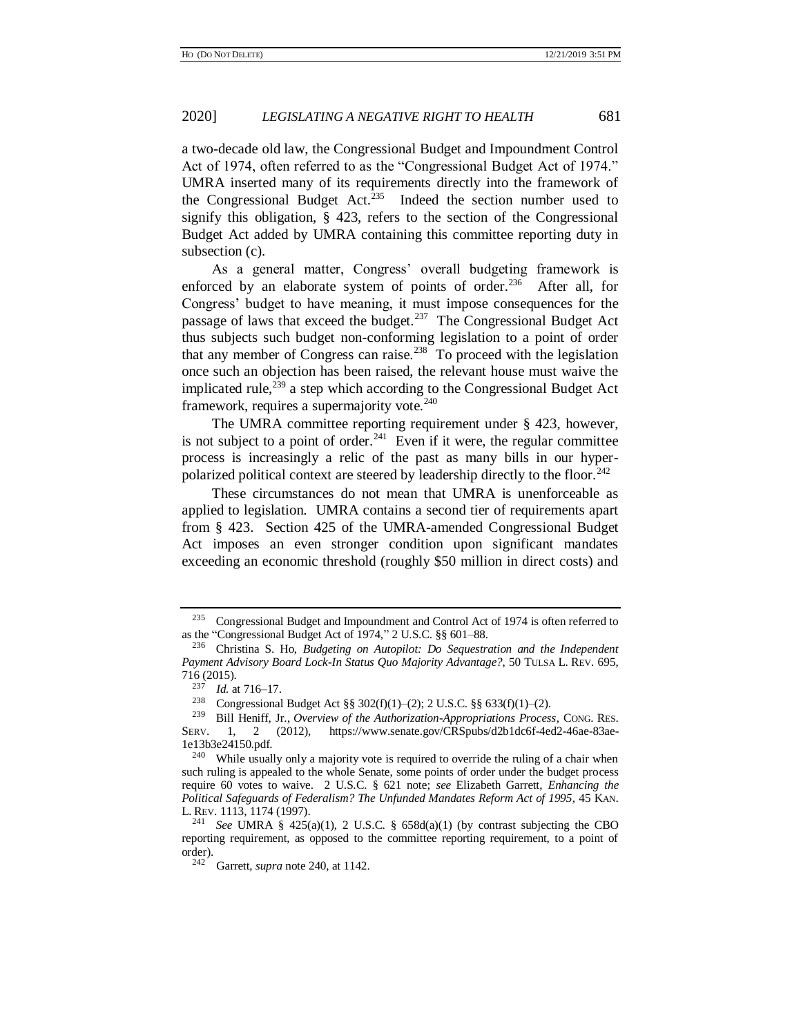a two-decade old law, the Congressional Budget and Impoundment Control Act of 1974, often referred to as the "Congressional Budget Act of 1974." UMRA inserted many of its requirements directly into the framework of the Congressional Budget Act.[235] Indeed the section number used to signify this obligation, § 423, refers to the section of the Congressional Budget Act added by UMRA containing this committee reporting duty in subsection (c).

As a general matter, Congress' overall budgeting framework is enforced by an elaborate system of points of order.[236] After all, for Congress' budget to have meaning, it must impose consequences for the passage of laws that exceed the budget.[237] The Congressional Budget Act thus subjects such budget non-conforming legislation to a point of order that any member of Congress can raise.[238] To proceed with the legislation once such an objection has been raised, the relevant house must waive the implicated rule,[239] a step which according to the Congressional Budget Act framework, requires a supermajority vote.[240]

The UMRA committee reporting requirement under § 423, however, is not subject to a point of order.[241] Even if it were, the regular committee process is increasingly a relic of the past as many bills in our hyper-polarized political context are steered by leadership directly to the floor.[242]

These circumstances do not mean that UMRA is unenforceable as applied to legislation. UMRA contains a second tier of requirements apart from § 423. Section 425 of the UMRA-amended Congressional Budget Act imposes an even stronger condition upon significant mandates exceeding an economic threshold (roughly $50 million in direct costs) and

---

[235] Congressional Budget and Impoundment and Control Act of 1974 is often referred to as the "Congressional Budget Act of 1974," 2 U.S.C. §§ 601–88.

[236] Christina S. Ho, *Budgeting on Autopilot: Do Sequestration and the Independent Payment Advisory Board Lock-In Status Quo Majority Advantage?*, 50 TULSA L. REV. 695, 716 (2015).

[237] *Id.* at 716–17.

[238] Congressional Budget Act §§ 302(f)(1)–(2); 2 U.S.C. §§ 633(f)(1)–(2).

[239] Bill Heniff, Jr., *Overview of the Authorization-Appropriations Process*, CONG. RES. SERV. 1, 2 (2012), https://www.senate.gov/CRSpubs/d2b1dc6f-4ed2-46ae-83ae-1e13b3e24150.pdf.

[240] While usually only a majority vote is required to override the ruling of a chair when such ruling is appealed to the whole Senate, some points of order under the budget process require 60 votes to waive. 2 U.S.C. § 621 note; *see* Elizabeth Garrett, *Enhancing the Political Safeguards of Federalism? The Unfunded Mandates Reform Act of 1995*, 45 KAN. L. REV. 1113, 1174 (1997).

[241] *See* UMRA § 425(a)(1), 2 U.S.C. § 658d(a)(1) (by contrast subjecting the CBO reporting requirement, as opposed to the committee reporting requirement, to a point of order).

[242] Garrett, *supra* note 240, at 1142.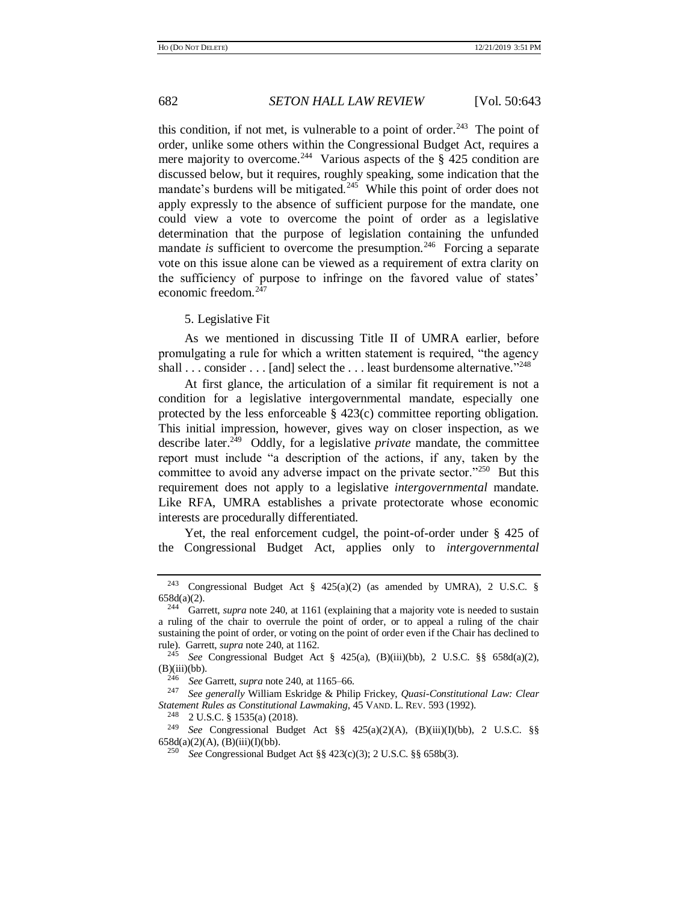this condition, if not met, is vulnerable to a point of order.[243] The point of order, unlike some others within the Congressional Budget Act, requires a mere majority to overcome.[244] Various aspects of the § 425 condition are discussed below, but it requires, roughly speaking, some indication that the mandate's burdens will be mitigated.[245] While this point of order does not apply expressly to the absence of sufficient purpose for the mandate, one could view a vote to overcome the point of order as a legislative determination that the purpose of legislation containing the unfunded mandate *is* sufficient to overcome the presumption.[246] Forcing a separate vote on this issue alone can be viewed as a requirement of extra clarity on the sufficiency of purpose to infringe on the favored value of states' economic freedom.[247]

5. Legislative Fit

As we mentioned in discussing Title II of UMRA earlier, before promulgating a rule for which a written statement is required, "the agency shall . . . consider . . . [and] select the . . . least burdensome alternative."[248]

At first glance, the articulation of a similar fit requirement is not a condition for a legislative intergovernmental mandate, especially one protected by the less enforceable § 423(c) committee reporting obligation. This initial impression, however, gives way on closer inspection, as we describe later.[249] Oddly, for a legislative *private* mandate, the committee report must include "a description of the actions, if any, taken by the committee to avoid any adverse impact on the private sector."[250] But this requirement does not apply to a legislative *intergovernmental* mandate. Like RFA, UMRA establishes a private protectorate whose economic interests are procedurally differentiated.

Yet, the real enforcement cudgel, the point-of-order under § 425 of the Congressional Budget Act, applies only to *intergovernmental*

---

243 Congressional Budget Act § 425(a)(2) (as amended by UMRA), 2 U.S.C. § 658d(a)(2).

244 Garrett, *supra* note 240, at 1161 (explaining that a majority vote is needed to sustain a ruling of the chair to overrule the point of order, or to appeal a ruling of the chair sustaining the point of order, or voting on the point of order even if the Chair has declined to rule). Garrett, *supra* note 240, at 1162.

245 *See* Congressional Budget Act § 425(a), (B)(iii)(bb), 2 U.S.C. §§ 658d(a)(2), (B)(iii)(bb).

246 *See* Garrett, *supra* note 240, at 1165–66.

247 *See generally* William Eskridge & Philip Frickey, *Quasi-Constitutional Law: Clear Statement Rules as Constitutional Lawmaking*, 45 VAND. L. REV. 593 (1992).

248 2 U.S.C. § 1535(a) (2018).

249 *See* Congressional Budget Act §§ 425(a)(2)(A), (B)(iii)(I)(bb), 2 U.S.C. §§ 658d(a)(2)(A), (B)(iii)(I)(bb).

250 *See* Congressional Budget Act §§ 423(c)(3); 2 U.S.C. §§ 658b(3).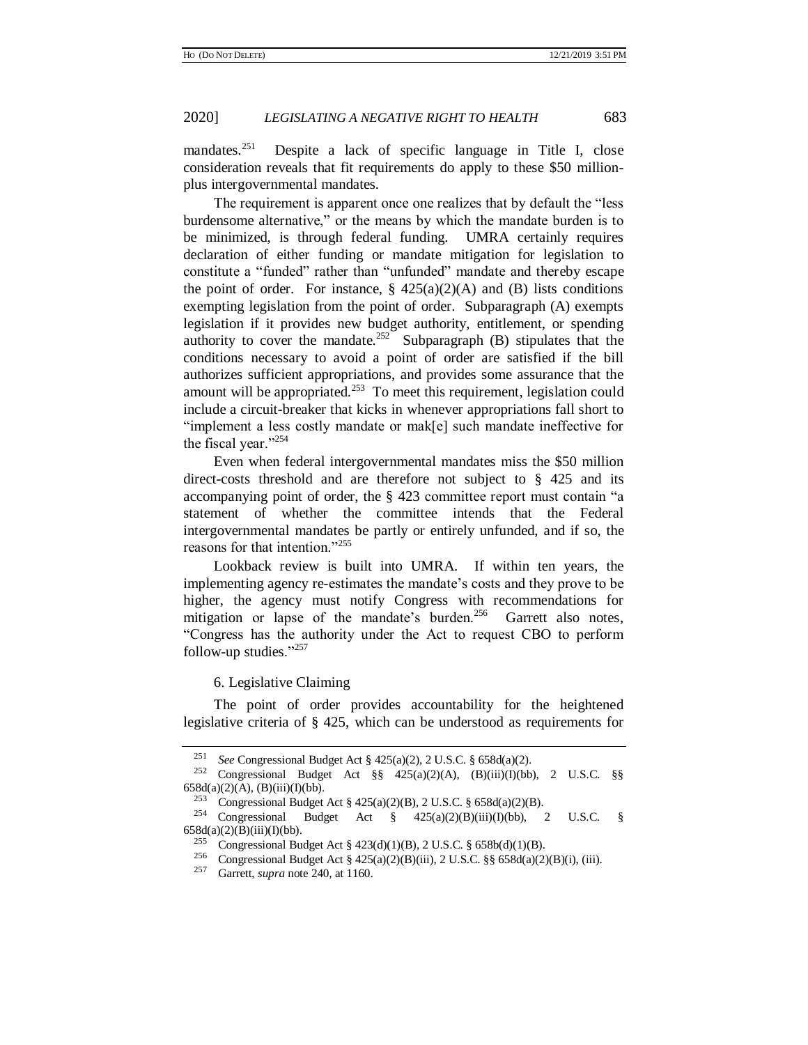mandates.[251] Despite a lack of specific language in Title I, close consideration reveals that fit requirements do apply to these $50 million-plus intergovernmental mandates.

The requirement is apparent once one realizes that by default the "less burdensome alternative," or the means by which the mandate burden is to be minimized, is through federal funding. UMRA certainly requires declaration of either funding or mandate mitigation for legislation to constitute a "funded" rather than "unfunded" mandate and thereby escape the point of order. For instance, § 425(a)(2)(A) and (B) lists conditions exempting legislation from the point of order. Subparagraph (A) exempts legislation if it provides new budget authority, entitlement, or spending authority to cover the mandate.[252] Subparagraph (B) stipulates that the conditions necessary to avoid a point of order are satisfied if the bill authorizes sufficient appropriations, and provides some assurance that the amount will be appropriated.[253] To meet this requirement, legislation could include a circuit-breaker that kicks in whenever appropriations fall short to "implement a less costly mandate or mak[e] such mandate ineffective for the fiscal year."[254]

Even when federal intergovernmental mandates miss the $50 million direct-costs threshold and are therefore not subject to § 425 and its accompanying point of order, the § 423 committee report must contain "a statement of whether the committee intends that the Federal intergovernmental mandates be partly or entirely unfunded, and if so, the reasons for that intention."[255]

Lookback review is built into UMRA. If within ten years, the implementing agency re-estimates the mandate's costs and they prove to be higher, the agency must notify Congress with recommendations for mitigation or lapse of the mandate's burden.[256] Garrett also notes, "Congress has the authority under the Act to request CBO to perform follow-up studies."[257]

6. Legislative Claiming

The point of order provides accountability for the heightened legislative criteria of § 425, which can be understood as requirements for

---

[251] *See* Congressional Budget Act § 425(a)(2), 2 U.S.C. § 658d(a)(2).

[252] Congressional Budget Act §§ 425(a)(2)(A), (B)(iii)(I)(bb), 2 U.S.C. §§ 658d(a)(2)(A), (B)(iii)(I)(bb).

[253] Congressional Budget Act § 425(a)(2)(B), 2 U.S.C. § 658d(a)(2)(B).

[254] Congressional Budget Act § 425(a)(2)(B)(iii)(I)(bb), 2 U.S.C. § 658d(a)(2)(B)(iii)(I)(bb).

[255] Congressional Budget Act § 423(d)(1)(B), 2 U.S.C. § 658b(d)(1)(B).

[256] Congressional Budget Act § 425(a)(2)(B)(iii), 2 U.S.C. §§ 658d(a)(2)(B)(i), (iii).

[257] Garrett, *supra* note 240, at 1160.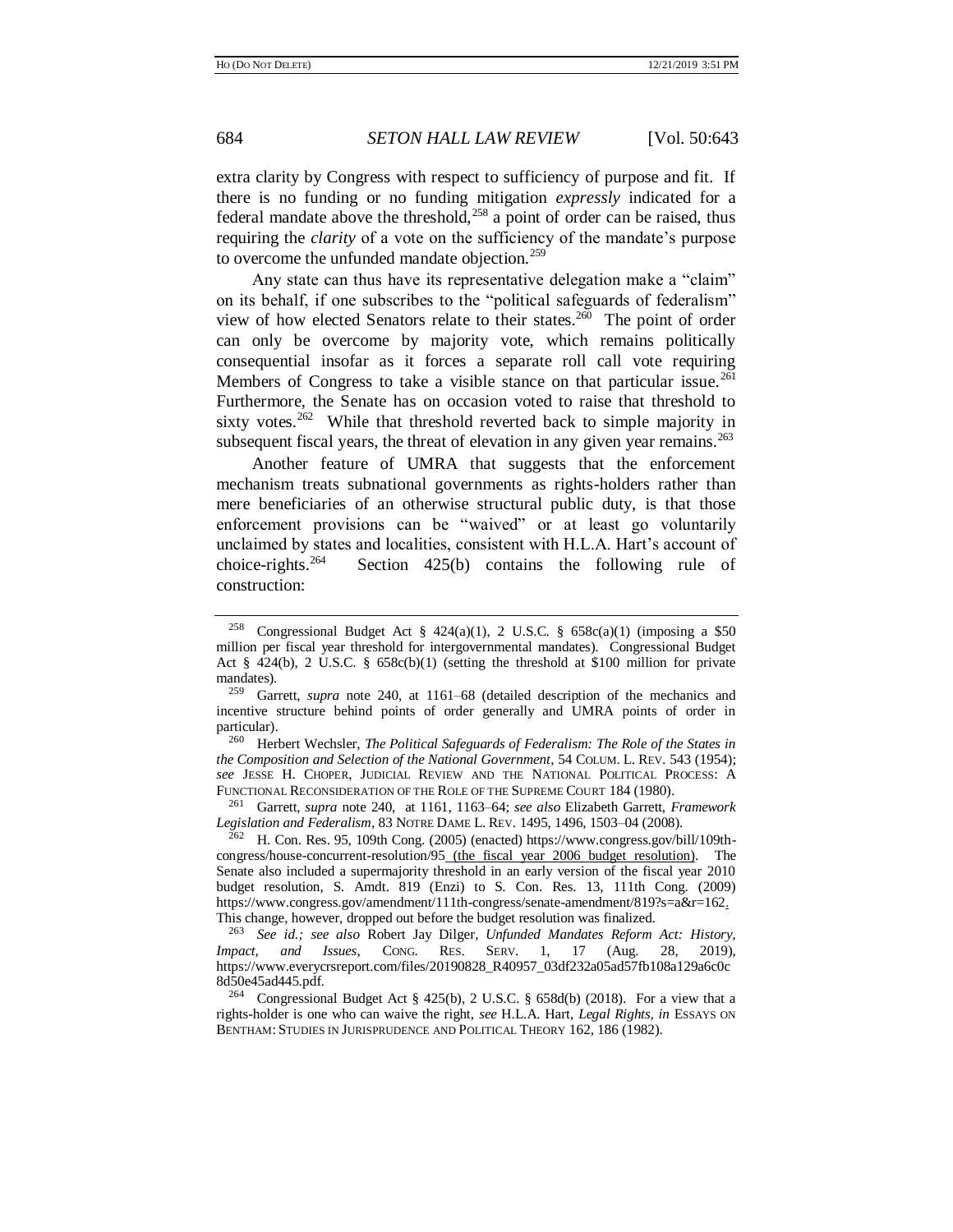extra clarity by Congress with respect to sufficiency of purpose and fit. If there is no funding or no funding mitigation *expressly* indicated for a federal mandate above the threshold,[258] a point of order can be raised, thus requiring the *clarity* of a vote on the sufficiency of the mandate's purpose to overcome the unfunded mandate objection.[259]

Any state can thus have its representative delegation make a "claim" on its behalf, if one subscribes to the "political safeguards of federalism" view of how elected Senators relate to their states.[260] The point of order can only be overcome by majority vote, which remains politically consequential insofar as it forces a separate roll call vote requiring Members of Congress to take a visible stance on that particular issue.[261] Furthermore, the Senate has on occasion voted to raise that threshold to sixty votes.[262] While that threshold reverted back to simple majority in subsequent fiscal years, the threat of elevation in any given year remains.[263]

Another feature of UMRA that suggests that the enforcement mechanism treats subnational governments as rights-holders rather than mere beneficiaries of an otherwise structural public duty, is that those enforcement provisions can be "waived" or at least go voluntarily unclaimed by states and localities, consistent with H.L.A. Hart's account of choice-rights.[264] Section 425(b) contains the following rule of construction:

---

[258] Congressional Budget Act § 424(a)(1), 2 U.S.C. § 658c(a)(1) (imposing a $50 million per fiscal year threshold for intergovernmental mandates). Congressional Budget Act § 424(b), 2 U.S.C. § 658c(b)(1) (setting the threshold at $100 million for private mandates).

[259] Garrett, *supra* note 240, at 1161–68 (detailed description of the mechanics and incentive structure behind points of order generally and UMRA points of order in particular).

[260] Herbert Wechsler, *The Political Safeguards of Federalism: The Role of the States in the Composition and Selection of the National Government*, 54 COLUM. L. REV. 543 (1954); *see* JESSE H. CHOPER, JUDICIAL REVIEW AND THE NATIONAL POLITICAL PROCESS: A FUNCTIONAL RECONSIDERATION OF THE ROLE OF THE SUPREME COURT 184 (1980).

[261] Garrett, *supra* note 240, at 1161, 1163–64; *see also* Elizabeth Garrett, *Framework Legislation and Federalism*, 83 NOTRE DAME L. REV. 1495, 1496, 1503–04 (2008).

[262] H. Con. Res. 95, 109th Cong. (2005) (enacted) https://www.congress.gov/bill/109th-congress/house-concurrent-resolution/95 (the fiscal year 2006 budget resolution). The Senate also included a supermajority threshold in an early version of the fiscal year 2010 budget resolution, S. Amdt. 819 (Enzi) to S. Con. Res. 13, 111th Cong. (2009) https://www.congress.gov/amendment/111th-congress/senate-amendment/819?s=a&r=162. This change, however, dropped out before the budget resolution was finalized.

[263] *See id.; see also* Robert Jay Dilger, *Unfunded Mandates Reform Act: History, Impact, and Issues*, CONG. RES. SERV. 1, 17 (Aug. 28, 2019), https://www.everycrsreport.com/files/20190828_R40957_03df232a05ad57fb108a129a6c0c8d50e45ad445.pdf.

[264] Congressional Budget Act § 425(b), 2 U.S.C. § 658d(b) (2018). For a view that a rights-holder is one who can waive the right, *see* H.L.A. Hart, *Legal Rights*, *in* ESSAYS ON BENTHAM: STUDIES IN JURISPRUDENCE AND POLITICAL THEORY 162, 186 (1982).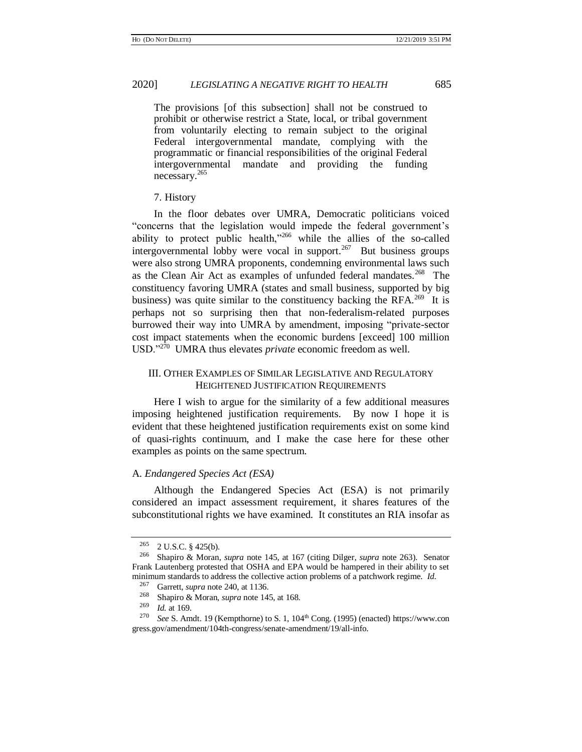> The provisions [of this subsection] shall not be construed to prohibit or otherwise restrict a State, local, or tribal government from voluntarily electing to remain subject to the original Federal intergovernmental mandate, complying with the programmatic or financial responsibilities of the original Federal intergovernmental mandate and providing the funding necessary.[265]

7. History

In the floor debates over UMRA, Democratic politicians voiced "concerns that the legislation would impede the federal government's ability to protect public health,"[266] while the allies of the so-called intergovernmental lobby were vocal in support.[267] But business groups were also strong UMRA proponents, condemning environmental laws such as the Clean Air Act as examples of unfunded federal mandates.[268] The constituency favoring UMRA (states and small business, supported by big business) was quite similar to the constituency backing the RFA.[269] It is perhaps not so surprising then that non-federalism-related purposes burrowed their way into UMRA by amendment, imposing "private-sector cost impact statements when the economic burdens [exceed] 100 million USD."[270] UMRA thus elevates *private* economic freedom as well.

## III. OTHER EXAMPLES OF SIMILAR LEGISLATIVE AND REGULATORY HEIGHTENED JUSTIFICATION REQUIREMENTS

Here I wish to argue for the similarity of a few additional measures imposing heightened justification requirements. By now I hope it is evident that these heightened justification requirements exist on some kind of quasi-rights continuum, and I make the case here for these other examples as points on the same spectrum.

### A. *Endangered Species Act (ESA)*

Although the Endangered Species Act (ESA) is not primarily considered an impact assessment requirement, it shares features of the subconstitutional rights we have examined. It constitutes an RIA insofar as

---

[265] 2 U.S.C. § 425(b).

[266] Shapiro & Moran, *supra* note 145, at 167 (citing Dilger, *supra* note 263). Senator Frank Lautenberg protested that OSHA and EPA would be hampered in their ability to set minimum standards to address the collective action problems of a patchwork regime. *Id.*

[267] Garrett, *supra* note 240, at 1136.

[268] Shapiro & Moran, *supra* note 145, at 168.

[269] *Id.* at 169.

[270] *See* S. Amdt. 19 (Kempthorne) to S. 1, 104th Cong. (1995) (enacted) https://www.congress.gov/amendment/104th-congress/senate-amendment/19/all-info.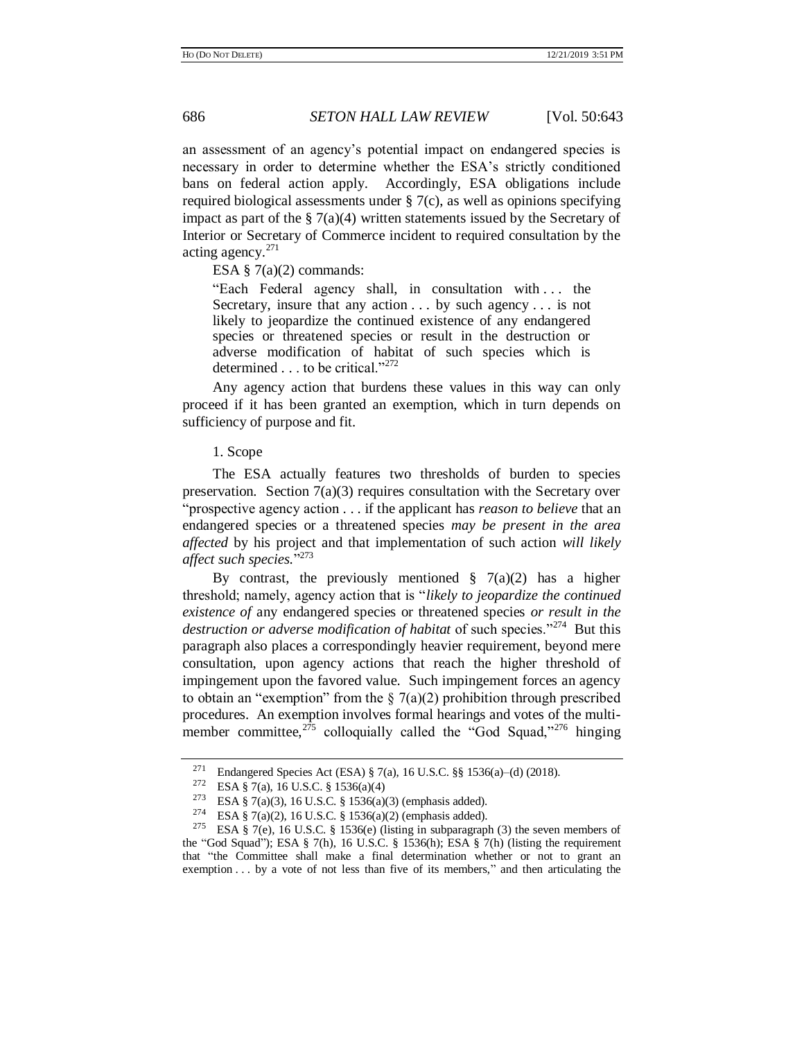an assessment of an agency's potential impact on endangered species is necessary in order to determine whether the ESA's strictly conditioned bans on federal action apply. Accordingly, ESA obligations include required biological assessments under § 7(c), as well as opinions specifying impact as part of the § 7(a)(4) written statements issued by the Secretary of Interior or Secretary of Commerce incident to required consultation by the acting agency.[271]

ESA § 7(a)(2) commands:

> "Each Federal agency shall, in consultation with . . . the Secretary, insure that any action . . . by such agency . . . is not likely to jeopardize the continued existence of any endangered species or threatened species or result in the destruction or adverse modification of habitat of such species which is determined . . . to be critical."[272]

Any agency action that burdens these values in this way can only proceed if it has been granted an exemption, which in turn depends on sufficiency of purpose and fit.

1. Scope

The ESA actually features two thresholds of burden to species preservation. Section 7(a)(3) requires consultation with the Secretary over "prospective agency action . . . if the applicant has *reason to believe* that an endangered species or a threatened species *may be present in the area affected* by his project and that implementation of such action *will likely affect such species.*"[273]

By contrast, the previously mentioned § 7(a)(2) has a higher threshold; namely, agency action that is "*likely to jeopardize the continued existence of* any endangered species or threatened species *or result in the destruction or adverse modification of habitat* of such species."[274] But this paragraph also places a correspondingly heavier requirement, beyond mere consultation, upon agency actions that reach the higher threshold of impingement upon the favored value. Such impingement forces an agency to obtain an "exemption" from the § 7(a)(2) prohibition through prescribed procedures. An exemption involves formal hearings and votes of the multi-member committee,[275] colloquially called the "God Squad,"[276] hinging

---

[271] Endangered Species Act (ESA) § 7(a), 16 U.S.C. §§ 1536(a)–(d) (2018).

[272] ESA § 7(a), 16 U.S.C. § 1536(a)(4)

[273] ESA § 7(a)(3), 16 U.S.C. § 1536(a)(3) (emphasis added).

[274] ESA § 7(a)(2), 16 U.S.C. § 1536(a)(2) (emphasis added).

[275] ESA § 7(e), 16 U.S.C. § 1536(e) (listing in subparagraph (3) the seven members of the "God Squad"); ESA § 7(h), 16 U.S.C. § 1536(h); ESA § 7(h) (listing the requirement that "the Committee shall make a final determination whether or not to grant an exemption . . . by a vote of not less than five of its members," and then articulating the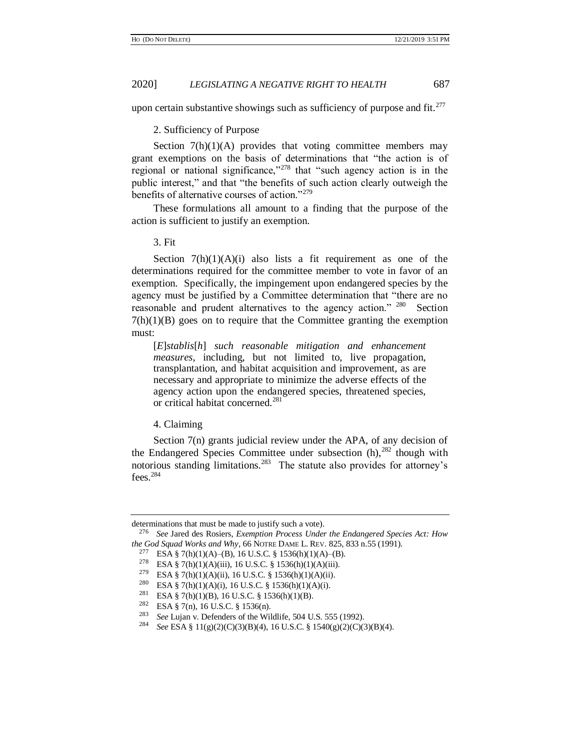upon certain substantive showings such as sufficiency of purpose and fit.[277]

### 2. Sufficiency of Purpose

Section 7(h)(1)(A) provides that voting committee members may grant exemptions on the basis of determinations that "the action is of regional or national significance,"[278] that "such agency action is in the public interest," and that "the benefits of such action clearly outweigh the benefits of alternative courses of action."[279]

These formulations all amount to a finding that the purpose of the action is sufficient to justify an exemption.

### 3. Fit

Section 7(h)(1)(A)(i) also lists a fit requirement as one of the determinations required for the committee member to vote in favor of an exemption. Specifically, the impingement upon endangered species by the agency must be justified by a Committee determination that "there are no reasonable and prudent alternatives to the agency action." [280] Section 7(h)(1)(B) goes on to require that the Committee granting the exemption must:

> [*E*]*stablis*[*h*] *such reasonable mitigation and enhancement measures*, including, but not limited to, live propagation, transplantation, and habitat acquisition and improvement, as are necessary and appropriate to minimize the adverse effects of the agency action upon the endangered species, threatened species, or critical habitat concerned.[281]

### 4. Claiming

Section 7(n) grants judicial review under the APA, of any decision of the Endangered Species Committee under subsection (h),[282] though with notorious standing limitations.[283] The statute also provides for attorney's fees.[284]

---

determinations that must be made to justify such a vote).

276 *See* Jared des Rosiers, *Exemption Process Under the Endangered Species Act: How the God Squad Works and Why*, 66 NOTRE DAME L. REV. 825, 833 n.55 (1991).

277 ESA § 7(h)(1)(A)–(B), 16 U.S.C. § 1536(h)(1)(A)–(B).

278 ESA § 7(h)(1)(A)(iii), 16 U.S.C. § 1536(h)(1)(A)(iii).

279 ESA § 7(h)(1)(A)(ii), 16 U.S.C. § 1536(h)(1)(A)(ii).

280 ESA § 7(h)(1)(A)(i), 16 U.S.C. § 1536(h)(1)(A)(i).

281 ESA § 7(h)(1)(B), 16 U.S.C. § 1536(h)(1)(B).

282 ESA § 7(n), 16 U.S.C. § 1536(n).

283 *See* Lujan v. Defenders of the Wildlife, 504 U.S. 555 (1992).

284 *See* ESA § 11(g)(2)(C)(3)(B)(4), 16 U.S.C. § 1540(g)(2)(C)(3)(B)(4).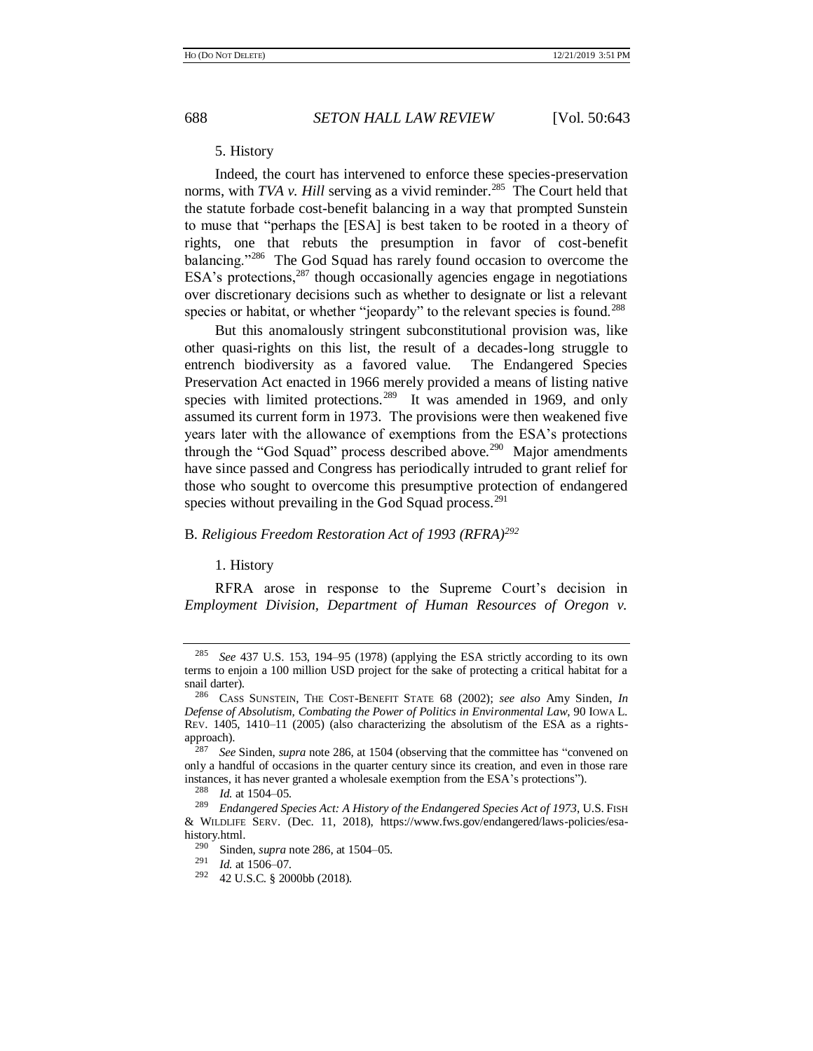5. History

Indeed, the court has intervened to enforce these species-preservation norms, with *TVA v. Hill* serving as a vivid reminder.[285] The Court held that the statute forbade cost-benefit balancing in a way that prompted Sunstein to muse that "perhaps the [ESA] is best taken to be rooted in a theory of rights, one that rebuts the presumption in favor of cost-benefit balancing."[286] The God Squad has rarely found occasion to overcome the ESA's protections,[287] though occasionally agencies engage in negotiations over discretionary decisions such as whether to designate or list a relevant species or habitat, or whether "jeopardy" to the relevant species is found.[288]

But this anomalously stringent subconstitutional provision was, like other quasi-rights on this list, the result of a decades-long struggle to entrench biodiversity as a favored value. The Endangered Species Preservation Act enacted in 1966 merely provided a means of listing native species with limited protections.[289] It was amended in 1969, and only assumed its current form in 1973. The provisions were then weakened five years later with the allowance of exemptions from the ESA's protections through the "God Squad" process described above.[290] Major amendments have since passed and Congress has periodically intruded to grant relief for those who sought to overcome this presumptive protection of endangered species without prevailing in the God Squad process.[291]

## B. *Religious Freedom Restoration Act of 1993 (RFRA)*[292]

1. History

RFRA arose in response to the Supreme Court's decision in *Employment Division, Department of Human Resources of Oregon v.*

---

[285] *See* 437 U.S. 153, 194–95 (1978) (applying the ESA strictly according to its own terms to enjoin a 100 million USD project for the sake of protecting a critical habitat for a snail darter).

[286] CASS SUNSTEIN, THE COST-BENEFIT STATE 68 (2002); *see also* Amy Sinden, *In Defense of Absolutism, Combating the Power of Politics in Environmental Law*, 90 IOWA L. REV. 1405, 1410–11 (2005) (also characterizing the absolutism of the ESA as a rights-approach).

[287] *See* Sinden, *supra* note 286, at 1504 (observing that the committee has "convened on only a handful of occasions in the quarter century since its creation, and even in those rare instances, it has never granted a wholesale exemption from the ESA's protections").

[288] *Id.* at 1504–05.

[289] *Endangered Species Act: A History of the Endangered Species Act of 1973*, U.S. FISH & WILDLIFE SERV. (Dec. 11, 2018), https://www.fws.gov/endangered/laws-policies/esa-history.html.

[290] Sinden, *supra* note 286, at 1504–05.

[291] *Id.* at 1506–07.

[292] 42 U.S.C. § 2000bb (2018).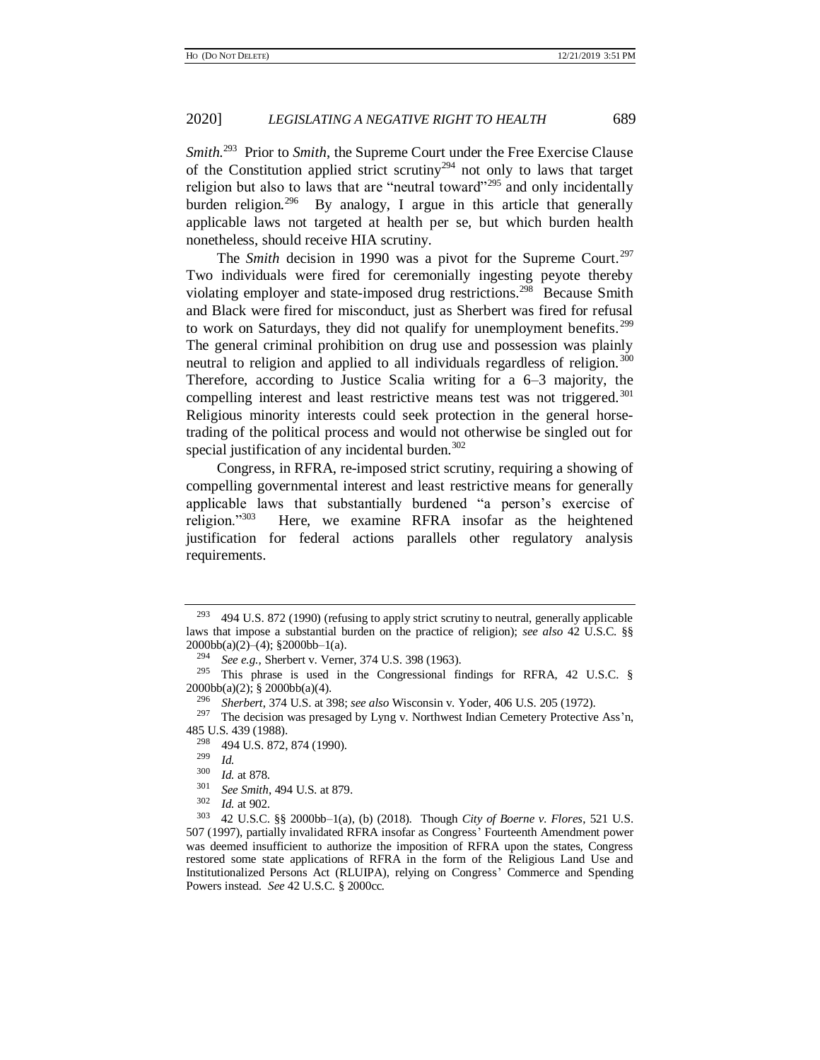*Smith*.[293] Prior to *Smith*, the Supreme Court under the Free Exercise Clause of the Constitution applied strict scrutiny[294] not only to laws that target religion but also to laws that are "neutral toward"[295] and only incidentally burden religion.[296] By analogy, I argue in this article that generally applicable laws not targeted at health per se, but which burden health nonetheless, should receive HIA scrutiny.

The *Smith* decision in 1990 was a pivot for the Supreme Court.[297] Two individuals were fired for ceremonially ingesting peyote thereby violating employer and state-imposed drug restrictions.[298] Because Smith and Black were fired for misconduct, just as Sherbert was fired for refusal to work on Saturdays, they did not qualify for unemployment benefits.[299] The general criminal prohibition on drug use and possession was plainly neutral to religion and applied to all individuals regardless of religion.[300] Therefore, according to Justice Scalia writing for a 6–3 majority, the compelling interest and least restrictive means test was not triggered.[301] Religious minority interests could seek protection in the general horse-trading of the political process and would not otherwise be singled out for special justification of any incidental burden.[302]

Congress, in RFRA, re-imposed strict scrutiny, requiring a showing of compelling governmental interest and least restrictive means for generally applicable laws that substantially burdened "a person's exercise of religion."[303] Here, we examine RFRA insofar as the heightened justification for federal actions parallels other regulatory analysis requirements.

---

[293] 494 U.S. 872 (1990) (refusing to apply strict scrutiny to neutral, generally applicable laws that impose a substantial burden on the practice of religion); *see also* 42 U.S.C. §§ 2000bb(a)(2)–(4); §2000bb–1(a).

[294] *See e.g.*, Sherbert v. Verner, 374 U.S. 398 (1963).

[295] This phrase is used in the Congressional findings for RFRA, 42 U.S.C. § 2000bb(a)(2); § 2000bb(a)(4).

[296] *Sherbert*, 374 U.S. at 398; *see also* Wisconsin v. Yoder, 406 U.S. 205 (1972).

[297] The decision was presaged by Lyng v. Northwest Indian Cemetery Protective Ass'n, 485 U.S. 439 (1988).

[298] 494 U.S. 872, 874 (1990).

[299] *Id.*

[300] *Id.* at 878.

[301] *See Smith*, 494 U.S. at 879.

[302] *Id.* at 902.

[303] 42 U.S.C. §§ 2000bb–1(a), (b) (2018). Though *City of Boerne v. Flores*, 521 U.S. 507 (1997), partially invalidated RFRA insofar as Congress' Fourteenth Amendment power was deemed insufficient to authorize the imposition of RFRA upon the states, Congress restored some state applications of RFRA in the form of the Religious Land Use and Institutionalized Persons Act (RLUIPA), relying on Congress' Commerce and Spending Powers instead. *See* 42 U.S.C. § 2000cc.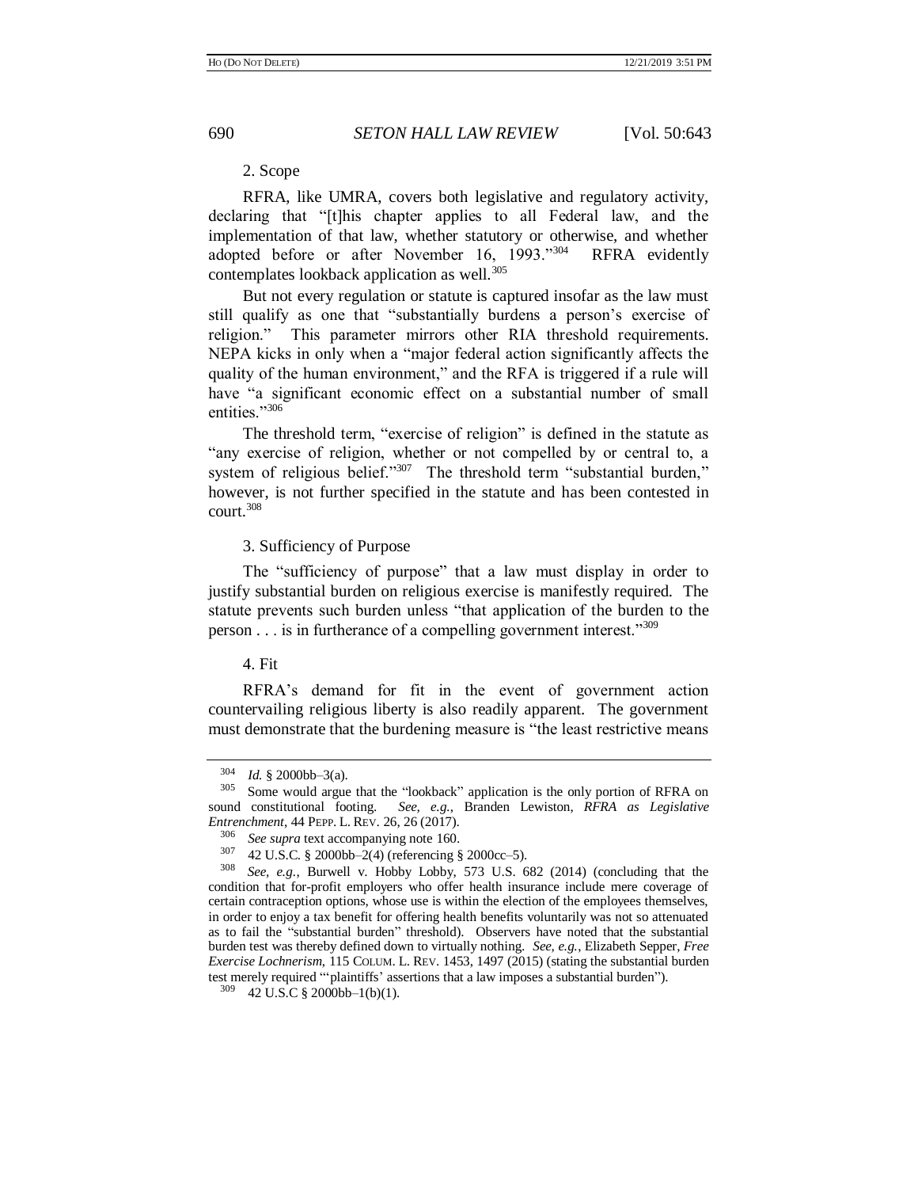2. Scope

RFRA, like UMRA, covers both legislative and regulatory activity, declaring that "[t]his chapter applies to all Federal law, and the implementation of that law, whether statutory or otherwise, and whether adopted before or after November 16, 1993."[304] RFRA evidently contemplates lookback application as well.[305]

But not every regulation or statute is captured insofar as the law must still qualify as one that "substantially burdens a person's exercise of religion." This parameter mirrors other RIA threshold requirements. NEPA kicks in only when a "major federal action significantly affects the quality of the human environment," and the RFA is triggered if a rule will have "a significant economic effect on a substantial number of small entities."[306]

The threshold term, "exercise of religion" is defined in the statute as "any exercise of religion, whether or not compelled by or central to, a system of religious belief."[307] The threshold term "substantial burden," however, is not further specified in the statute and has been contested in court.[308]

3. Sufficiency of Purpose

The "sufficiency of purpose" that a law must display in order to justify substantial burden on religious exercise is manifestly required. The statute prevents such burden unless "that application of the burden to the person . . . is in furtherance of a compelling government interest."[309]

4. Fit

RFRA's demand for fit in the event of government action countervailing religious liberty is also readily apparent. The government must demonstrate that the burdening measure is "the least restrictive means

---

[304] *Id.* § 2000bb–3(a).

[305] Some would argue that the "lookback" application is the only portion of RFRA on sound constitutional footing. *See, e.g.*, Branden Lewiston, *RFRA as Legislative Entrenchment*, 44 PEPP. L. REV. 26, 26 (2017).

[306] *See supra* text accompanying note 160.

[307] 42 U.S.C. § 2000bb–2(4) (referencing § 2000cc–5).

[308] *See, e.g.*, Burwell v. Hobby Lobby, 573 U.S. 682 (2014) (concluding that the condition that for-profit employers who offer health insurance include mere coverage of certain contraception options, whose use is within the election of the employees themselves, in order to enjoy a tax benefit for offering health benefits voluntarily was not so attenuated as to fail the "substantial burden" threshold). Observers have noted that the substantial burden test was thereby defined down to virtually nothing. *See, e.g.*, Elizabeth Sepper, *Free Exercise Lochnerism*, 115 COLUM. L. REV. 1453, 1497 (2015) (stating the substantial burden test merely required "'plaintiffs' assertions that a law imposes a substantial burden").

[309] 42 U.S.C § 2000bb–1(b)(1).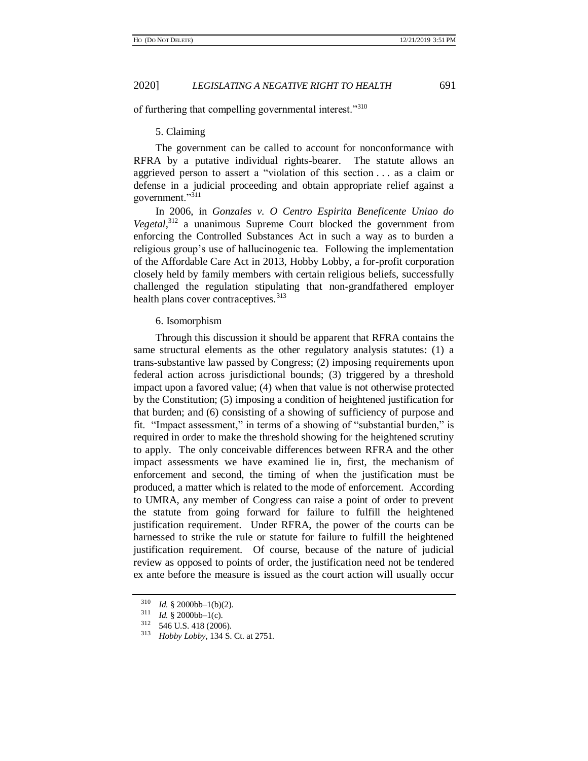of furthering that compelling governmental interest."[310]

5. Claiming

The government can be called to account for nonconformance with RFRA by a putative individual rights-bearer. The statute allows an aggrieved person to assert a "violation of this section . . . as a claim or defense in a judicial proceeding and obtain appropriate relief against a government."[311]

In 2006, in *Gonzales v. O Centro Espirita Beneficente Uniao do Vegetal*,[312] a unanimous Supreme Court blocked the government from enforcing the Controlled Substances Act in such a way as to burden a religious group's use of hallucinogenic tea. Following the implementation of the Affordable Care Act in 2013, Hobby Lobby, a for-profit corporation closely held by family members with certain religious beliefs, successfully challenged the regulation stipulating that non-grandfathered employer health plans cover contraceptives.[313]

6. Isomorphism

Through this discussion it should be apparent that RFRA contains the same structural elements as the other regulatory analysis statutes: (1) a trans-substantive law passed by Congress; (2) imposing requirements upon federal action across jurisdictional bounds; (3) triggered by a threshold impact upon a favored value; (4) when that value is not otherwise protected by the Constitution; (5) imposing a condition of heightened justification for that burden; and (6) consisting of a showing of sufficiency of purpose and fit. "Impact assessment," in terms of a showing of "substantial burden," is required in order to make the threshold showing for the heightened scrutiny to apply. The only conceivable differences between RFRA and the other impact assessments we have examined lie in, first, the mechanism of enforcement and second, the timing of when the justification must be produced, a matter which is related to the mode of enforcement. According to UMRA, any member of Congress can raise a point of order to prevent the statute from going forward for failure to fulfill the heightened justification requirement. Under RFRA, the power of the courts can be harnessed to strike the rule or statute for failure to fulfill the heightened justification requirement. Of course, because of the nature of judicial review as opposed to points of order, the justification need not be tendered ex ante before the measure is issued as the court action will usually occur

---

[310] *Id.* § 2000bb–1(b)(2).

[311] *Id.* § 2000bb–1(c).

[312] 546 U.S. 418 (2006).

[313] *Hobby Lobby*, 134 S. Ct. at 2751.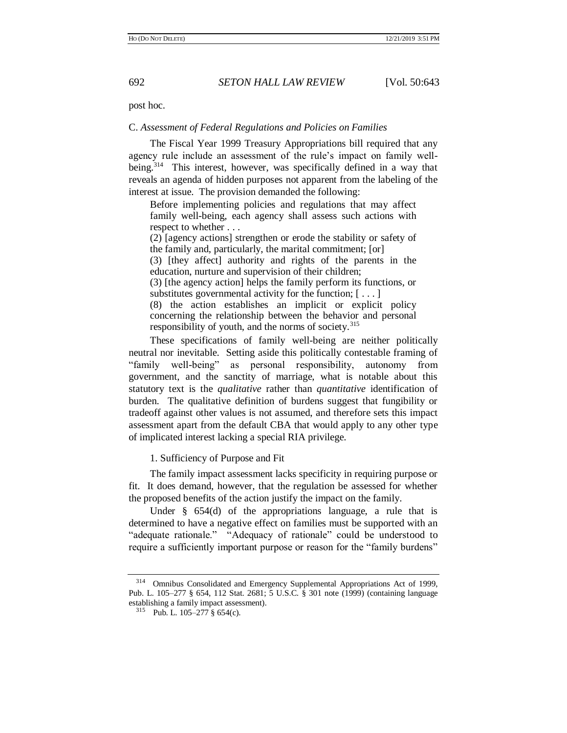post hoc.

### C. *Assessment of Federal Regulations and Policies on Families*

The Fiscal Year 1999 Treasury Appropriations bill required that any agency rule include an assessment of the rule's impact on family well-being.[314] This interest, however, was specifically defined in a way that reveals an agenda of hidden purposes not apparent from the labeling of the interest at issue. The provision demanded the following:

> Before implementing policies and regulations that may affect family well-being, each agency shall assess such actions with respect to whether . . .
>
> (2) [agency actions] strengthen or erode the stability or safety of the family and, particularly, the marital commitment; [or]
>
> (3) [they affect] authority and rights of the parents in the education, nurture and supervision of their children;
>
> (3) [the agency action] helps the family perform its functions, or substitutes governmental activity for the function; [ . . . ]
>
> (8) the action establishes an implicit or explicit policy concerning the relationship between the behavior and personal responsibility of youth, and the norms of society.[315]

These specifications of family well-being are neither politically neutral nor inevitable. Setting aside this politically contestable framing of "family well-being" as personal responsibility, autonomy from government, and the sanctity of marriage, what is notable about this statutory text is the *qualitative* rather than *quantitative* identification of burden. The qualitative definition of burdens suggest that fungibility or tradeoff against other values is not assumed, and therefore sets this impact assessment apart from the default CBA that would apply to any other type of implicated interest lacking a special RIA privilege.

#### 1. Sufficiency of Purpose and Fit

The family impact assessment lacks specificity in requiring purpose or fit. It does demand, however, that the regulation be assessed for whether the proposed benefits of the action justify the impact on the family.

Under § 654(d) of the appropriations language, a rule that is determined to have a negative effect on families must be supported with an "adequate rationale." "Adequacy of rationale" could be understood to require a sufficiently important purpose or reason for the "family burdens"

---

[314] Omnibus Consolidated and Emergency Supplemental Appropriations Act of 1999, Pub. L. 105–277 § 654, 112 Stat. 2681; 5 U.S.C. § 301 note (1999) (containing language establishing a family impact assessment).

[315] Pub. L. 105–277 § 654(c).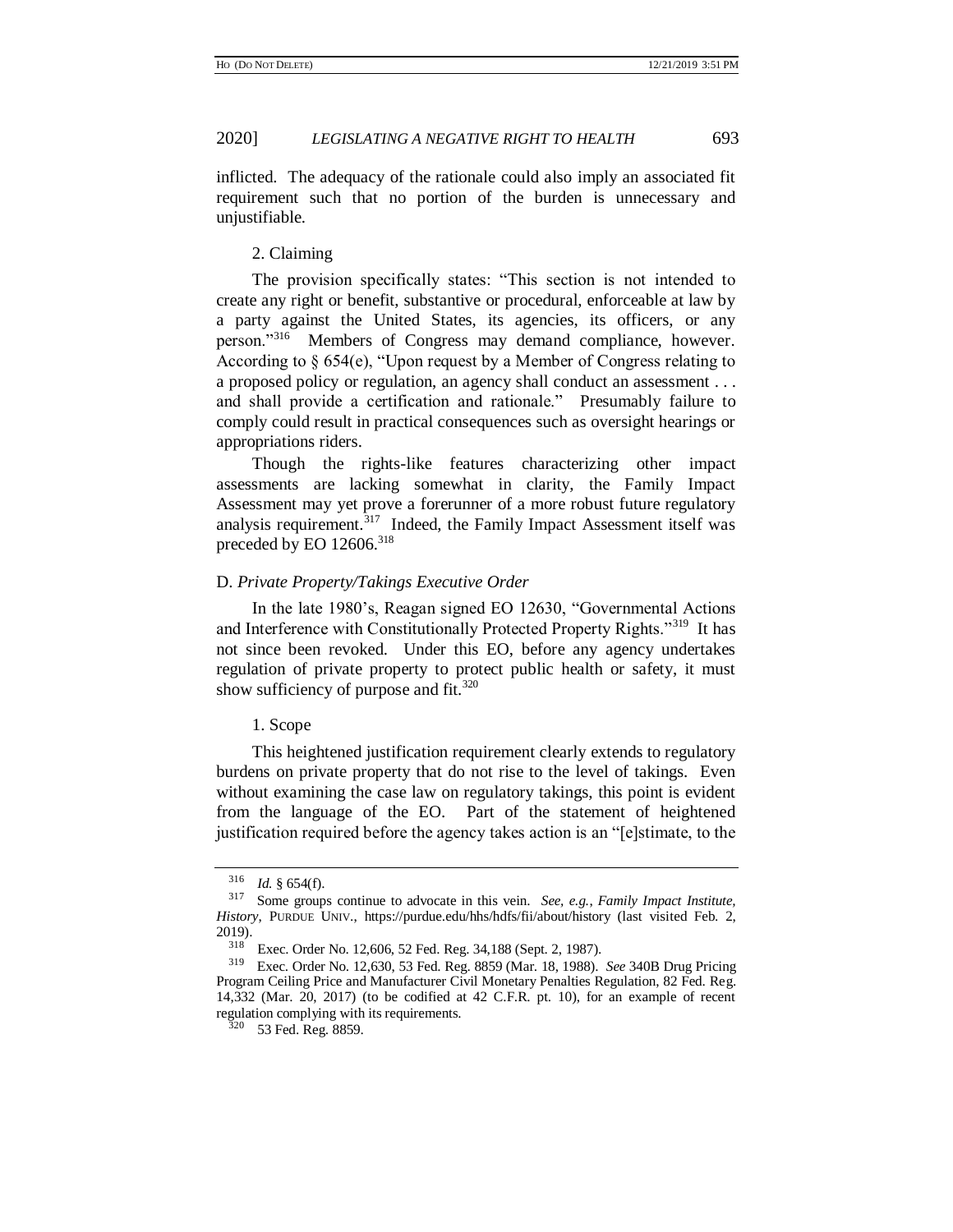inflicted. The adequacy of the rationale could also imply an associated fit requirement such that no portion of the burden is unnecessary and unjustifiable.

2. Claiming

The provision specifically states: "This section is not intended to create any right or benefit, substantive or procedural, enforceable at law by a party against the United States, its agencies, its officers, or any person."[316] Members of Congress may demand compliance, however. According to § 654(e), "Upon request by a Member of Congress relating to a proposed policy or regulation, an agency shall conduct an assessment . . . and shall provide a certification and rationale." Presumably failure to comply could result in practical consequences such as oversight hearings or appropriations riders.

Though the rights-like features characterizing other impact assessments are lacking somewhat in clarity, the Family Impact Assessment may yet prove a forerunner of a more robust future regulatory analysis requirement.[317] Indeed, the Family Impact Assessment itself was preceded by EO 12606.[318]

### D. *Private Property/Takings Executive Order*

In the late 1980's, Reagan signed EO 12630, "Governmental Actions and Interference with Constitutionally Protected Property Rights."[319] It has not since been revoked. Under this EO, before any agency undertakes regulation of private property to protect public health or safety, it must show sufficiency of purpose and fit.[320]

1. Scope

This heightened justification requirement clearly extends to regulatory burdens on private property that do not rise to the level of takings. Even without examining the case law on regulatory takings, this point is evident from the language of the EO. Part of the statement of heightened justification required before the agency takes action is an "[e]stimate, to the

---

[316] *Id.* § 654(f).

[317] Some groups continue to advocate in this vein. *See, e.g.*, *Family Impact Institute, History*, PURDUE UNIV., https://purdue.edu/hhs/hdfs/fii/about/history (last visited Feb. 2, 2019).

[318] Exec. Order No. 12,606, 52 Fed. Reg. 34,188 (Sept. 2, 1987).

[319] Exec. Order No. 12,630, 53 Fed. Reg. 8859 (Mar. 18, 1988). *See* 340B Drug Pricing Program Ceiling Price and Manufacturer Civil Monetary Penalties Regulation, 82 Fed. Reg. 14,332 (Mar. 20, 2017) (to be codified at 42 C.F.R. pt. 10), for an example of recent regulation complying with its requirements.

[320] 53 Fed. Reg. 8859.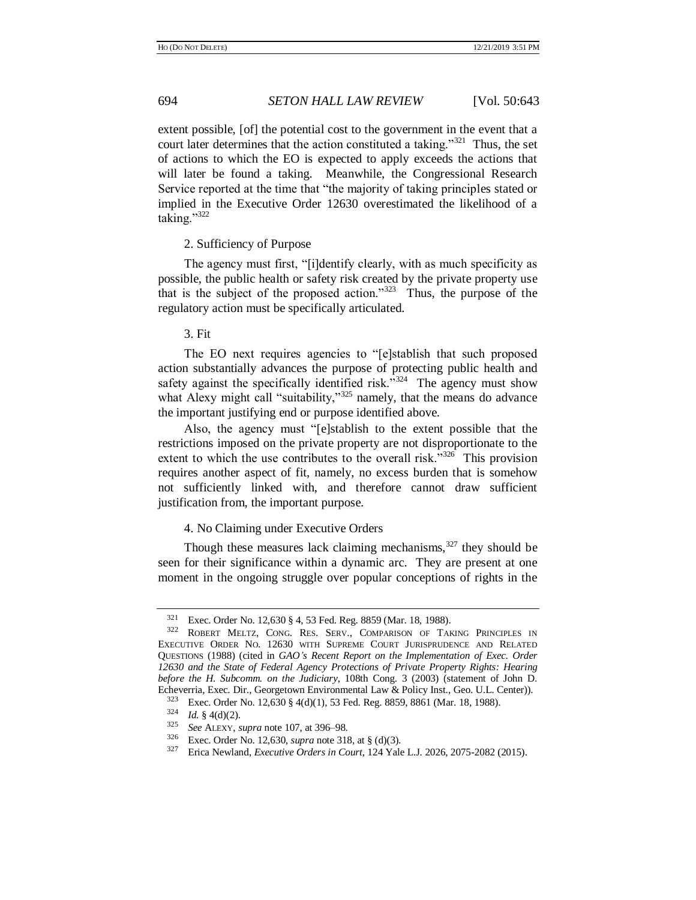extent possible, [of] the potential cost to the government in the event that a court later determines that the action constituted a taking."[321] Thus, the set of actions to which the EO is expected to apply exceeds the actions that will later be found a taking. Meanwhile, the Congressional Research Service reported at the time that "the majority of taking principles stated or implied in the Executive Order 12630 overestimated the likelihood of a taking."[322]

### 2. Sufficiency of Purpose

The agency must first, "[i]dentify clearly, with as much specificity as possible, the public health or safety risk created by the private property use that is the subject of the proposed action."[323] Thus, the purpose of the regulatory action must be specifically articulated.

### 3. Fit

The EO next requires agencies to "[e]stablish that such proposed action substantially advances the purpose of protecting public health and safety against the specifically identified risk."[324] The agency must show what Alexy might call "suitability,"[325] namely, that the means do advance the important justifying end or purpose identified above.

Also, the agency must "[e]stablish to the extent possible that the restrictions imposed on the private property are not disproportionate to the extent to which the use contributes to the overall risk."[326] This provision requires another aspect of fit, namely, no excess burden that is somehow not sufficiently linked with, and therefore cannot draw sufficient justification from, the important purpose.

### 4. No Claiming under Executive Orders

Though these measures lack claiming mechanisms,[327] they should be seen for their significance within a dynamic arc. They are present at one moment in the ongoing struggle over popular conceptions of rights in the

---

[321] Exec. Order No. 12,630 § 4, 53 Fed. Reg. 8859 (Mar. 18, 1988).

[322] ROBERT MELTZ, CONG. RES. SERV., COMPARISON OF TAKING PRINCIPLES IN EXECUTIVE ORDER NO. 12630 WITH SUPREME COURT JURISPRUDENCE AND RELATED QUESTIONS (1988) (cited in *GAO's Recent Report on the Implementation of Exec. Order 12630 and the State of Federal Agency Protections of Private Property Rights: Hearing before the H. Subcomm. on the Judiciary*, 108th Cong. 3 (2003) (statement of John D. Echeverria, Exec. Dir., Georgetown Environmental Law & Policy Inst., Geo. U.L. Center)).

[323] Exec. Order No. 12,630 § 4(d)(1), 53 Fed. Reg. 8859, 8861 (Mar. 18, 1988).

[324] *Id.* § 4(d)(2).

[325] *See* ALEXY, *supra* note 107, at 396–98.

[326] Exec. Order No. 12,630, *supra* note 318, at § (d)(3).

[327] Erica Newland, *Executive Orders in Court*, 124 Yale L.J. 2026, 2075-2082 (2015).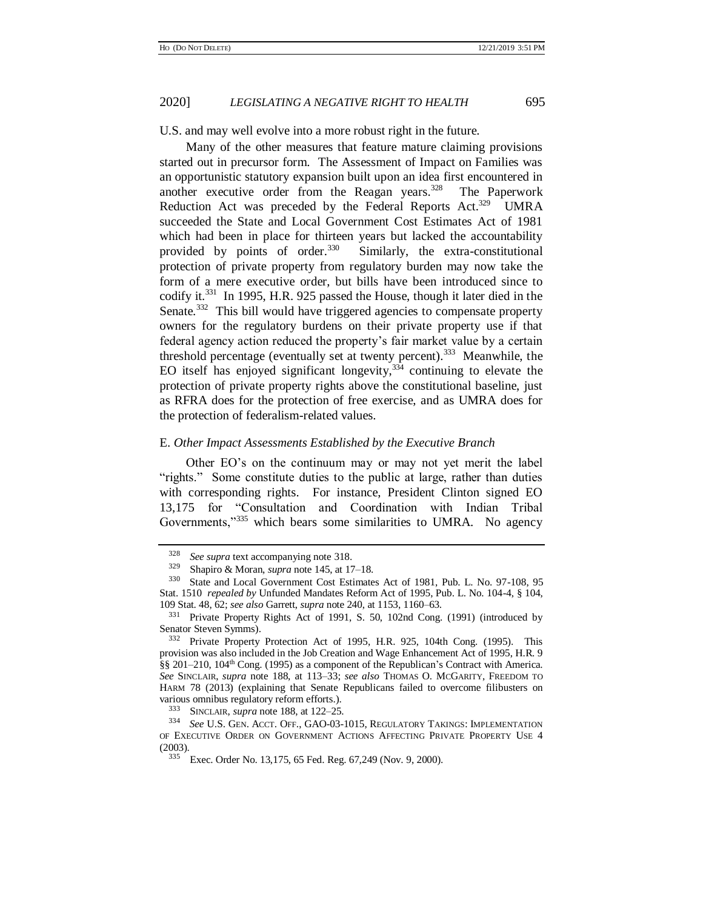U.S. and may well evolve into a more robust right in the future.

Many of the other measures that feature mature claiming provisions started out in precursor form. The Assessment of Impact on Families was an opportunistic statutory expansion built upon an idea first encountered in another executive order from the Reagan years.[328] The Paperwork Reduction Act was preceded by the Federal Reports Act.[329] UMRA succeeded the State and Local Government Cost Estimates Act of 1981 which had been in place for thirteen years but lacked the accountability provided by points of order.[330] Similarly, the extra-constitutional protection of private property from regulatory burden may now take the form of a mere executive order, but bills have been introduced since to codify it.[331] In 1995, H.R. 925 passed the House, though it later died in the Senate.[332] This bill would have triggered agencies to compensate property owners for the regulatory burdens on their private property use if that federal agency action reduced the property's fair market value by a certain threshold percentage (eventually set at twenty percent).[333] Meanwhile, the EO itself has enjoyed significant longevity,[334] continuing to elevate the protection of private property rights above the constitutional baseline, just as RFRA does for the protection of free exercise, and as UMRA does for the protection of federalism-related values.

### E. *Other Impact Assessments Established by the Executive Branch*

Other EO's on the continuum may or may not yet merit the label "rights." Some constitute duties to the public at large, rather than duties with corresponding rights. For instance, President Clinton signed EO 13,175 for "Consultation and Coordination with Indian Tribal Governments,"[335] which bears some similarities to UMRA. No agency

---

[328] *See supra* text accompanying note 318.

[329] Shapiro & Moran, *supra* note 145, at 17–18.

[330] State and Local Government Cost Estimates Act of 1981, Pub. L. No. 97-108, 95 Stat. 1510 *repealed by* Unfunded Mandates Reform Act of 1995, Pub. L. No. 104-4, § 104, 109 Stat. 48, 62; *see also* Garrett, *supra* note 240, at 1153, 1160–63.

[331] Private Property Rights Act of 1991, S. 50, 102nd Cong. (1991) (introduced by Senator Steven Symms).

[332] Private Property Protection Act of 1995, H.R. 925, 104th Cong. (1995). This provision was also included in the Job Creation and Wage Enhancement Act of 1995, H.R. 9 §§ 201–210, 104th Cong. (1995) as a component of the Republican's Contract with America. *See* SINCLAIR, *supra* note 188, at 113–33; *see also* THOMAS O. MCGARITY, FREEDOM TO HARM 78 (2013) (explaining that Senate Republicans failed to overcome filibusters on various omnibus regulatory reform efforts.).

[333] SINCLAIR, *supra* note 188, at 122–25.

[334] *See* U.S. GEN. ACCT. OFF., GAO-03-1015, REGULATORY TAKINGS: IMPLEMENTATION OF EXECUTIVE ORDER ON GOVERNMENT ACTIONS AFFECTING PRIVATE PROPERTY USE 4 (2003).

[335] Exec. Order No. 13,175, 65 Fed. Reg. 67,249 (Nov. 9, 2000).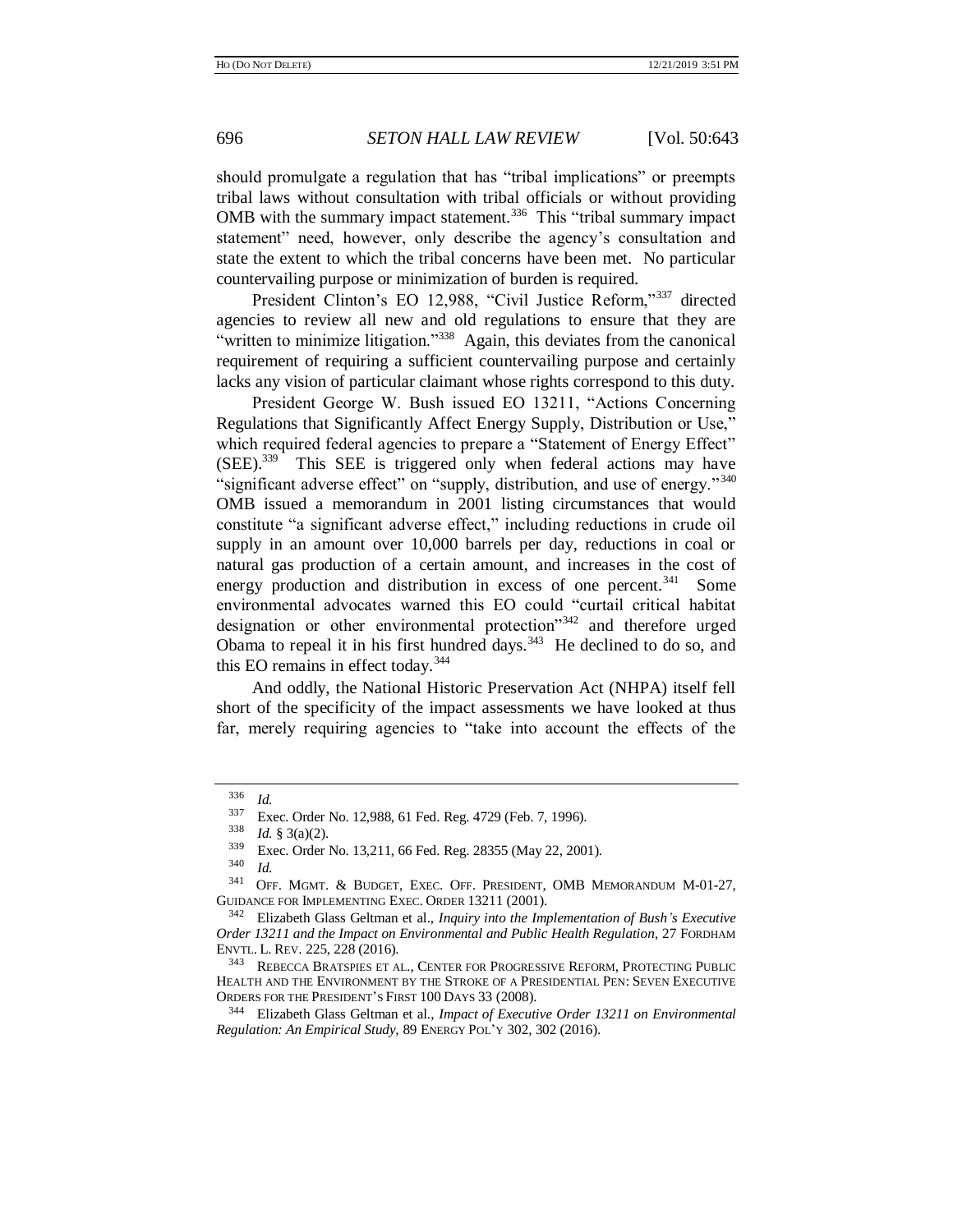should promulgate a regulation that has "tribal implications" or preempts tribal laws without consultation with tribal officials or without providing OMB with the summary impact statement.[336] This "tribal summary impact statement" need, however, only describe the agency's consultation and state the extent to which the tribal concerns have been met. No particular countervailing purpose or minimization of burden is required.

President Clinton's EO 12,988, "Civil Justice Reform,"[337] directed agencies to review all new and old regulations to ensure that they are "written to minimize litigation."[338] Again, this deviates from the canonical requirement of requiring a sufficient countervailing purpose and certainly lacks any vision of particular claimant whose rights correspond to this duty.

President George W. Bush issued EO 13211, "Actions Concerning Regulations that Significantly Affect Energy Supply, Distribution or Use," which required federal agencies to prepare a "Statement of Energy Effect" (SEE).[339] This SEE is triggered only when federal actions may have "significant adverse effect" on "supply, distribution, and use of energy."[340] OMB issued a memorandum in 2001 listing circumstances that would constitute "a significant adverse effect," including reductions in crude oil supply in an amount over 10,000 barrels per day, reductions in coal or natural gas production of a certain amount, and increases in the cost of energy production and distribution in excess of one percent.[341] Some environmental advocates warned this EO could "curtail critical habitat designation or other environmental protection"[342] and therefore urged Obama to repeal it in his first hundred days.[343] He declined to do so, and this EO remains in effect today.[344]

And oddly, the National Historic Preservation Act (NHPA) itself fell short of the specificity of the impact assessments we have looked at thus far, merely requiring agencies to "take into account the effects of the

---

[336] *Id.*

[337] Exec. Order No. 12,988, 61 Fed. Reg. 4729 (Feb. 7, 1996).

[338] *Id.* § 3(a)(2).

[339] Exec. Order No. 13,211, 66 Fed. Reg. 28355 (May 22, 2001).

[340] *Id.*

[341] OFF. MGMT. & BUDGET, EXEC. OFF. PRESIDENT, OMB MEMORANDUM M-01-27, GUIDANCE FOR IMPLEMENTING EXEC. ORDER 13211 (2001).

[342] Elizabeth Glass Geltman et al., *Inquiry into the Implementation of Bush's Executive Order 13211 and the Impact on Environmental and Public Health Regulation*, 27 FORDHAM ENVTL. L. REV. 225, 228 (2016).

[343] REBECCA BRATSPIES ET AL., CENTER FOR PROGRESSIVE REFORM, PROTECTING PUBLIC HEALTH AND THE ENVIRONMENT BY THE STROKE OF A PRESIDENTIAL PEN: SEVEN EXECUTIVE ORDERS FOR THE PRESIDENT'S FIRST 100 DAYS 33 (2008).

[344] Elizabeth Glass Geltman et al., *Impact of Executive Order 13211 on Environmental Regulation: An Empirical Study*, 89 ENERGY POL'Y 302, 302 (2016).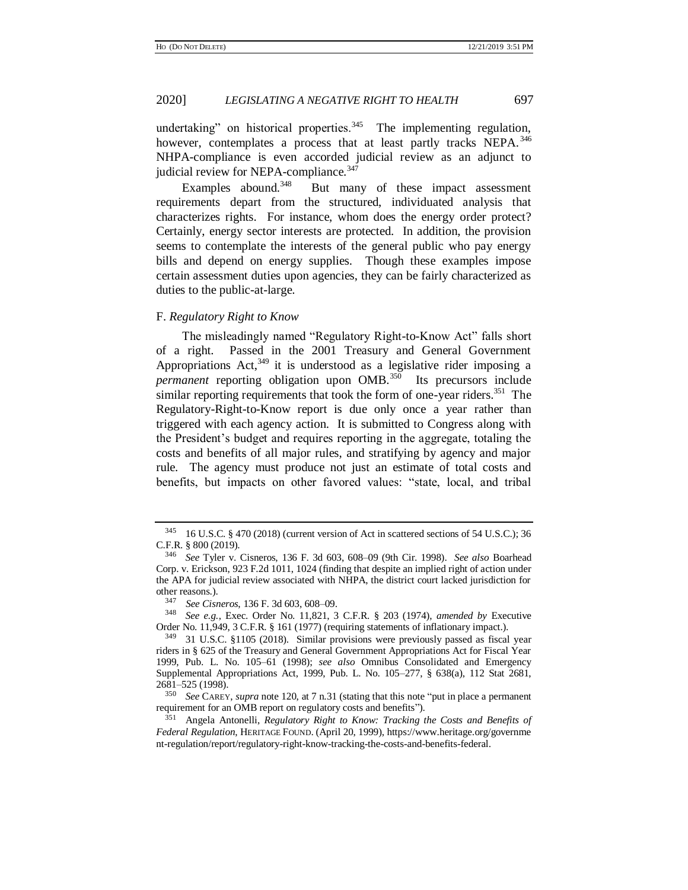undertaking" on historical properties.[345] The implementing regulation, however, contemplates a process that at least partly tracks NEPA.[346] NHPA-compliance is even accorded judicial review as an adjunct to judicial review for NEPA-compliance.[347]

Examples abound.[348] But many of these impact assessment requirements depart from the structured, individuated analysis that characterizes rights. For instance, whom does the energy order protect? Certainly, energy sector interests are protected. In addition, the provision seems to contemplate the interests of the general public who pay energy bills and depend on energy supplies. Though these examples impose certain assessment duties upon agencies, they can be fairly characterized as duties to the public-at-large.

### F. *Regulatory Right to Know*

The misleadingly named "Regulatory Right-to-Know Act" falls short of a right. Passed in the 2001 Treasury and General Government Appropriations Act,[349] it is understood as a legislative rider imposing a *permanent* reporting obligation upon OMB.[350] Its precursors include similar reporting requirements that took the form of one-year riders.[351] The Regulatory-Right-to-Know report is due only once a year rather than triggered with each agency action. It is submitted to Congress along with the President's budget and requires reporting in the aggregate, totaling the costs and benefits of all major rules, and stratifying by agency and major rule. The agency must produce not just an estimate of total costs and benefits, but impacts on other favored values: "state, local, and tribal

---

[345] 16 U.S.C. § 470 (2018) (current version of Act in scattered sections of 54 U.S.C.); 36 C.F.R. § 800 (2019).

[346] *See* Tyler v. Cisneros, 136 F. 3d 603, 608–09 (9th Cir. 1998). *See also* Boarhead Corp. v. Erickson, 923 F.2d 1011, 1024 (finding that despite an implied right of action under the APA for judicial review associated with NHPA, the district court lacked jurisdiction for other reasons.).

[347] *See Cisneros*, 136 F. 3d 603, 608–09.

[348] *See e.g.*, Exec. Order No. 11,821, 3 C.F.R. § 203 (1974), *amended by* Executive Order No. 11,949, 3 C.F.R. § 161 (1977) (requiring statements of inflationary impact.).

[349] 31 U.S.C. §1105 (2018). Similar provisions were previously passed as fiscal year riders in § 625 of the Treasury and General Government Appropriations Act for Fiscal Year 1999, Pub. L. No. 105–61 (1998); *see also* Omnibus Consolidated and Emergency Supplemental Appropriations Act, 1999, Pub. L. No. 105–277, § 638(a), 112 Stat 2681, 2681–525 (1998).

[350] *See* CAREY, *supra* note 120, at 7 n.31 (stating that this note "put in place a permanent requirement for an OMB report on regulatory costs and benefits").

[351] Angela Antonelli, *Regulatory Right to Know: Tracking the Costs and Benefits of Federal Regulation*, HERITAGE FOUND. (April 20, 1999), https://www.heritage.org/government-regulation/report/regulatory-right-know-tracking-the-costs-and-benefits-federal.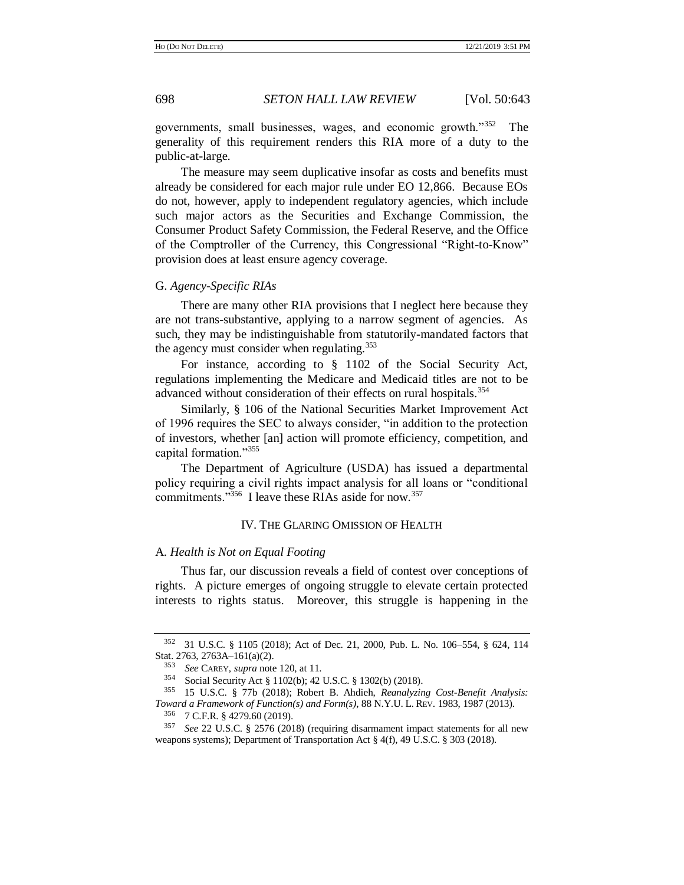governments, small businesses, wages, and economic growth."[352] The generality of this requirement renders this RIA more of a duty to the public-at-large.

The measure may seem duplicative insofar as costs and benefits must already be considered for each major rule under EO 12,866. Because EOs do not, however, apply to independent regulatory agencies, which include such major actors as the Securities and Exchange Commission, the Consumer Product Safety Commission, the Federal Reserve, and the Office of the Comptroller of the Currency, this Congressional "Right-to-Know" provision does at least ensure agency coverage.

### G. *Agency-Specific RIAs*

There are many other RIA provisions that I neglect here because they are not trans-substantive, applying to a narrow segment of agencies. As such, they may be indistinguishable from statutorily-mandated factors that the agency must consider when regulating.[353]

For instance, according to § 1102 of the Social Security Act, regulations implementing the Medicare and Medicaid titles are not to be advanced without consideration of their effects on rural hospitals.[354]

Similarly, § 106 of the National Securities Market Improvement Act of 1996 requires the SEC to always consider, "in addition to the protection of investors, whether [an] action will promote efficiency, competition, and capital formation."[355]

The Department of Agriculture (USDA) has issued a departmental policy requiring a civil rights impact analysis for all loans or "conditional commitments."[356] I leave these RIAs aside for now.[357]

## IV. THE GLARING OMISSION OF HEALTH

### A. *Health is Not on Equal Footing*

Thus far, our discussion reveals a field of contest over conceptions of rights. A picture emerges of ongoing struggle to elevate certain protected interests to rights status. Moreover, this struggle is happening in the

---

[352] 31 U.S.C. § 1105 (2018); Act of Dec. 21, 2000, Pub. L. No. 106–554, § 624, 114 Stat. 2763, 2763A–161(a)(2).

[353] *See* CAREY, *supra* note 120, at 11.

[354] Social Security Act § 1102(b); 42 U.S.C. § 1302(b) (2018).

[355] 15 U.S.C. § 77b (2018); Robert B. Ahdieh, *Reanalyzing Cost-Benefit Analysis: Toward a Framework of Function(s) and Form(s)*, 88 N.Y.U. L. REV. 1983, 1987 (2013).

[356] 7 C.F.R. § 4279.60 (2019).

[357] *See* 22 U.S.C. § 2576 (2018) (requiring disarmament impact statements for all new weapons systems); Department of Transportation Act § 4(f), 49 U.S.C. § 303 (2018).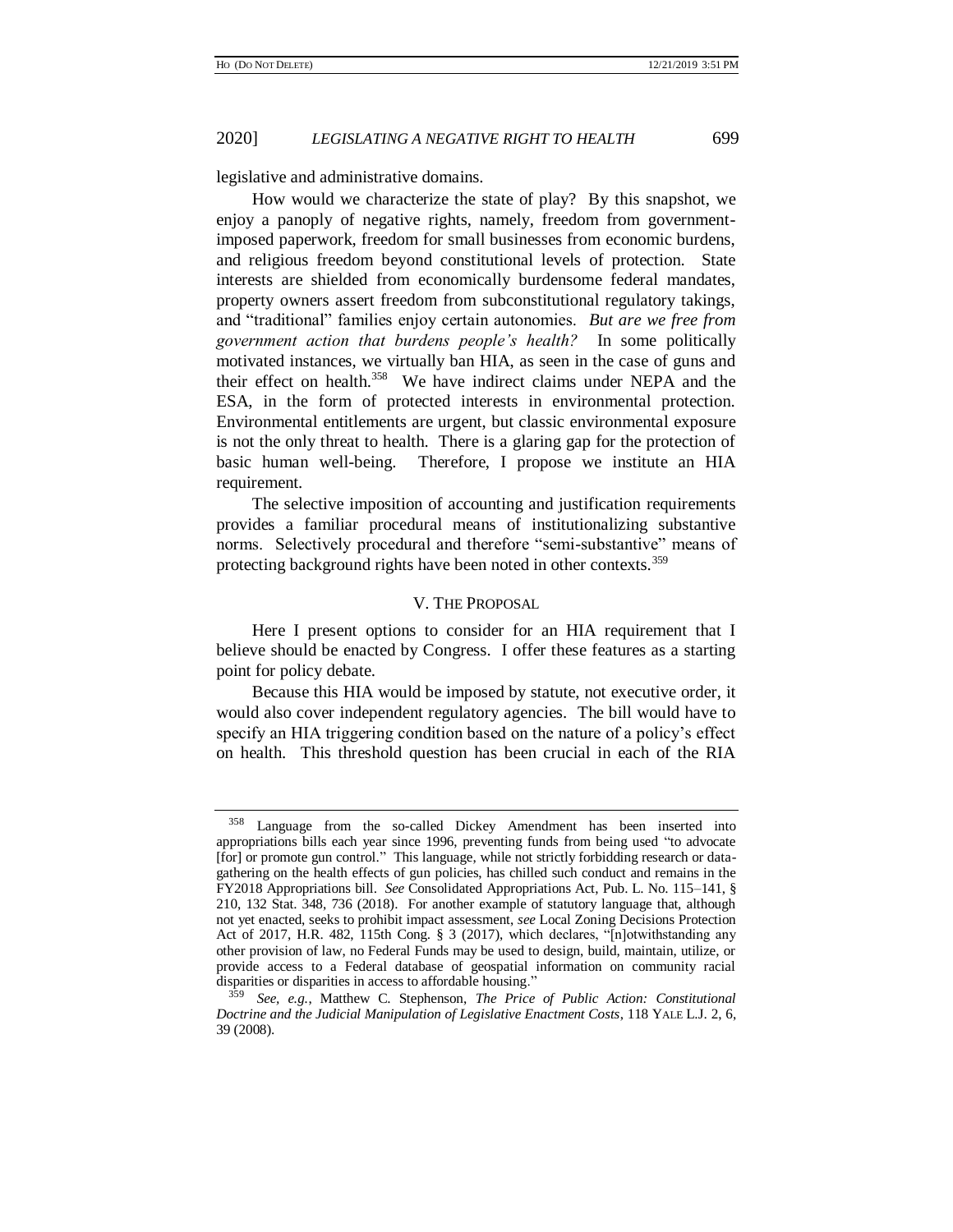legislative and administrative domains.

How would we characterize the state of play? By this snapshot, we enjoy a panoply of negative rights, namely, freedom from government-imposed paperwork, freedom for small businesses from economic burdens, and religious freedom beyond constitutional levels of protection. State interests are shielded from economically burdensome federal mandates, property owners assert freedom from subconstitutional regulatory takings, and "traditional" families enjoy certain autonomies. *But are we free from government action that burdens people's health?* In some politically motivated instances, we virtually ban HIA, as seen in the case of guns and their effect on health.[358] We have indirect claims under NEPA and the ESA, in the form of protected interests in environmental protection. Environmental entitlements are urgent, but classic environmental exposure is not the only threat to health. There is a glaring gap for the protection of basic human well-being. Therefore, I propose we institute an HIA requirement.

The selective imposition of accounting and justification requirements provides a familiar procedural means of institutionalizing substantive norms. Selectively procedural and therefore "semi-substantive" means of protecting background rights have been noted in other contexts.[359]

## V. The Proposal

Here I present options to consider for an HIA requirement that I believe should be enacted by Congress. I offer these features as a starting point for policy debate.

Because this HIA would be imposed by statute, not executive order, it would also cover independent regulatory agencies. The bill would have to specify an HIA triggering condition based on the nature of a policy's effect on health. This threshold question has been crucial in each of the RIA

---

[358] Language from the so-called Dickey Amendment has been inserted into appropriations bills each year since 1996, preventing funds from being used "to advocate [for] or promote gun control." This language, while not strictly forbidding research or data-gathering on the health effects of gun policies, has chilled such conduct and remains in the FY2018 Appropriations bill. *See* Consolidated Appropriations Act, Pub. L. No. 115–141, § 210, 132 Stat. 348, 736 (2018). For another example of statutory language that, although not yet enacted, seeks to prohibit impact assessment, *see* Local Zoning Decisions Protection Act of 2017, H.R. 482, 115th Cong. § 3 (2017), which declares, "[n]otwithstanding any other provision of law, no Federal Funds may be used to design, build, maintain, utilize, or provide access to a Federal database of geospatial information on community racial disparities or disparities in access to affordable housing."

[359] *See, e.g.*, Matthew C. Stephenson, *The Price of Public Action: Constitutional Doctrine and the Judicial Manipulation of Legislative Enactment Costs*, 118 YALE L.J. 2, 6, 39 (2008).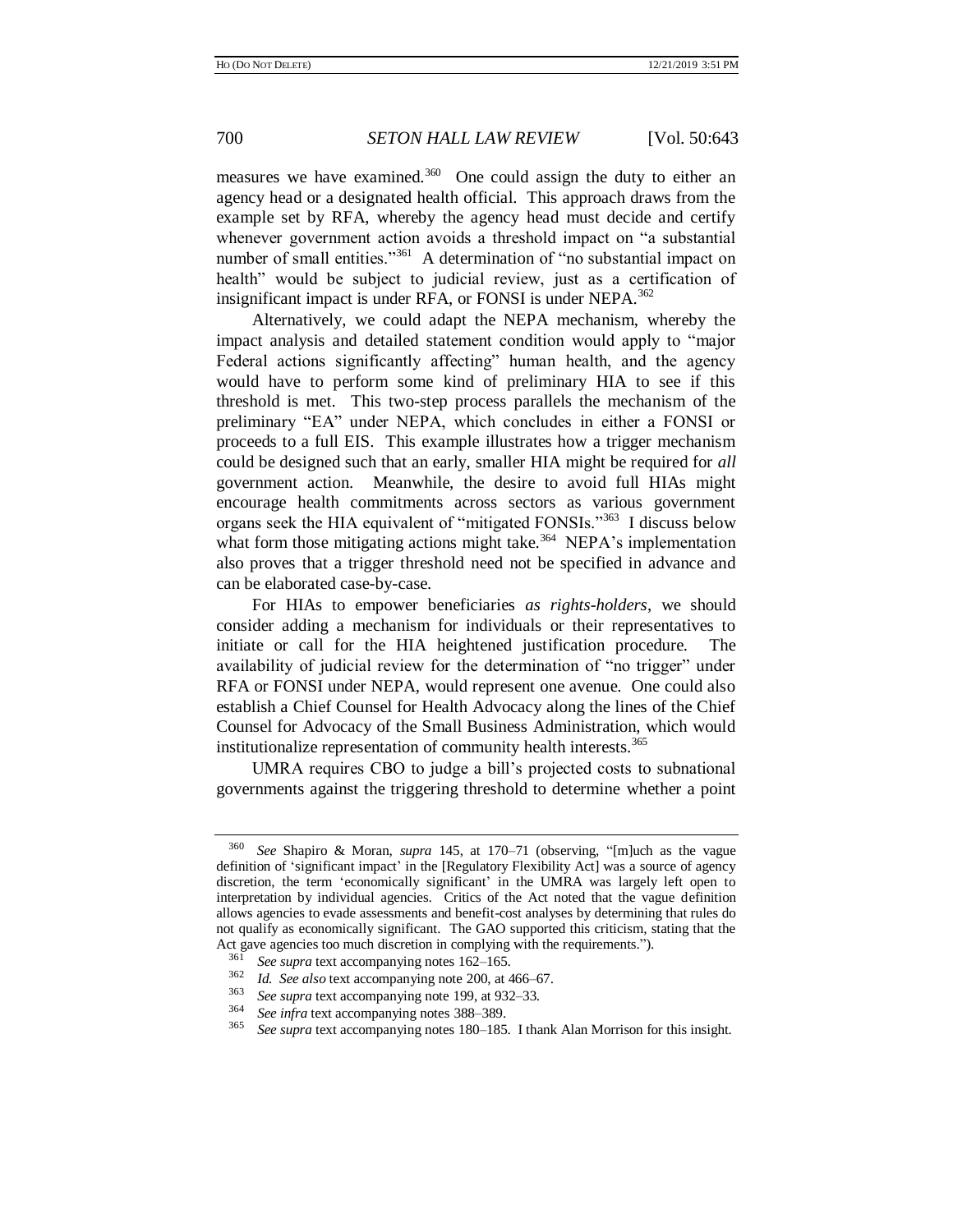measures we have examined.[360] One could assign the duty to either an agency head or a designated health official. This approach draws from the example set by RFA, whereby the agency head must decide and certify whenever government action avoids a threshold impact on "a substantial number of small entities."[361] A determination of "no substantial impact on health" would be subject to judicial review, just as a certification of insignificant impact is under RFA, or FONSI is under NEPA.[362]

Alternatively, we could adapt the NEPA mechanism, whereby the impact analysis and detailed statement condition would apply to "major Federal actions significantly affecting" human health, and the agency would have to perform some kind of preliminary HIA to see if this threshold is met. This two-step process parallels the mechanism of the preliminary "EA" under NEPA, which concludes in either a FONSI or proceeds to a full EIS. This example illustrates how a trigger mechanism could be designed such that an early, smaller HIA might be required for *all* government action. Meanwhile, the desire to avoid full HIAs might encourage health commitments across sectors as various government organs seek the HIA equivalent of "mitigated FONSIs."[363] I discuss below what form those mitigating actions might take.[364] NEPA's implementation also proves that a trigger threshold need not be specified in advance and can be elaborated case-by-case.

For HIAs to empower beneficiaries *as rights-holders*, we should consider adding a mechanism for individuals or their representatives to initiate or call for the HIA heightened justification procedure. The availability of judicial review for the determination of "no trigger" under RFA or FONSI under NEPA, would represent one avenue. One could also establish a Chief Counsel for Health Advocacy along the lines of the Chief Counsel for Advocacy of the Small Business Administration, which would institutionalize representation of community health interests.[365]

UMRA requires CBO to judge a bill's projected costs to subnational governments against the triggering threshold to determine whether a point

---

[360] *See* Shapiro & Moran, *supra* 145, at 170–71 (observing, "[m]uch as the vague definition of 'significant impact' in the [Regulatory Flexibility Act] was a source of agency discretion, the term 'economically significant' in the UMRA was largely left open to interpretation by individual agencies. Critics of the Act noted that the vague definition allows agencies to evade assessments and benefit-cost analyses by determining that rules do not qualify as economically significant. The GAO supported this criticism, stating that the Act gave agencies too much discretion in complying with the requirements.").

[361] *See supra* text accompanying notes 162–165.

[362] *Id. See also* text accompanying note 200, at 466–67.

[363] *See supra* text accompanying note 199, at 932–33.

[364] *See infra* text accompanying notes 388–389.

[365] *See supra* text accompanying notes 180–185. I thank Alan Morrison for this insight.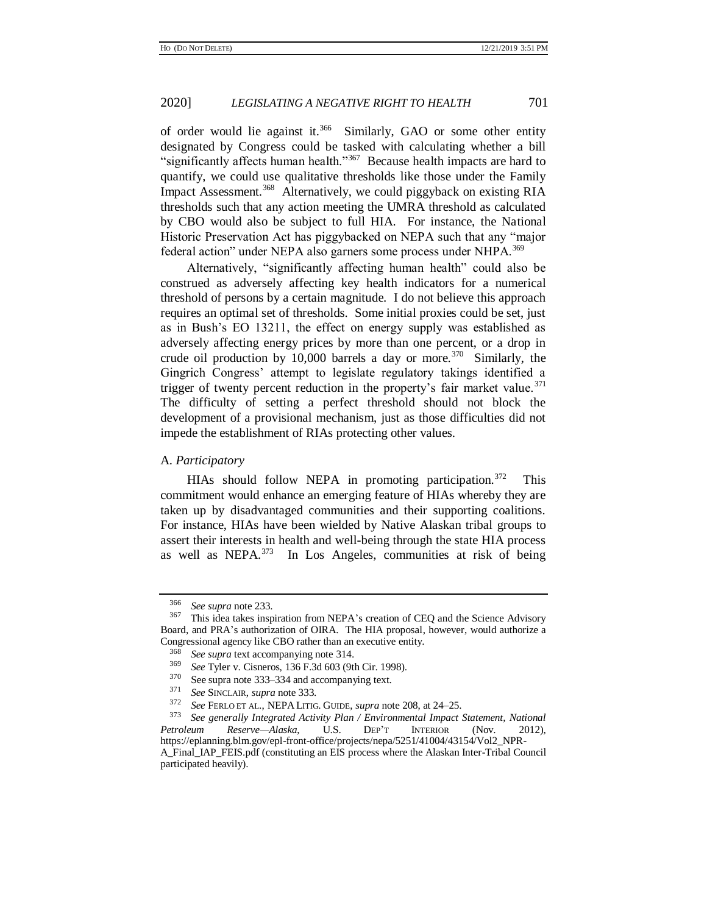of order would lie against it.[366] Similarly, GAO or some other entity designated by Congress could be tasked with calculating whether a bill "significantly affects human health."[367] Because health impacts are hard to quantify, we could use qualitative thresholds like those under the Family Impact Assessment.[368] Alternatively, we could piggyback on existing RIA thresholds such that any action meeting the UMRA threshold as calculated by CBO would also be subject to full HIA. For instance, the National Historic Preservation Act has piggybacked on NEPA such that any "major federal action" under NEPA also garners some process under NHPA.[369]

Alternatively, "significantly affecting human health" could also be construed as adversely affecting key health indicators for a numerical threshold of persons by a certain magnitude. I do not believe this approach requires an optimal set of thresholds. Some initial proxies could be set, just as in Bush's EO 13211, the effect on energy supply was established as adversely affecting energy prices by more than one percent, or a drop in crude oil production by 10,000 barrels a day or more.[370] Similarly, the Gingrich Congress' attempt to legislate regulatory takings identified a trigger of twenty percent reduction in the property's fair market value.[371] The difficulty of setting a perfect threshold should not block the development of a provisional mechanism, just as those difficulties did not impede the establishment of RIAs protecting other values.

### A. *Participatory*

HIAs should follow NEPA in promoting participation.[372] This commitment would enhance an emerging feature of HIAs whereby they are taken up by disadvantaged communities and their supporting coalitions. For instance, HIAs have been wielded by Native Alaskan tribal groups to assert their interests in health and well-being through the state HIA process as well as NEPA.[373] In Los Angeles, communities at risk of being

---

[366] *See supra* note 233.

[367] This idea takes inspiration from NEPA's creation of CEQ and the Science Advisory Board, and PRA's authorization of OIRA. The HIA proposal, however, would authorize a Congressional agency like CBO rather than an executive entity.

[368] *See supra* text accompanying note 314.

[369] *See* Tyler v. Cisneros, 136 F.3d 603 (9th Cir. 1998).

[370] See supra note 333–334 and accompanying text.

[371] *See* SINCLAIR, *supra* note 333.

[372] *See* FERLO ET AL., NEPA LITIG. GUIDE, *supra* note 208, at 24–25.

[373] *See generally Integrated Activity Plan / Environmental Impact Statement, National Petroleum Reserve—Alaska*, U.S. DEP'T INTERIOR (Nov. 2012), https://eplanning.blm.gov/epl-front-office/projects/nepa/5251/41004/43154/Vol2_NPR-A_Final_IAP_FEIS.pdf (constituting an EIS process where the Alaskan Inter-Tribal Council participated heavily).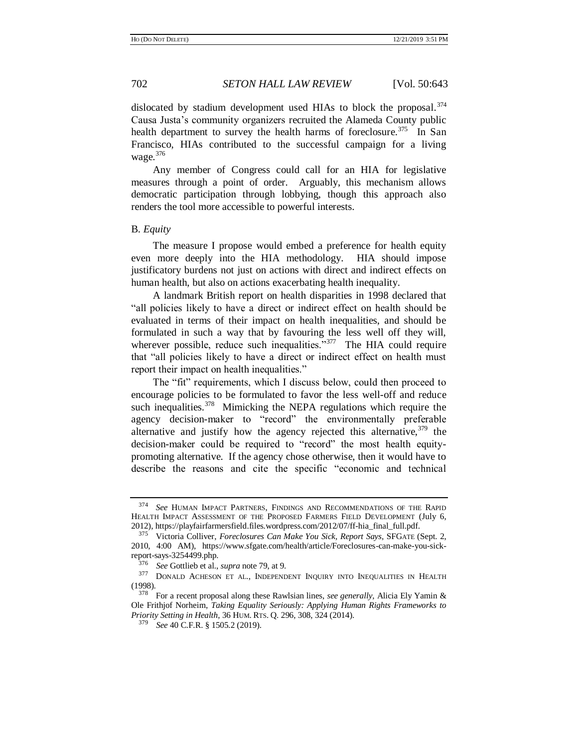dislocated by stadium development used HIAs to block the proposal.[374] Causa Justa's community organizers recruited the Alameda County public health department to survey the health harms of foreclosure.[375] In San Francisco, HIAs contributed to the successful campaign for a living wage.[376]

Any member of Congress could call for an HIA for legislative measures through a point of order. Arguably, this mechanism allows democratic participation through lobbying, though this approach also renders the tool more accessible to powerful interests.

### B. *Equity*

The measure I propose would embed a preference for health equity even more deeply into the HIA methodology. HIA should impose justificatory burdens not just on actions with direct and indirect effects on human health, but also on actions exacerbating health inequality.

A landmark British report on health disparities in 1998 declared that "all policies likely to have a direct or indirect effect on health should be evaluated in terms of their impact on health inequalities, and should be formulated in such a way that by favouring the less well off they will, wherever possible, reduce such inequalities."[377] The HIA could require that "all policies likely to have a direct or indirect effect on health must report their impact on health inequalities."

The "fit" requirements, which I discuss below, could then proceed to encourage policies to be formulated to favor the less well-off and reduce such inequalities.[378] Mimicking the NEPA regulations which require the agency decision-maker to "record" the environmentally preferable alternative and justify how the agency rejected this alternative,[379] the decision-maker could be required to "record" the most health equity-promoting alternative. If the agency chose otherwise, then it would have to describe the reasons and cite the specific "economic and technical

---

[374] *See* HUMAN IMPACT PARTNERS, FINDINGS AND RECOMMENDATIONS OF THE RAPID HEALTH IMPACT ASSESSMENT OF THE PROPOSED FARMERS FIELD DEVELOPMENT (July 6, 2012), https://playfairfarmersfield.files.wordpress.com/2012/07/ff-hia_final_full.pdf.

[375] Victoria Colliver, *Foreclosures Can Make You Sick, Report Says*, SFGATE (Sept. 2, 2010, 4:00 AM), https://www.sfgate.com/health/article/Foreclosures-can-make-you-sick-report-says-3254499.php.

[376] *See* Gottlieb et al., *supra* note 79, at 9.

[377] DONALD ACHESON ET AL., INDEPENDENT INQUIRY INTO INEQUALITIES IN HEALTH (1998).

[378] For a recent proposal along these Rawlsian lines, *see generally*, Alicia Ely Yamin & Ole Frithjof Norheim, *Taking Equality Seriously: Applying Human Rights Frameworks to Priority Setting in Health*, 36 HUM. RTS. Q. 296, 308, 324 (2014).

[379] *See* 40 C.F.R. § 1505.2 (2019).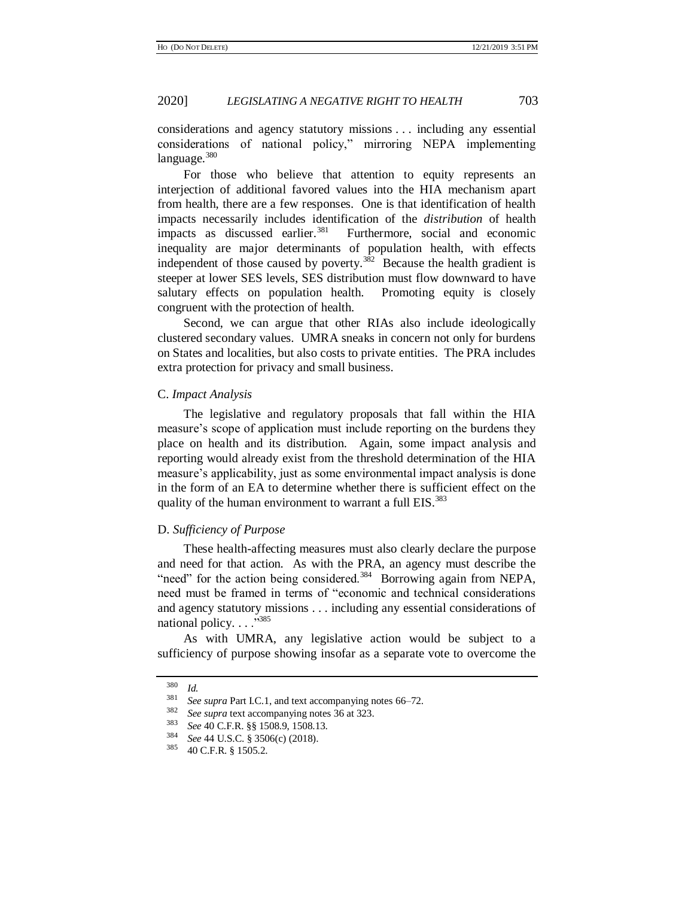considerations and agency statutory missions . . . including any essential considerations of national policy," mirroring NEPA implementing language.[380]

For those who believe that attention to equity represents an interjection of additional favored values into the HIA mechanism apart from health, there are a few responses. One is that identification of health impacts necessarily includes identification of the *distribution* of health impacts as discussed earlier.[381] Furthermore, social and economic inequality are major determinants of population health, with effects independent of those caused by poverty.[382] Because the health gradient is steeper at lower SES levels, SES distribution must flow downward to have salutary effects on population health. Promoting equity is closely congruent with the protection of health.

Second, we can argue that other RIAs also include ideologically clustered secondary values. UMRA sneaks in concern not only for burdens on States and localities, but also costs to private entities. The PRA includes extra protection for privacy and small business.

### C. *Impact Analysis*

The legislative and regulatory proposals that fall within the HIA measure's scope of application must include reporting on the burdens they place on health and its distribution. Again, some impact analysis and reporting would already exist from the threshold determination of the HIA measure's applicability, just as some environmental impact analysis is done in the form of an EA to determine whether there is sufficient effect on the quality of the human environment to warrant a full EIS.[383]

### D. *Sufficiency of Purpose*

These health-affecting measures must also clearly declare the purpose and need for that action. As with the PRA, an agency must describe the "need" for the action being considered.[384] Borrowing again from NEPA, need must be framed in terms of "economic and technical considerations and agency statutory missions . . . including any essential considerations of national policy. . . ."[385]

As with UMRA, any legislative action would be subject to a sufficiency of purpose showing insofar as a separate vote to overcome the

---

[380] *Id.*

[381] *See supra* Part I.C.1, and text accompanying notes 66–72.

[382] *See supra* text accompanying notes 36 at 323.

[383] *See* 40 C.F.R. §§ 1508.9, 1508.13.

[384] *See* 44 U.S.C. § 3506(c) (2018).

[385] 40 C.F.R. § 1505.2.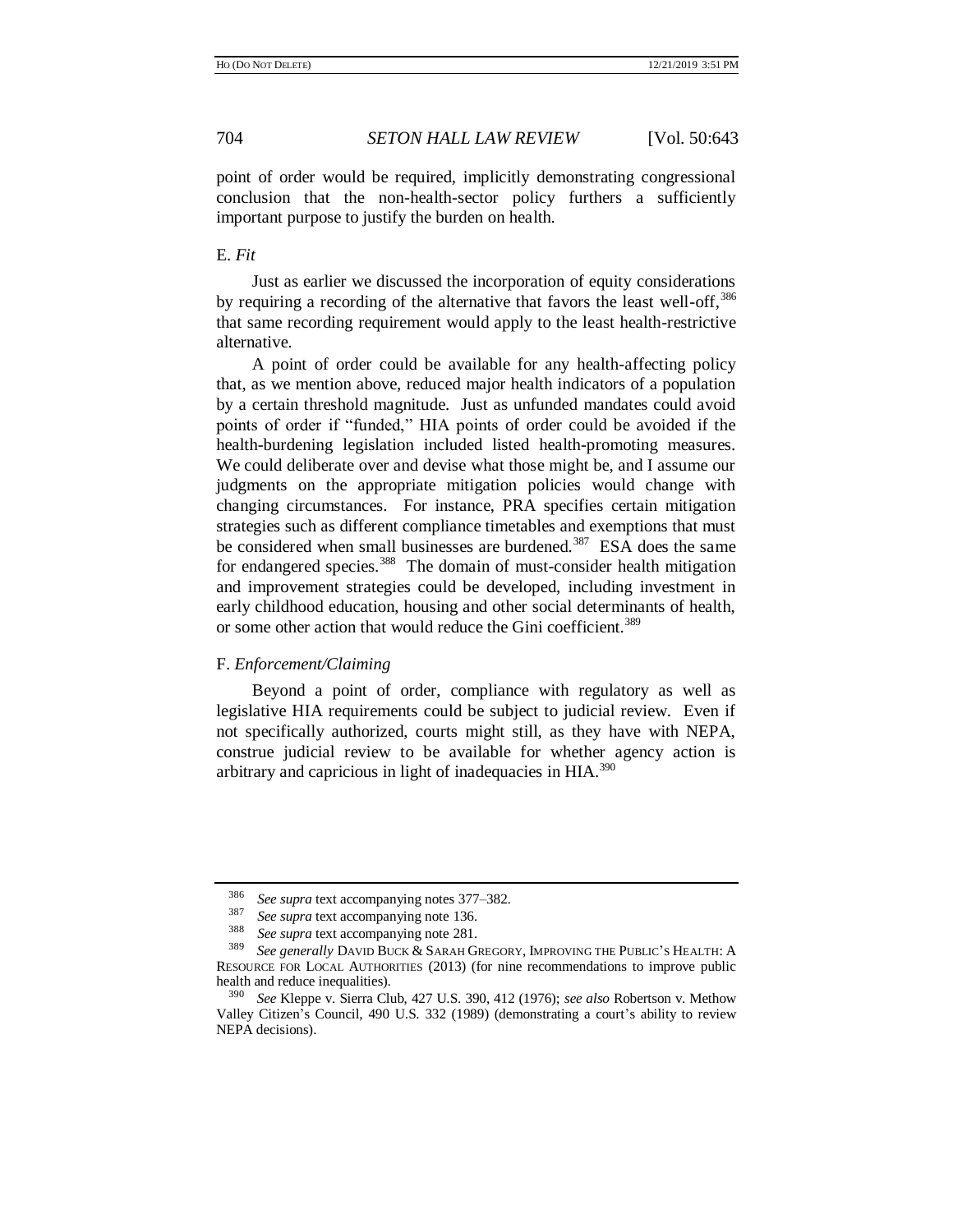point of order would be required, implicitly demonstrating congressional conclusion that the non-health-sector policy furthers a sufficiently important purpose to justify the burden on health.

### E. *Fit*

Just as earlier we discussed the incorporation of equity considerations by requiring a recording of the alternative that favors the least well-off,[386] that same recording requirement would apply to the least health-restrictive alternative.

A point of order could be available for any health-affecting policy that, as we mention above, reduced major health indicators of a population by a certain threshold magnitude. Just as unfunded mandates could avoid points of order if "funded," HIA points of order could be avoided if the health-burdening legislation included listed health-promoting measures. We could deliberate over and devise what those might be, and I assume our judgments on the appropriate mitigation policies would change with changing circumstances. For instance, PRA specifies certain mitigation strategies such as different compliance timetables and exemptions that must be considered when small businesses are burdened.[387] ESA does the same for endangered species.[388] The domain of must-consider health mitigation and improvement strategies could be developed, including investment in early childhood education, housing and other social determinants of health, or some other action that would reduce the Gini coefficient.[389]

### F. *Enforcement/Claiming*

Beyond a point of order, compliance with regulatory as well as legislative HIA requirements could be subject to judicial review. Even if not specifically authorized, courts might still, as they have with NEPA, construe judicial review to be available for whether agency action is arbitrary and capricious in light of inadequacies in HIA.[390]

---

[386] *See supra* text accompanying notes 377–382.

[387] *See supra* text accompanying note 136.

[388] *See supra* text accompanying note 281.

[389] *See generally* DAVID BUCK & SARAH GREGORY, IMPROVING THE PUBLIC'S HEALTH: A RESOURCE FOR LOCAL AUTHORITIES (2013) (for nine recommendations to improve public health and reduce inequalities).

[390] *See* Kleppe v. Sierra Club, 427 U.S. 390, 412 (1976); *see also* Robertson v. Methow Valley Citizen's Council, 490 U.S. 332 (1989) (demonstrating a court's ability to review NEPA decisions).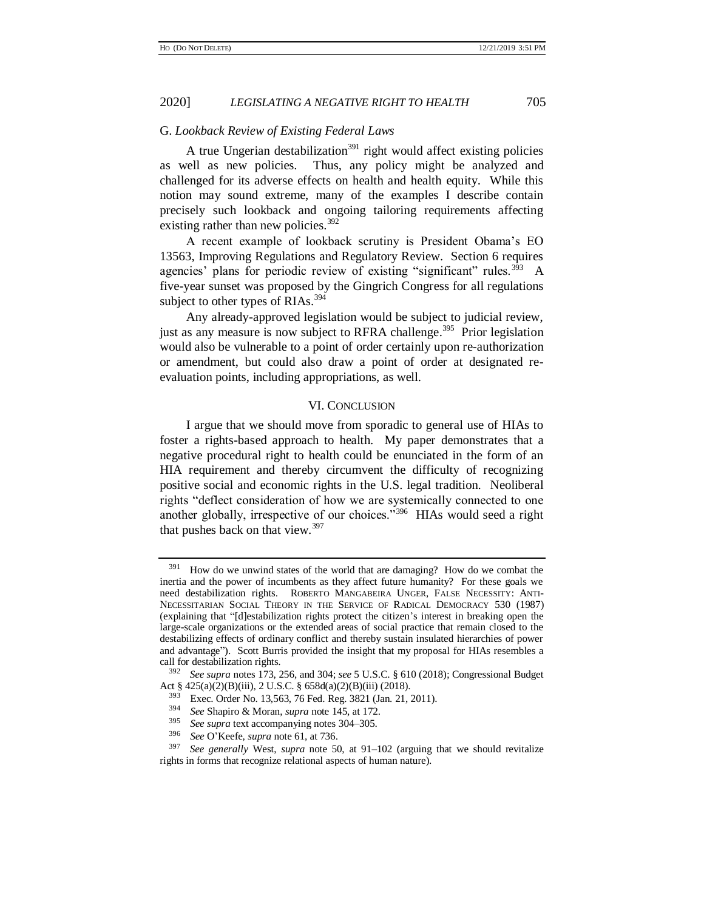### G. *Lookback Review of Existing Federal Laws*

A true Ungerian destabilization[391] right would affect existing policies as well as new policies. Thus, any policy might be analyzed and challenged for its adverse effects on health and health equity. While this notion may sound extreme, many of the examples I describe contain precisely such lookback and ongoing tailoring requirements affecting existing rather than new policies.[392]

A recent example of lookback scrutiny is President Obama's EO 13563, Improving Regulations and Regulatory Review. Section 6 requires agencies' plans for periodic review of existing "significant" rules.[393] A five-year sunset was proposed by the Gingrich Congress for all regulations subject to other types of RIAs.[394]

Any already-approved legislation would be subject to judicial review, just as any measure is now subject to RFRA challenge.[395] Prior legislation would also be vulnerable to a point of order certainly upon re-authorization or amendment, but could also draw a point of order at designated re-evaluation points, including appropriations, as well.

## VI. Conclusion

I argue that we should move from sporadic to general use of HIAs to foster a rights-based approach to health. My paper demonstrates that a negative procedural right to health could be enunciated in the form of an HIA requirement and thereby circumvent the difficulty of recognizing positive social and economic rights in the U.S. legal tradition. Neoliberal rights "deflect consideration of how we are systemically connected to one another globally, irrespective of our choices."[396] HIAs would seed a right that pushes back on that view.[397]

---

[391] How do we unwind states of the world that are damaging? How do we combat the inertia and the power of incumbents as they affect future humanity? For these goals we need destabilization rights. Roberto Mangabeira Unger, False Necessity: Anti-Necessitarian Social Theory in the Service of Radical Democracy 530 (1987) (explaining that "[d]estabilization rights protect the citizen's interest in breaking open the large-scale organizations or the extended areas of social practice that remain closed to the destabilizing effects of ordinary conflict and thereby sustain insulated hierarchies of power and advantage"). Scott Burris provided the insight that my proposal for HIAs resembles a call for destabilization rights.

[392] *See supra* notes 173, 256, and 304; *see* 5 U.S.C. § 610 (2018); Congressional Budget Act § 425(a)(2)(B)(iii), 2 U.S.C. § 658d(a)(2)(B)(iii) (2018).

[393] Exec. Order No. 13,563, 76 Fed. Reg. 3821 (Jan. 21, 2011).

[394] *See* Shapiro & Moran, *supra* note 145, at 172.

[395] *See supra* text accompanying notes 304–305.

[396] *See* O'Keefe, *supra* note 61, at 736.

[397] *See generally* West, *supra* note 50, at 91–102 (arguing that we should revitalize rights in forms that recognize relational aspects of human nature).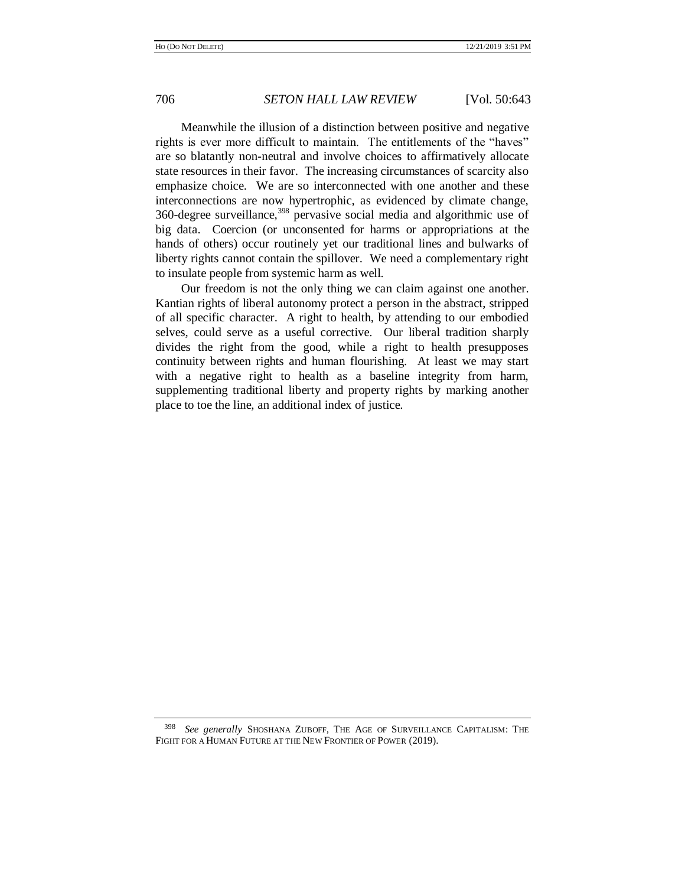Meanwhile the illusion of a distinction between positive and negative rights is ever more difficult to maintain. The entitlements of the "haves" are so blatantly non-neutral and involve choices to affirmatively allocate state resources in their favor. The increasing circumstances of scarcity also emphasize choice. We are so interconnected with one another and these interconnections are now hypertrophic, as evidenced by climate change, 360-degree surveillance,[398] pervasive social media and algorithmic use of big data. Coercion (or unconsented for harms or appropriations at the hands of others) occur routinely yet our traditional lines and bulwarks of liberty rights cannot contain the spillover. We need a complementary right to insulate people from systemic harm as well.

Our freedom is not the only thing we can claim against one another. Kantian rights of liberal autonomy protect a person in the abstract, stripped of all specific character. A right to health, by attending to our embodied selves, could serve as a useful corrective. Our liberal tradition sharply divides the right from the good, while a right to health presupposes continuity between rights and human flourishing. At least we may start with a negative right to health as a baseline integrity from harm, supplementing traditional liberty and property rights by marking another place to toe the line, an additional index of justice.

---

[398] *See generally* SHOSHANA ZUBOFF, THE AGE OF SURVEILLANCE CAPITALISM: THE FIGHT FOR A HUMAN FUTURE AT THE NEW FRONTIER OF POWER (2019).